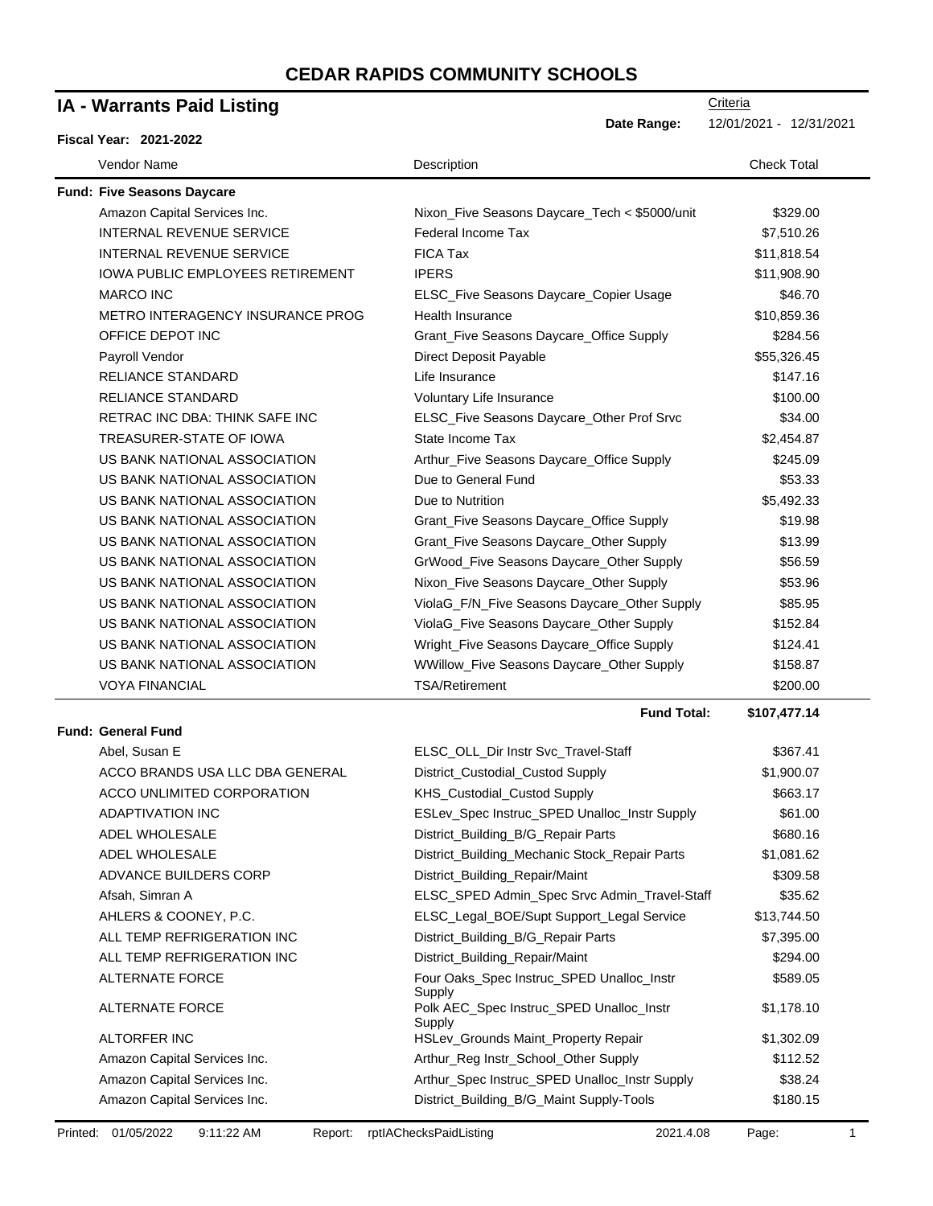# CEDAR RAPIDS COMMUNITY SCHOOLS

## IA - Warrants Paid Listing

Criteria

**Date Range:** 12/01/2021 - 12/31/2021

**Fiscal Year: 2021-2022**

| Vendor Name | Description | Check Total |
|---|---|---|
| **Fund: Five Seasons Daycare** | | |
| Amazon Capital Services Inc. | Nixon_Five Seasons Daycare_Tech < $5000/unit | $329.00 |
| INTERNAL REVENUE SERVICE | Federal Income Tax | $7,510.26 |
| INTERNAL REVENUE SERVICE | FICA Tax | $11,818.54 |
| IOWA PUBLIC EMPLOYEES RETIREMENT | IPERS | $11,908.90 |
| MARCO INC | ELSC_Five Seasons Daycare_Copier Usage | $46.70 |
| METRO INTERAGENCY INSURANCE PROG | Health Insurance | $10,859.36 |
| OFFICE DEPOT INC | Grant_Five Seasons Daycare_Office Supply | $284.56 |
| Payroll Vendor | Direct Deposit Payable | $55,326.45 |
| RELIANCE STANDARD | Life Insurance | $147.16 |
| RELIANCE STANDARD | Voluntary Life Insurance | $100.00 |
| RETRAC INC DBA: THINK SAFE INC | ELSC_Five Seasons Daycare_Other Prof Srvc | $34.00 |
| TREASURER-STATE OF IOWA | State Income Tax | $2,454.87 |
| US BANK NATIONAL ASSOCIATION | Arthur_Five Seasons Daycare_Office Supply | $245.09 |
| US BANK NATIONAL ASSOCIATION | Due to General Fund | $53.33 |
| US BANK NATIONAL ASSOCIATION | Due to Nutrition | $5,492.33 |
| US BANK NATIONAL ASSOCIATION | Grant_Five Seasons Daycare_Office Supply | $19.98 |
| US BANK NATIONAL ASSOCIATION | Grant_Five Seasons Daycare_Other Supply | $13.99 |
| US BANK NATIONAL ASSOCIATION | GrWood_Five Seasons Daycare_Other Supply | $56.59 |
| US BANK NATIONAL ASSOCIATION | Nixon_Five Seasons Daycare_Other Supply | $53.96 |
| US BANK NATIONAL ASSOCIATION | ViolaG_F/N_Five Seasons Daycare_Other Supply | $85.95 |
| US BANK NATIONAL ASSOCIATION | ViolaG_Five Seasons Daycare_Other Supply | $152.84 |
| US BANK NATIONAL ASSOCIATION | Wright_Five Seasons Daycare_Office Supply | $124.41 |
| US BANK NATIONAL ASSOCIATION | WWillow_Five Seasons Daycare_Other Supply | $158.87 |
| VOYA FINANCIAL | TSA/Retirement | $200.00 |
| | **Fund Total:** | **$107,477.14** |
| **Fund: General Fund** | | |
| Abel, Susan E | ELSC_OLL_Dir Instr Svc_Travel-Staff | $367.41 |
| ACCO BRANDS USA LLC DBA GENERAL | District_Custodial_Custod Supply | $1,900.07 |
| ACCO UNLIMITED CORPORATION | KHS_Custodial_Custod Supply | $663.17 |
| ADAPTIVATION INC | ESLev_Spec Instruc_SPED Unalloc_Instr Supply | $61.00 |
| ADEL WHOLESALE | District_Building_B/G_Repair Parts | $680.16 |
| ADEL WHOLESALE | District_Building_Mechanic Stock_Repair Parts | $1,081.62 |
| ADVANCE BUILDERS CORP | District_Building_Repair/Maint | $309.58 |
| Afsah, Simran A | ELSC_SPED Admin_Spec Srvc Admin_Travel-Staff | $35.62 |
| AHLERS & COONEY, P.C. | ELSC_Legal_BOE/Supt Support_Legal Service | $13,744.50 |
| ALL TEMP REFRIGERATION INC | District_Building_B/G_Repair Parts | $7,395.00 |
| ALL TEMP REFRIGERATION INC | District_Building_Repair/Maint | $294.00 |
| ALTERNATE FORCE | Four Oaks_Spec Instruc_SPED Unalloc_Instr Supply | $589.05 |
| ALTERNATE FORCE | Polk AEC_Spec Instruc_SPED Unalloc_Instr Supply | $1,178.10 |
| ALTORFER INC | HSLev_Grounds Maint_Property Repair | $1,302.09 |
| Amazon Capital Services Inc. | Arthur_Reg Instr_School_Other Supply | $112.52 |
| Amazon Capital Services Inc. | Arthur_Spec Instruc_SPED Unalloc_Instr Supply | $38.24 |
| Amazon Capital Services Inc. | District_Building_B/G_Maint Supply-Tools | $180.15 |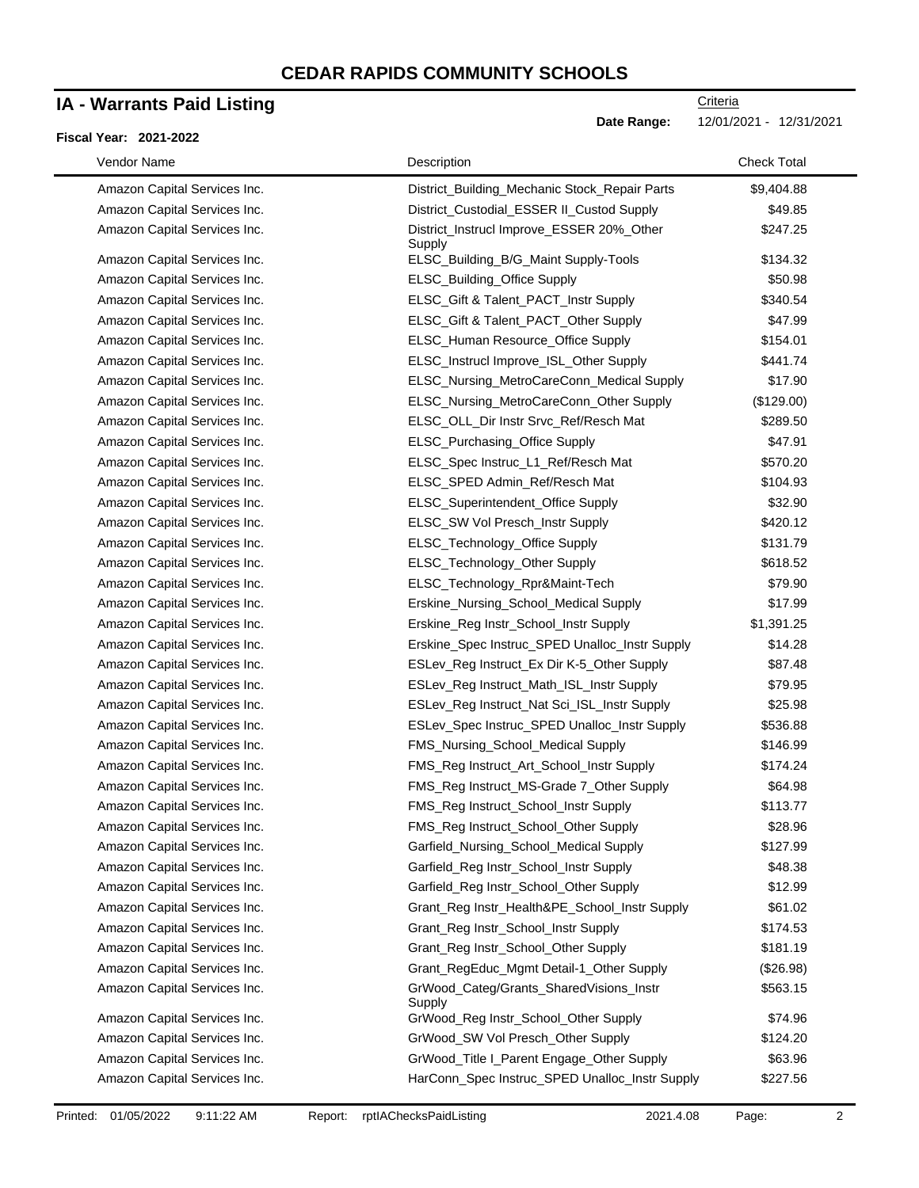# CEDAR RAPIDS COMMUNITY SCHOOLS

## IA - Warrants Paid Listing

**Fiscal Year: 2021-2022**

Criteria
**Date Range:** 12/01/2021 - 12/31/2021

| Vendor Name | Description | Check Total |
|---|---|---|
| Amazon Capital Services Inc. | District_Building_Mechanic Stock_Repair Parts | $9,404.88 |
| Amazon Capital Services Inc. | District_Custodial_ESSER II_Custod Supply | $49.85 |
| Amazon Capital Services Inc. | District_Instrucl Improve_ESSER 20%_Other Supply | $247.25 |
| Amazon Capital Services Inc. | ELSC_Building_B/G_Maint Supply-Tools | $134.32 |
| Amazon Capital Services Inc. | ELSC_Building_Office Supply | $50.98 |
| Amazon Capital Services Inc. | ELSC_Gift & Talent_PACT_Instr Supply | $340.54 |
| Amazon Capital Services Inc. | ELSC_Gift & Talent_PACT_Other Supply | $47.99 |
| Amazon Capital Services Inc. | ELSC_Human Resource_Office Supply | $154.01 |
| Amazon Capital Services Inc. | ELSC_Instrucl Improve_ISL_Other Supply | $441.74 |
| Amazon Capital Services Inc. | ELSC_Nursing_MetroCareConn_Medical Supply | $17.90 |
| Amazon Capital Services Inc. | ELSC_Nursing_MetroCareConn_Other Supply | ($129.00) |
| Amazon Capital Services Inc. | ELSC_OLL_Dir Instr Srvc_Ref/Resch Mat | $289.50 |
| Amazon Capital Services Inc. | ELSC_Purchasing_Office Supply | $47.91 |
| Amazon Capital Services Inc. | ELSC_Spec Instruc_L1_Ref/Resch Mat | $570.20 |
| Amazon Capital Services Inc. | ELSC_SPED Admin_Ref/Resch Mat | $104.93 |
| Amazon Capital Services Inc. | ELSC_Superintendent_Office Supply | $32.90 |
| Amazon Capital Services Inc. | ELSC_SW Vol Presch_Instr Supply | $420.12 |
| Amazon Capital Services Inc. | ELSC_Technology_Office Supply | $131.79 |
| Amazon Capital Services Inc. | ELSC_Technology_Other Supply | $618.52 |
| Amazon Capital Services Inc. | ELSC_Technology_Rpr&Maint-Tech | $79.90 |
| Amazon Capital Services Inc. | Erskine_Nursing_School_Medical Supply | $17.99 |
| Amazon Capital Services Inc. | Erskine_Reg Instr_School_Instr Supply | $1,391.25 |
| Amazon Capital Services Inc. | Erskine_Spec Instruc_SPED Unalloc_Instr Supply | $14.28 |
| Amazon Capital Services Inc. | ESLev_Reg Instruct_Ex Dir K-5_Other Supply | $87.48 |
| Amazon Capital Services Inc. | ESLev_Reg Instruct_Math_ISL_Instr Supply | $79.95 |
| Amazon Capital Services Inc. | ESLev_Reg Instruct_Nat Sci_ISL_Instr Supply | $25.98 |
| Amazon Capital Services Inc. | ESLev_Spec Instruc_SPED Unalloc_Instr Supply | $536.88 |
| Amazon Capital Services Inc. | FMS_Nursing_School_Medical Supply | $146.99 |
| Amazon Capital Services Inc. | FMS_Reg Instruct_Art_School_Instr Supply | $174.24 |
| Amazon Capital Services Inc. | FMS_Reg Instruct_MS-Grade 7_Other Supply | $64.98 |
| Amazon Capital Services Inc. | FMS_Reg Instruct_School_Instr Supply | $113.77 |
| Amazon Capital Services Inc. | FMS_Reg Instruct_School_Other Supply | $28.96 |
| Amazon Capital Services Inc. | Garfield_Nursing_School_Medical Supply | $127.99 |
| Amazon Capital Services Inc. | Garfield_Reg Instr_School_Instr Supply | $48.38 |
| Amazon Capital Services Inc. | Garfield_Reg Instr_School_Other Supply | $12.99 |
| Amazon Capital Services Inc. | Grant_Reg Instr_Health&PE_School_Instr Supply | $61.02 |
| Amazon Capital Services Inc. | Grant_Reg Instr_School_Instr Supply | $174.53 |
| Amazon Capital Services Inc. | Grant_Reg Instr_School_Other Supply | $181.19 |
| Amazon Capital Services Inc. | Grant_RegEduc_Mgmt Detail-1_Other Supply | ($26.98) |
| Amazon Capital Services Inc. | GrWood_Categ/Grants_SharedVisions_Instr Supply | $563.15 |
| Amazon Capital Services Inc. | GrWood_Reg Instr_School_Other Supply | $74.96 |
| Amazon Capital Services Inc. | GrWood_SW Vol Presch_Other Supply | $124.20 |
| Amazon Capital Services Inc. | GrWood_Title I_Parent Engage_Other Supply | $63.96 |
| Amazon Capital Services Inc. | HarConn_Spec Instruc_SPED Unalloc_Instr Supply | $227.56 |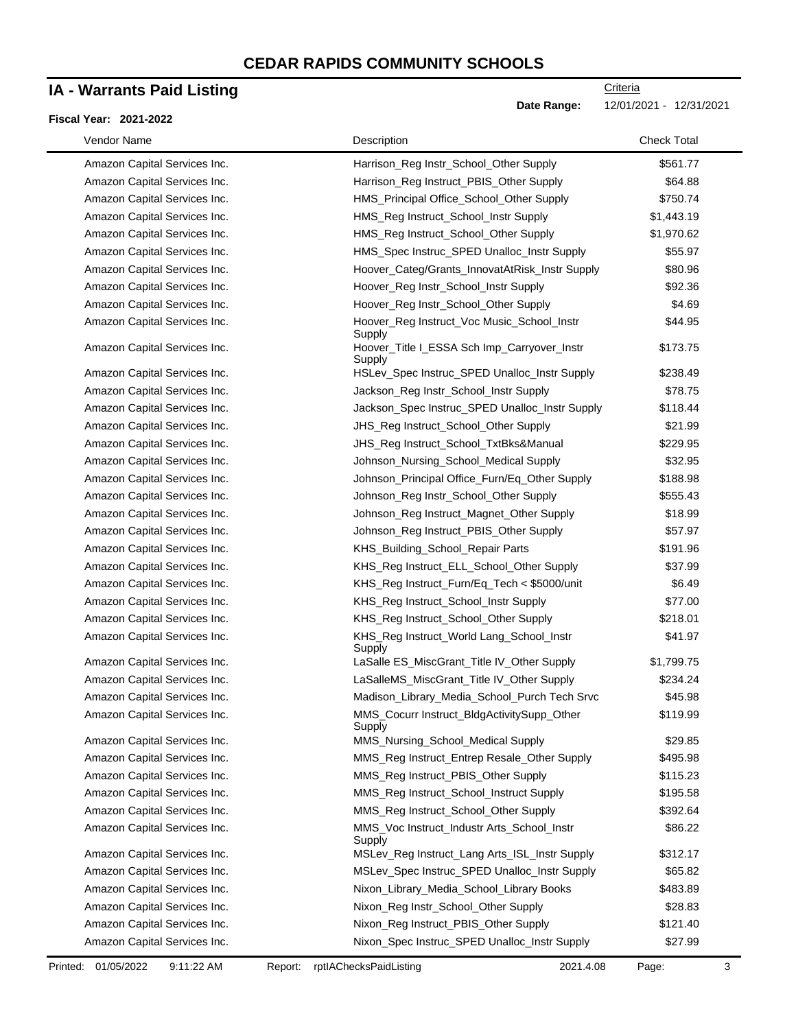# CEDAR RAPIDS COMMUNITY SCHOOLS

## IA - Warrants Paid Listing

**Fiscal Year: 2021-2022**

Criteria

**Date Range:** 12/01/2021 - 12/31/2021

| Vendor Name | Description | Check Total |
|---|---|---|
| Amazon Capital Services Inc. | Harrison_Reg Instr_School_Other Supply | $561.77 |
| Amazon Capital Services Inc. | Harrison_Reg Instruct_PBIS_Other Supply | $64.88 |
| Amazon Capital Services Inc. | HMS_Principal Office_School_Other Supply | $750.74 |
| Amazon Capital Services Inc. | HMS_Reg Instruct_School_Instr Supply | $1,443.19 |
| Amazon Capital Services Inc. | HMS_Reg Instruct_School_Other Supply | $1,970.62 |
| Amazon Capital Services Inc. | HMS_Spec Instruc_SPED Unalloc_Instr Supply | $55.97 |
| Amazon Capital Services Inc. | Hoover_Categ/Grants_InnovatAtRisk_Instr Supply | $80.96 |
| Amazon Capital Services Inc. | Hoover_Reg Instr_School_Instr Supply | $92.36 |
| Amazon Capital Services Inc. | Hoover_Reg Instr_School_Other Supply | $4.69 |
| Amazon Capital Services Inc. | Hoover_Reg Instruct_Voc Music_School_Instr Supply | $44.95 |
| Amazon Capital Services Inc. | Hoover_Title I_ESSA Sch Imp_Carryover_Instr Supply | $173.75 |
| Amazon Capital Services Inc. | HSLev_Spec Instruc_SPED Unalloc_Instr Supply | $238.49 |
| Amazon Capital Services Inc. | Jackson_Reg Instr_School_Instr Supply | $78.75 |
| Amazon Capital Services Inc. | Jackson_Spec Instruc_SPED Unalloc_Instr Supply | $118.44 |
| Amazon Capital Services Inc. | JHS_Reg Instruct_School_Other Supply | $21.99 |
| Amazon Capital Services Inc. | JHS_Reg Instruct_School_TxtBks&Manual | $229.95 |
| Amazon Capital Services Inc. | Johnson_Nursing_School_Medical Supply | $32.95 |
| Amazon Capital Services Inc. | Johnson_Principal Office_Furn/Eq_Other Supply | $188.98 |
| Amazon Capital Services Inc. | Johnson_Reg Instr_School_Other Supply | $555.43 |
| Amazon Capital Services Inc. | Johnson_Reg Instruct_Magnet_Other Supply | $18.99 |
| Amazon Capital Services Inc. | Johnson_Reg Instruct_PBIS_Other Supply | $57.97 |
| Amazon Capital Services Inc. | KHS_Building_School_Repair Parts | $191.96 |
| Amazon Capital Services Inc. | KHS_Reg Instruct_ELL_School_Other Supply | $37.99 |
| Amazon Capital Services Inc. | KHS_Reg Instruct_Furn/Eq_Tech < $5000/unit | $6.49 |
| Amazon Capital Services Inc. | KHS_Reg Instruct_School_Instr Supply | $77.00 |
| Amazon Capital Services Inc. | KHS_Reg Instruct_School_Other Supply | $218.01 |
| Amazon Capital Services Inc. | KHS_Reg Instruct_World Lang_School_Instr Supply | $41.97 |
| Amazon Capital Services Inc. | LaSalle ES_MiscGrant_Title IV_Other Supply | $1,799.75 |
| Amazon Capital Services Inc. | LaSalleMS_MiscGrant_Title IV_Other Supply | $234.24 |
| Amazon Capital Services Inc. | Madison_Library_Media_School_Purch Tech Srvc | $45.98 |
| Amazon Capital Services Inc. | MMS_Cocurr Instruct_BldgActivitySupp_Other Supply | $119.99 |
| Amazon Capital Services Inc. | MMS_Nursing_School_Medical Supply | $29.85 |
| Amazon Capital Services Inc. | MMS_Reg Instruct_Entrep Resale_Other Supply | $495.98 |
| Amazon Capital Services Inc. | MMS_Reg Instruct_PBIS_Other Supply | $115.23 |
| Amazon Capital Services Inc. | MMS_Reg Instruct_School_Instruct Supply | $195.58 |
| Amazon Capital Services Inc. | MMS_Reg Instruct_School_Other Supply | $392.64 |
| Amazon Capital Services Inc. | MMS_Voc Instruct_Industr Arts_School_Instr Supply | $86.22 |
| Amazon Capital Services Inc. | MSLev_Reg Instruct_Lang Arts_ISL_Instr Supply | $312.17 |
| Amazon Capital Services Inc. | MSLev_Spec Instruc_SPED Unalloc_Instr Supply | $65.82 |
| Amazon Capital Services Inc. | Nixon_Library_Media_School_Library Books | $483.89 |
| Amazon Capital Services Inc. | Nixon_Reg Instr_School_Other Supply | $28.83 |
| Amazon Capital Services Inc. | Nixon_Reg Instruct_PBIS_Other Supply | $121.40 |
| Amazon Capital Services Inc. | Nixon_Spec Instruc_SPED Unalloc_Instr Supply | $27.99 |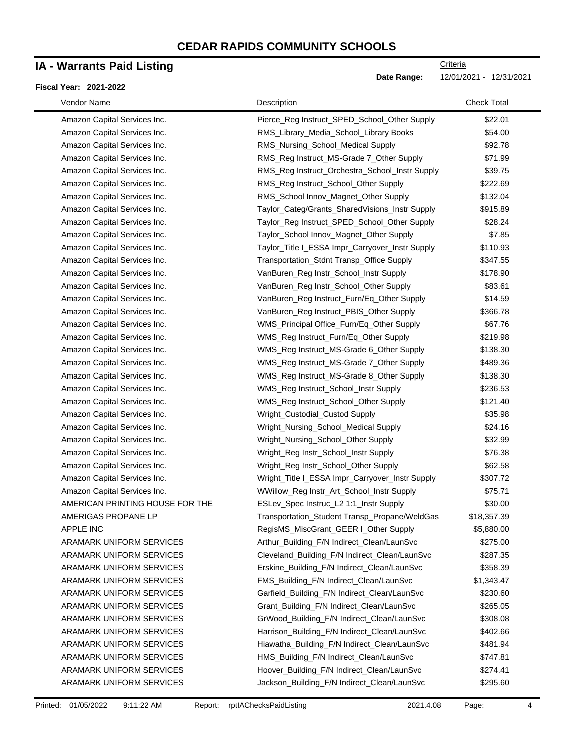# CEDAR RAPIDS COMMUNITY SCHOOLS

## IA - Warrants Paid Listing

Criteria

**Date Range:** 12/01/2021 - 12/31/2021

**Fiscal Year: 2021-2022**

| Vendor Name | Description | Check Total |
|---|---|---|
| Amazon Capital Services Inc. | Pierce_Reg Instruct_SPED_School_Other Supply | $22.01 |
| Amazon Capital Services Inc. | RMS_Library_Media_School_Library Books | $54.00 |
| Amazon Capital Services Inc. | RMS_Nursing_School_Medical Supply | $92.78 |
| Amazon Capital Services Inc. | RMS_Reg Instruct_MS-Grade 7_Other Supply | $71.99 |
| Amazon Capital Services Inc. | RMS_Reg Instruct_Orchestra_School_Instr Supply | $39.75 |
| Amazon Capital Services Inc. | RMS_Reg Instruct_School_Other Supply | $222.69 |
| Amazon Capital Services Inc. | RMS_School Innov_Magnet_Other Supply | $132.04 |
| Amazon Capital Services Inc. | Taylor_Categ/Grants_SharedVisions_Instr Supply | $915.89 |
| Amazon Capital Services Inc. | Taylor_Reg Instruct_SPED_School_Other Supply | $28.24 |
| Amazon Capital Services Inc. | Taylor_School Innov_Magnet_Other Supply | $7.85 |
| Amazon Capital Services Inc. | Taylor_Title I_ESSA Impr_Carryover_Instr Supply | $110.93 |
| Amazon Capital Services Inc. | Transportation_Stdnt Transp_Office Supply | $347.55 |
| Amazon Capital Services Inc. | VanBuren_Reg Instr_School_Instr Supply | $178.90 |
| Amazon Capital Services Inc. | VanBuren_Reg Instr_School_Other Supply | $83.61 |
| Amazon Capital Services Inc. | VanBuren_Reg Instruct_Furn/Eq_Other Supply | $14.59 |
| Amazon Capital Services Inc. | VanBuren_Reg Instruct_PBIS_Other Supply | $366.78 |
| Amazon Capital Services Inc. | WMS_Principal Office_Furn/Eq_Other Supply | $67.76 |
| Amazon Capital Services Inc. | WMS_Reg Instruct_Furn/Eq_Other Supply | $219.98 |
| Amazon Capital Services Inc. | WMS_Reg Instruct_MS-Grade 6_Other Supply | $138.30 |
| Amazon Capital Services Inc. | WMS_Reg Instruct_MS-Grade 7_Other Supply | $489.36 |
| Amazon Capital Services Inc. | WMS_Reg Instruct_MS-Grade 8_Other Supply | $138.30 |
| Amazon Capital Services Inc. | WMS_Reg Instruct_School_Instr Supply | $236.53 |
| Amazon Capital Services Inc. | WMS_Reg Instruct_School_Other Supply | $121.40 |
| Amazon Capital Services Inc. | Wright_Custodial_Custod Supply | $35.98 |
| Amazon Capital Services Inc. | Wright_Nursing_School_Medical Supply | $24.16 |
| Amazon Capital Services Inc. | Wright_Nursing_School_Other Supply | $32.99 |
| Amazon Capital Services Inc. | Wright_Reg Instr_School_Instr Supply | $76.38 |
| Amazon Capital Services Inc. | Wright_Reg Instr_School_Other Supply | $62.58 |
| Amazon Capital Services Inc. | Wright_Title I_ESSA Impr_Carryover_Instr Supply | $307.72 |
| Amazon Capital Services Inc. | WWillow_Reg Instr_Art_School_Instr Supply | $75.71 |
| AMERICAN PRINTING HOUSE FOR THE | ESLev_Spec Instruc_L2 1:1_Instr Supply | $30.00 |
| AMERIGAS PROPANE LP | Transportation_Student Transp_Propane/WeldGas | $18,357.39 |
| APPLE INC | RegisMS_MiscGrant_GEER I_Other Supply | $5,880.00 |
| ARAMARK UNIFORM SERVICES | Arthur_Building_F/N Indirect_Clean/LaunSvc | $275.00 |
| ARAMARK UNIFORM SERVICES | Cleveland_Building_F/N Indirect_Clean/LaunSvc | $287.35 |
| ARAMARK UNIFORM SERVICES | Erskine_Building_F/N Indirect_Clean/LaunSvc | $358.39 |
| ARAMARK UNIFORM SERVICES | FMS_Building_F/N Indirect_Clean/LaunSvc | $1,343.47 |
| ARAMARK UNIFORM SERVICES | Garfield_Building_F/N Indirect_Clean/LaunSvc | $230.60 |
| ARAMARK UNIFORM SERVICES | Grant_Building_F/N Indirect_Clean/LaunSvc | $265.05 |
| ARAMARK UNIFORM SERVICES | GrWood_Building_F/N Indirect_Clean/LaunSvc | $308.08 |
| ARAMARK UNIFORM SERVICES | Harrison_Building_F/N Indirect_Clean/LaunSvc | $402.66 |
| ARAMARK UNIFORM SERVICES | Hiawatha_Building_F/N Indirect_Clean/LaunSvc | $481.94 |
| ARAMARK UNIFORM SERVICES | HMS_Building_F/N Indirect_Clean/LaunSvc | $747.81 |
| ARAMARK UNIFORM SERVICES | Hoover_Building_F/N Indirect_Clean/LaunSvc | $274.41 |
| ARAMARK UNIFORM SERVICES | Jackson_Building_F/N Indirect_Clean/LaunSvc | $295.60 |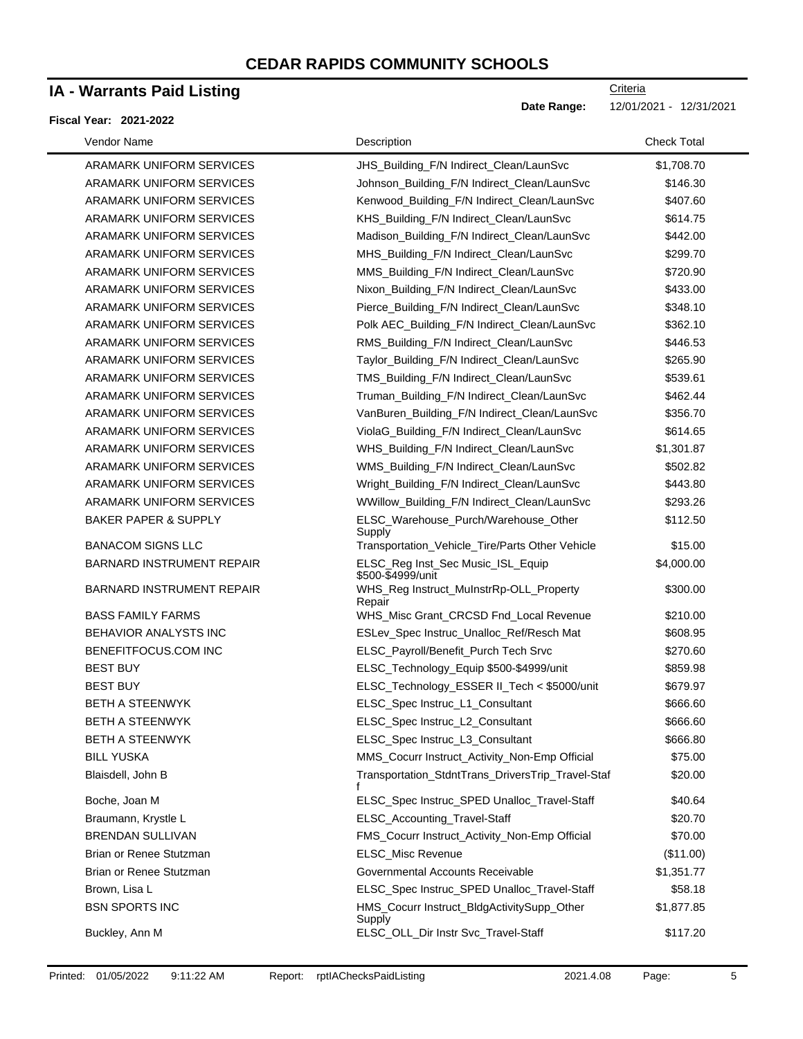# CEDAR RAPIDS COMMUNITY SCHOOLS

## IA - Warrants Paid Listing

**Fiscal Year: 2021-2022**

Criteria

**Date Range:** 12/01/2021 - 12/31/2021

| Vendor Name | Description | Check Total |
|---|---|---|
| ARAMARK UNIFORM SERVICES | JHS_Building_F/N Indirect_Clean/LaunSvc | $1,708.70 |
| ARAMARK UNIFORM SERVICES | Johnson_Building_F/N Indirect_Clean/LaunSvc | $146.30 |
| ARAMARK UNIFORM SERVICES | Kenwood_Building_F/N Indirect_Clean/LaunSvc | $407.60 |
| ARAMARK UNIFORM SERVICES | KHS_Building_F/N Indirect_Clean/LaunSvc | $614.75 |
| ARAMARK UNIFORM SERVICES | Madison_Building_F/N Indirect_Clean/LaunSvc | $442.00 |
| ARAMARK UNIFORM SERVICES | MHS_Building_F/N Indirect_Clean/LaunSvc | $299.70 |
| ARAMARK UNIFORM SERVICES | MMS_Building_F/N Indirect_Clean/LaunSvc | $720.90 |
| ARAMARK UNIFORM SERVICES | Nixon_Building_F/N Indirect_Clean/LaunSvc | $433.00 |
| ARAMARK UNIFORM SERVICES | Pierce_Building_F/N Indirect_Clean/LaunSvc | $348.10 |
| ARAMARK UNIFORM SERVICES | Polk AEC_Building_F/N Indirect_Clean/LaunSvc | $362.10 |
| ARAMARK UNIFORM SERVICES | RMS_Building_F/N Indirect_Clean/LaunSvc | $446.53 |
| ARAMARK UNIFORM SERVICES | Taylor_Building_F/N Indirect_Clean/LaunSvc | $265.90 |
| ARAMARK UNIFORM SERVICES | TMS_Building_F/N Indirect_Clean/LaunSvc | $539.61 |
| ARAMARK UNIFORM SERVICES | Truman_Building_F/N Indirect_Clean/LaunSvc | $462.44 |
| ARAMARK UNIFORM SERVICES | VanBuren_Building_F/N Indirect_Clean/LaunSvc | $356.70 |
| ARAMARK UNIFORM SERVICES | ViolaG_Building_F/N Indirect_Clean/LaunSvc | $614.65 |
| ARAMARK UNIFORM SERVICES | WHS_Building_F/N Indirect_Clean/LaunSvc | $1,301.87 |
| ARAMARK UNIFORM SERVICES | WMS_Building_F/N Indirect_Clean/LaunSvc | $502.82 |
| ARAMARK UNIFORM SERVICES | Wright_Building_F/N Indirect_Clean/LaunSvc | $443.80 |
| ARAMARK UNIFORM SERVICES | WWillow_Building_F/N Indirect_Clean/LaunSvc | $293.26 |
| BAKER PAPER & SUPPLY | ELSC_Warehouse_Purch/Warehouse_Other Supply | $112.50 |
| BANACOM SIGNS LLC | Transportation_Vehicle_Tire/Parts Other Vehicle | $15.00 |
| BARNARD INSTRUMENT REPAIR | ELSC_Reg Inst_Sec Music_ISL_Equip $500-$4999/unit | $4,000.00 |
| BARNARD INSTRUMENT REPAIR | WHS_Reg Instruct_MuInstrRp-OLL_Property Repair | $300.00 |
| BASS FAMILY FARMS | WHS_Misc Grant_CRCSD Fnd_Local Revenue | $210.00 |
| BEHAVIOR ANALYSTS INC | ESLev_Spec Instruc_Unalloc_Ref/Resch Mat | $608.95 |
| BENEFITFOCUS.COM INC | ELSC_Payroll/Benefit_Purch Tech Srvc | $270.60 |
| BEST BUY | ELSC_Technology_Equip $500-$4999/unit | $859.98 |
| BEST BUY | ELSC_Technology_ESSER II_Tech < $5000/unit | $679.97 |
| BETH A STEENWYK | ELSC_Spec Instruc_L1_Consultant | $666.60 |
| BETH A STEENWYK | ELSC_Spec Instruc_L2_Consultant | $666.60 |
| BETH A STEENWYK | ELSC_Spec Instruc_L3_Consultant | $666.80 |
| BILL YUSKA | MMS_Cocurr Instruct_Activity_Non-Emp Official | $75.00 |
| Blaisdell, John B | Transportation_StdntTrans_DriversTrip_Travel-Staff | $20.00 |
| Boche, Joan M | ELSC_Spec Instruc_SPED Unalloc_Travel-Staff | $40.64 |
| Braumann, Krystle L | ELSC_Accounting_Travel-Staff | $20.70 |
| BRENDAN SULLIVAN | FMS_Cocurr Instruct_Activity_Non-Emp Official | $70.00 |
| Brian or Renee Stutzman | ELSC_Misc Revenue | ($11.00) |
| Brian or Renee Stutzman | Governmental Accounts Receivable | $1,351.77 |
| Brown, Lisa L | ELSC_Spec Instruc_SPED Unalloc_Travel-Staff | $58.18 |
| BSN SPORTS INC | HMS_Cocurr Instruct_BldgActivitySupp_Other Supply | $1,877.85 |
| Buckley, Ann M | ELSC_OLL_Dir Instr Svc_Travel-Staff | $117.20 |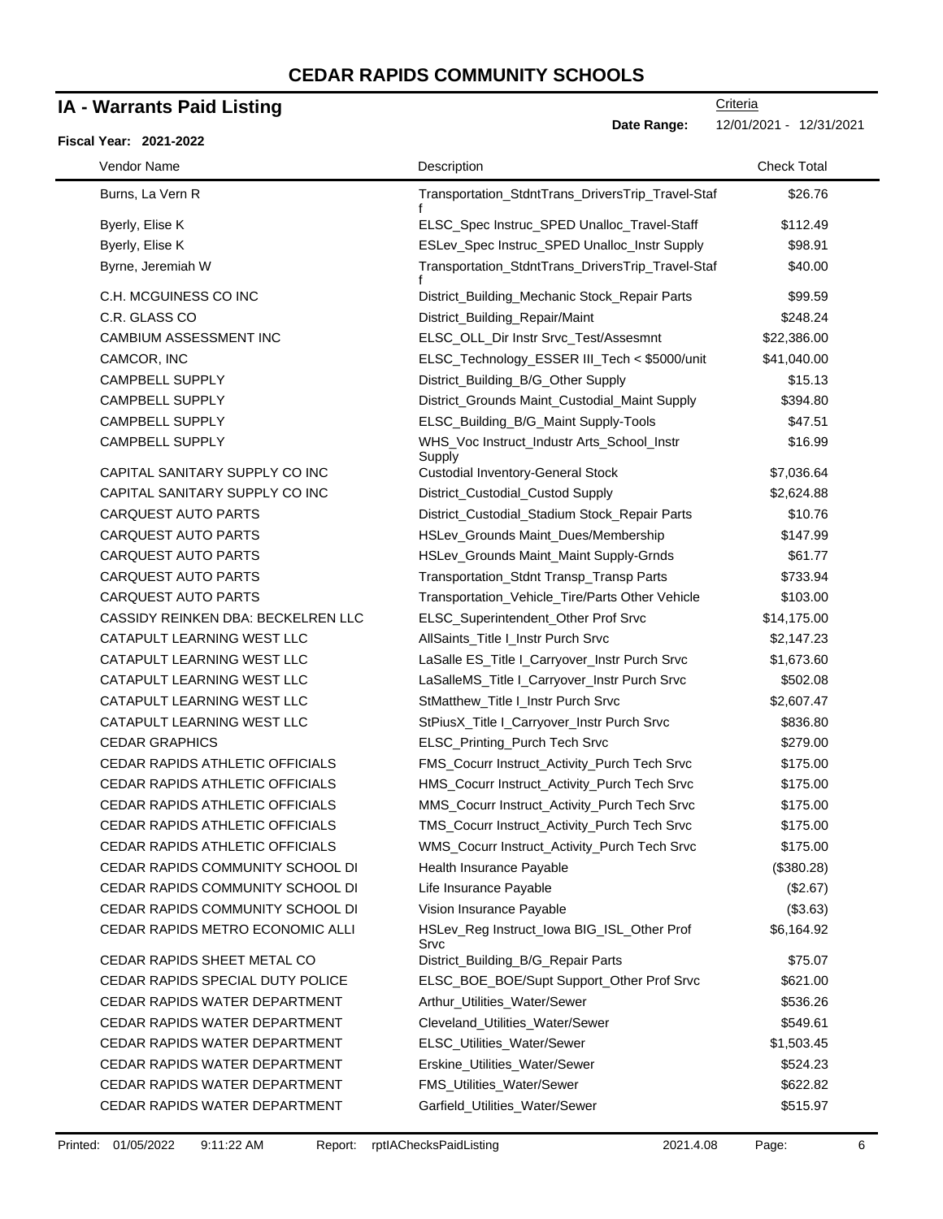# CEDAR RAPIDS COMMUNITY SCHOOLS

## IA - Warrants Paid Listing

Criteria

**Date Range:** 12/01/2021 - 12/31/2021

**Fiscal Year: 2021-2022**

| Vendor Name | Description | Check Total |
|---|---|---|
| Burns, La Vern R | Transportation_StdntTrans_DriversTrip_Travel-Staff | $26.76 |
| Byerly, Elise K | ELSC_Spec Instruc_SPED Unalloc_Travel-Staff | $112.49 |
| Byerly, Elise K | ESLev_Spec Instruc_SPED Unalloc_Instr Supply | $98.91 |
| Byrne, Jeremiah W | Transportation_StdntTrans_DriversTrip_Travel-Staff | $40.00 |
| C.H. MCGUINESS CO INC | District_Building_Mechanic Stock_Repair Parts | $99.59 |
| C.R. GLASS CO | District_Building_Repair/Maint | $248.24 |
| CAMBIUM ASSESSMENT INC | ELSC_OLL_Dir Instr Srvc_Test/Assesmnt | $22,386.00 |
| CAMCOR, INC | ELSC_Technology_ESSER III_Tech < $5000/unit | $41,040.00 |
| CAMPBELL SUPPLY | District_Building_B/G_Other Supply | $15.13 |
| CAMPBELL SUPPLY | District_Grounds Maint_Custodial_Maint Supply | $394.80 |
| CAMPBELL SUPPLY | ELSC_Building_B/G_Maint Supply-Tools | $47.51 |
| CAMPBELL SUPPLY | WHS_Voc Instruct_Industr Arts_School_Instr Supply | $16.99 |
| CAPITAL SANITARY SUPPLY CO INC | Custodial Inventory-General Stock | $7,036.64 |
| CAPITAL SANITARY SUPPLY CO INC | District_Custodial_Custod Supply | $2,624.88 |
| CARQUEST AUTO PARTS | District_Custodial_Stadium Stock_Repair Parts | $10.76 |
| CARQUEST AUTO PARTS | HSLev_Grounds Maint_Dues/Membership | $147.99 |
| CARQUEST AUTO PARTS | HSLev_Grounds Maint_Maint Supply-Grnds | $61.77 |
| CARQUEST AUTO PARTS | Transportation_Stdnt Transp_Transp Parts | $733.94 |
| CARQUEST AUTO PARTS | Transportation_Vehicle_Tire/Parts Other Vehicle | $103.00 |
| CASSIDY REINKEN DBA: BECKELREN LLC | ELSC_Superintendent_Other Prof Srvc | $14,175.00 |
| CATAPULT LEARNING WEST LLC | AllSaints_Title I_Instr Purch Srvc | $2,147.23 |
| CATAPULT LEARNING WEST LLC | LaSalle ES_Title I_Carryover_Instr Purch Srvc | $1,673.60 |
| CATAPULT LEARNING WEST LLC | LaSalleMS_Title I_Carryover_Instr Purch Srvc | $502.08 |
| CATAPULT LEARNING WEST LLC | StMatthew_Title I_Instr Purch Srvc | $2,607.47 |
| CATAPULT LEARNING WEST LLC | StPiusX_Title I_Carryover_Instr Purch Srvc | $836.80 |
| CEDAR GRAPHICS | ELSC_Printing_Purch Tech Srvc | $279.00 |
| CEDAR RAPIDS ATHLETIC OFFICIALS | FMS_Cocurr Instruct_Activity_Purch Tech Srvc | $175.00 |
| CEDAR RAPIDS ATHLETIC OFFICIALS | HMS_Cocurr Instruct_Activity_Purch Tech Srvc | $175.00 |
| CEDAR RAPIDS ATHLETIC OFFICIALS | MMS_Cocurr Instruct_Activity_Purch Tech Srvc | $175.00 |
| CEDAR RAPIDS ATHLETIC OFFICIALS | TMS_Cocurr Instruct_Activity_Purch Tech Srvc | $175.00 |
| CEDAR RAPIDS ATHLETIC OFFICIALS | WMS_Cocurr Instruct_Activity_Purch Tech Srvc | $175.00 |
| CEDAR RAPIDS COMMUNITY SCHOOL DI | Health Insurance Payable | ($380.28) |
| CEDAR RAPIDS COMMUNITY SCHOOL DI | Life Insurance Payable | ($2.67) |
| CEDAR RAPIDS COMMUNITY SCHOOL DI | Vision Insurance Payable | ($3.63) |
| CEDAR RAPIDS METRO ECONOMIC ALLI | HSLev_Reg Instruct_Iowa BIG_ISL_Other Prof Srvc | $6,164.92 |
| CEDAR RAPIDS SHEET METAL CO | District_Building_B/G_Repair Parts | $75.07 |
| CEDAR RAPIDS SPECIAL DUTY POLICE | ELSC_BOE_BOE/Supt Support_Other Prof Srvc | $621.00 |
| CEDAR RAPIDS WATER DEPARTMENT | Arthur_Utilities_Water/Sewer | $536.26 |
| CEDAR RAPIDS WATER DEPARTMENT | Cleveland_Utilities_Water/Sewer | $549.61 |
| CEDAR RAPIDS WATER DEPARTMENT | ELSC_Utilities_Water/Sewer | $1,503.45 |
| CEDAR RAPIDS WATER DEPARTMENT | Erskine_Utilities_Water/Sewer | $524.23 |
| CEDAR RAPIDS WATER DEPARTMENT | FMS_Utilities_Water/Sewer | $622.82 |
| CEDAR RAPIDS WATER DEPARTMENT | Garfield_Utilities_Water/Sewer | $515.97 |

Printed: 01/05/2022 9:11:22 AM Report: rptIAChecksPaidListing 2021.4.08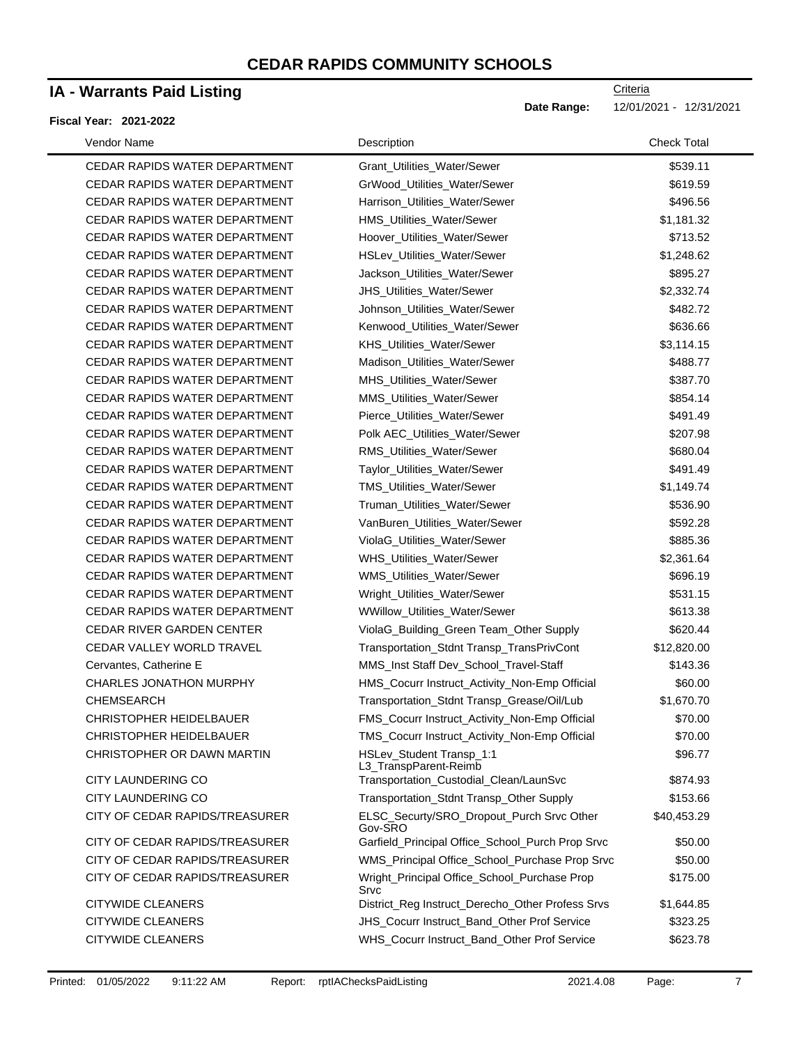# CEDAR RAPIDS COMMUNITY SCHOOLS

## IA - Warrants Paid Listing

**Fiscal Year: 2021-2022**

Criteria

**Date Range:** 12/01/2021 - 12/31/2021

| Vendor Name | Description | Check Total |
|---|---|---|
| CEDAR RAPIDS WATER DEPARTMENT | Grant_Utilities_Water/Sewer | $539.11 |
| CEDAR RAPIDS WATER DEPARTMENT | GrWood_Utilities_Water/Sewer | $619.59 |
| CEDAR RAPIDS WATER DEPARTMENT | Harrison_Utilities_Water/Sewer | $496.56 |
| CEDAR RAPIDS WATER DEPARTMENT | HMS_Utilities_Water/Sewer | $1,181.32 |
| CEDAR RAPIDS WATER DEPARTMENT | Hoover_Utilities_Water/Sewer | $713.52 |
| CEDAR RAPIDS WATER DEPARTMENT | HSLev_Utilities_Water/Sewer | $1,248.62 |
| CEDAR RAPIDS WATER DEPARTMENT | Jackson_Utilities_Water/Sewer | $895.27 |
| CEDAR RAPIDS WATER DEPARTMENT | JHS_Utilities_Water/Sewer | $2,332.74 |
| CEDAR RAPIDS WATER DEPARTMENT | Johnson_Utilities_Water/Sewer | $482.72 |
| CEDAR RAPIDS WATER DEPARTMENT | Kenwood_Utilities_Water/Sewer | $636.66 |
| CEDAR RAPIDS WATER DEPARTMENT | KHS_Utilities_Water/Sewer | $3,114.15 |
| CEDAR RAPIDS WATER DEPARTMENT | Madison_Utilities_Water/Sewer | $488.77 |
| CEDAR RAPIDS WATER DEPARTMENT | MHS_Utilities_Water/Sewer | $387.70 |
| CEDAR RAPIDS WATER DEPARTMENT | MMS_Utilities_Water/Sewer | $854.14 |
| CEDAR RAPIDS WATER DEPARTMENT | Pierce_Utilities_Water/Sewer | $491.49 |
| CEDAR RAPIDS WATER DEPARTMENT | Polk AEC_Utilities_Water/Sewer | $207.98 |
| CEDAR RAPIDS WATER DEPARTMENT | RMS_Utilities_Water/Sewer | $680.04 |
| CEDAR RAPIDS WATER DEPARTMENT | Taylor_Utilities_Water/Sewer | $491.49 |
| CEDAR RAPIDS WATER DEPARTMENT | TMS_Utilities_Water/Sewer | $1,149.74 |
| CEDAR RAPIDS WATER DEPARTMENT | Truman_Utilities_Water/Sewer | $536.90 |
| CEDAR RAPIDS WATER DEPARTMENT | VanBuren_Utilities_Water/Sewer | $592.28 |
| CEDAR RAPIDS WATER DEPARTMENT | ViolaG_Utilities_Water/Sewer | $885.36 |
| CEDAR RAPIDS WATER DEPARTMENT | WHS_Utilities_Water/Sewer | $2,361.64 |
| CEDAR RAPIDS WATER DEPARTMENT | WMS_Utilities_Water/Sewer | $696.19 |
| CEDAR RAPIDS WATER DEPARTMENT | Wright_Utilities_Water/Sewer | $531.15 |
| CEDAR RAPIDS WATER DEPARTMENT | WWillow_Utilities_Water/Sewer | $613.38 |
| CEDAR RIVER GARDEN CENTER | ViolaG_Building_Green Team_Other Supply | $620.44 |
| CEDAR VALLEY WORLD TRAVEL | Transportation_Stdnt Transp_TransPrivCont | $12,820.00 |
| Cervantes, Catherine E | MMS_Inst Staff Dev_School_Travel-Staff | $143.36 |
| CHARLES JONATHON MURPHY | HMS_Cocurr Instruct_Activity_Non-Emp Official | $60.00 |
| CHEMSEARCH | Transportation_Stdnt Transp_Grease/Oil/Lub | $1,670.70 |
| CHRISTOPHER HEIDELBAUER | FMS_Cocurr Instruct_Activity_Non-Emp Official | $70.00 |
| CHRISTOPHER HEIDELBAUER | TMS_Cocurr Instruct_Activity_Non-Emp Official | $70.00 |
| CHRISTOPHER OR DAWN MARTIN | HSLev_Student Transp_1:1 L3_TranspParent-Reimb | $96.77 |
| CITY LAUNDERING CO | Transportation_Custodial_Clean/LaunSvc | $874.93 |
| CITY LAUNDERING CO | Transportation_Stdnt Transp_Other Supply | $153.66 |
| CITY OF CEDAR RAPIDS/TREASURER | ELSC_Securty/SRO_Dropout_Purch Srvc Other Gov-SRO | $40,453.29 |
| CITY OF CEDAR RAPIDS/TREASURER | Garfield_Principal Office_School_Purch Prop Srvc | $50.00 |
| CITY OF CEDAR RAPIDS/TREASURER | WMS_Principal Office_School_Purchase Prop Srvc | $50.00 |
| CITY OF CEDAR RAPIDS/TREASURER | Wright_Principal Office_School_Purchase Prop Srvc | $175.00 |
| CITYWIDE CLEANERS | District_Reg Instruct_Derecho_Other Profess Srvs | $1,644.85 |
| CITYWIDE CLEANERS | JHS_Cocurr Instruct_Band_Other Prof Service | $323.25 |
| CITYWIDE CLEANERS | WHS_Cocurr Instruct_Band_Other Prof Service | $623.78 |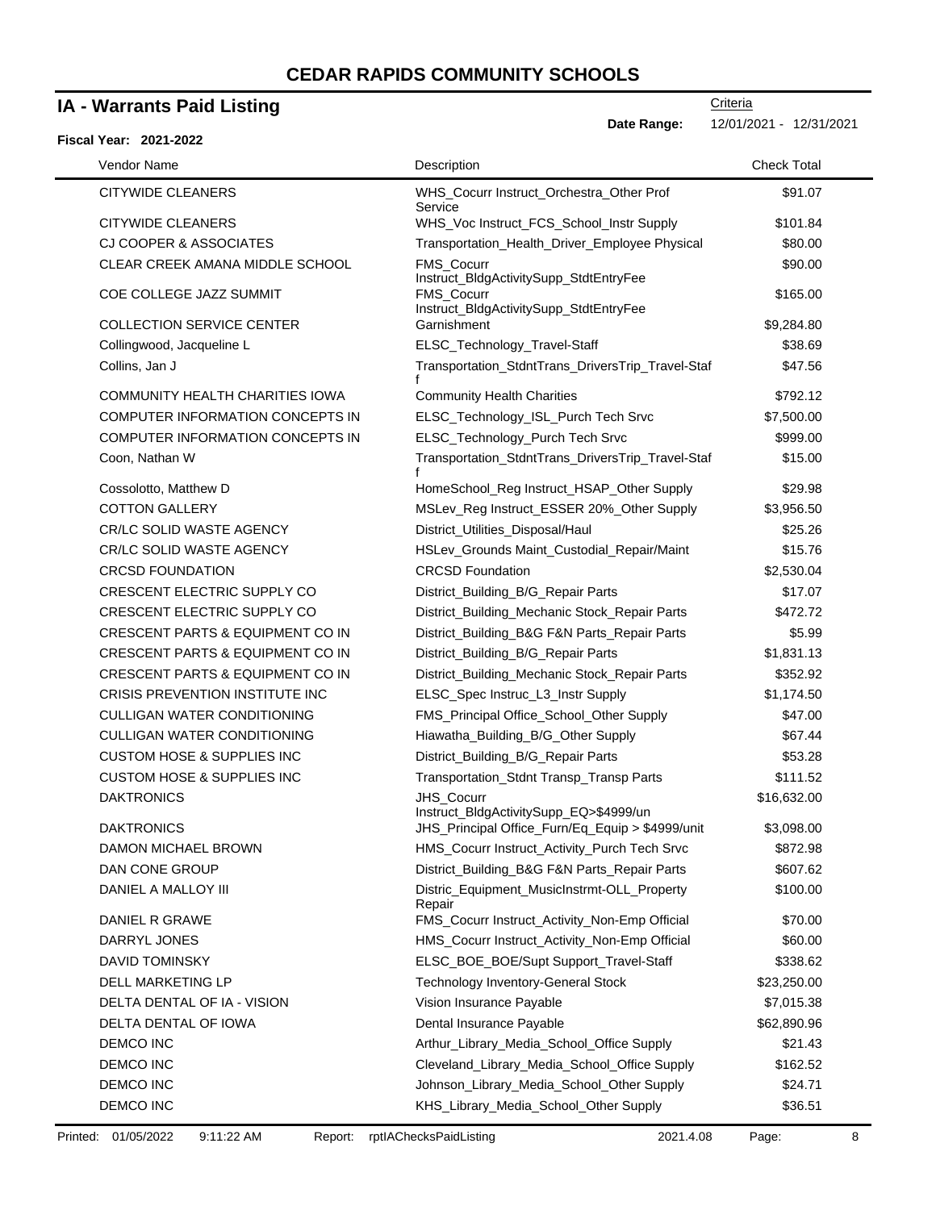# CEDAR RAPIDS COMMUNITY SCHOOLS

## IA - Warrants Paid Listing

Criteria

**Date Range:** 12/01/2021 - 12/31/2021

**Fiscal Year: 2021-2022**

| Vendor Name | Description | Check Total |
|---|---|---|
| CITYWIDE CLEANERS | WHS_Cocurr Instruct_Orchestra_Other Prof Service | $91.07 |
| CITYWIDE CLEANERS | WHS_Voc Instruct_FCS_School_Instr Supply | $101.84 |
| CJ COOPER & ASSOCIATES | Transportation_Health_Driver_Employee Physical | $80.00 |
| CLEAR CREEK AMANA MIDDLE SCHOOL | FMS_Cocurr Instruct_BldgActivitySupp_StdtEntryFee | $90.00 |
| COE COLLEGE JAZZ SUMMIT | FMS_Cocurr Instruct_BldgActivitySupp_StdtEntryFee | $165.00 |
| COLLECTION SERVICE CENTER | Garnishment | $9,284.80 |
| Collingwood, Jacqueline L | ELSC_Technology_Travel-Staff | $38.69 |
| Collins, Jan J | Transportation_StdntTrans_DriversTrip_Travel-Staff | $47.56 |
| COMMUNITY HEALTH CHARITIES IOWA | Community Health Charities | $792.12 |
| COMPUTER INFORMATION CONCEPTS IN | ELSC_Technology_ISL_Purch Tech Srvc | $7,500.00 |
| COMPUTER INFORMATION CONCEPTS IN | ELSC_Technology_Purch Tech Srvc | $999.00 |
| Coon, Nathan W | Transportation_StdntTrans_DriversTrip_Travel-Staff | $15.00 |
| Cossolotto, Matthew D | HomeSchool_Reg Instruct_HSAP_Other Supply | $29.98 |
| COTTON GALLERY | MSLev_Reg Instruct_ESSER 20%_Other Supply | $3,956.50 |
| CR/LC SOLID WASTE AGENCY | District_Utilities_Disposal/Haul | $25.26 |
| CR/LC SOLID WASTE AGENCY | HSLev_Grounds Maint_Custodial_Repair/Maint | $15.76 |
| CRCSD FOUNDATION | CRCSD Foundation | $2,530.04 |
| CRESCENT ELECTRIC SUPPLY CO | District_Building_B/G_Repair Parts | $17.07 |
| CRESCENT ELECTRIC SUPPLY CO | District_Building_Mechanic Stock_Repair Parts | $472.72 |
| CRESCENT PARTS & EQUIPMENT CO IN | District_Building_B&G F&N Parts_Repair Parts | $5.99 |
| CRESCENT PARTS & EQUIPMENT CO IN | District_Building_B/G_Repair Parts | $1,831.13 |
| CRESCENT PARTS & EQUIPMENT CO IN | District_Building_Mechanic Stock_Repair Parts | $352.92 |
| CRISIS PREVENTION INSTITUTE INC | ELSC_Spec Instruc_L3_Instr Supply | $1,174.50 |
| CULLIGAN WATER CONDITIONING | FMS_Principal Office_School_Other Supply | $47.00 |
| CULLIGAN WATER CONDITIONING | Hiawatha_Building_B/G_Other Supply | $67.44 |
| CUSTOM HOSE & SUPPLIES INC | District_Building_B/G_Repair Parts | $53.28 |
| CUSTOM HOSE & SUPPLIES INC | Transportation_Stdnt Transp_Transp Parts | $111.52 |
| DAKTRONICS | JHS_Cocurr Instruct_BldgActivitySupp_EQ>$4999/un | $16,632.00 |
| DAKTRONICS | JHS_Principal Office_Furn/Eq_Equip > $4999/unit | $3,098.00 |
| DAMON MICHAEL BROWN | HMS_Cocurr Instruct_Activity_Purch Tech Srvc | $872.98 |
| DAN CONE GROUP | District_Building_B&G F&N Parts_Repair Parts | $607.62 |
| DANIEL A MALLOY III | Distric_Equipment_MusicInstrmt-OLL_Property Repair | $100.00 |
| DANIEL R GRAWE | FMS_Cocurr Instruct_Activity_Non-Emp Official | $70.00 |
| DARRYL JONES | HMS_Cocurr Instruct_Activity_Non-Emp Official | $60.00 |
| DAVID TOMINSKY | ELSC_BOE_BOE/Supt Support_Travel-Staff | $338.62 |
| DELL MARKETING LP | Technology Inventory-General Stock | $23,250.00 |
| DELTA DENTAL OF IA - VISION | Vision Insurance Payable | $7,015.38 |
| DELTA DENTAL OF IOWA | Dental Insurance Payable | $62,890.96 |
| DEMCO INC | Arthur_Library_Media_School_Office Supply | $21.43 |
| DEMCO INC | Cleveland_Library_Media_School_Office Supply | $162.52 |
| DEMCO INC | Johnson_Library_Media_School_Other Supply | $24.71 |
| DEMCO INC | KHS_Library_Media_School_Other Supply | $36.51 |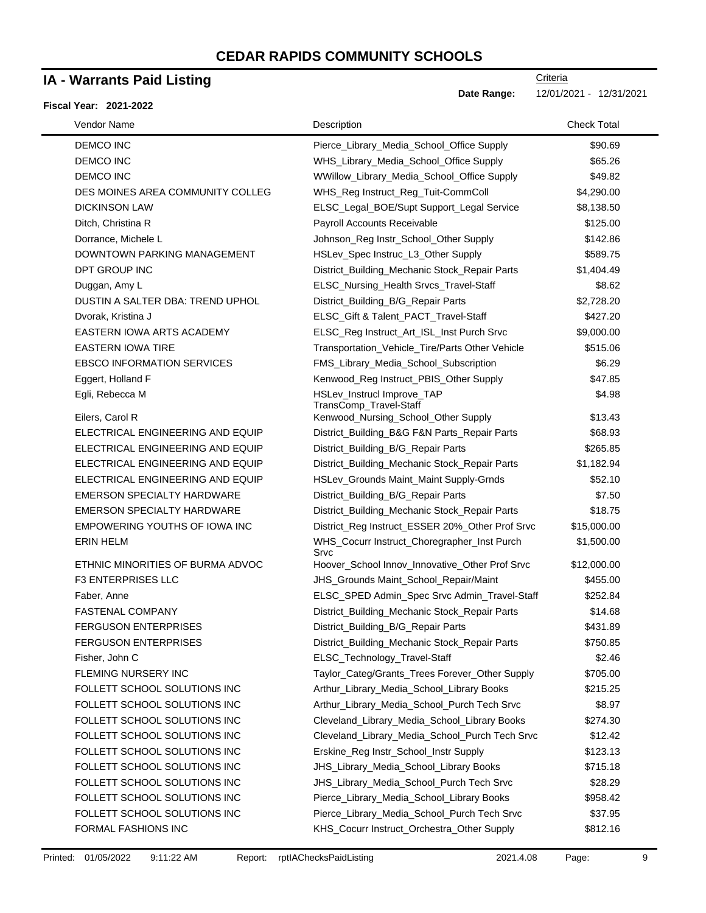# CEDAR RAPIDS COMMUNITY SCHOOLS

## IA - Warrants Paid Listing

**Fiscal Year: 2021-2022**

Criteria

**Date Range:** 12/01/2021 - 12/31/2021

| Vendor Name | Description | Check Total |
|---|---|---|
| DEMCO INC | Pierce_Library_Media_School_Office Supply | $90.69 |
| DEMCO INC | WHS_Library_Media_School_Office Supply | $65.26 |
| DEMCO INC | WWillow_Library_Media_School_Office Supply | $49.82 |
| DES MOINES AREA COMMUNITY COLLEG | WHS_Reg Instruct_Reg_Tuit-CommColl | $4,290.00 |
| DICKINSON LAW | ELSC_Legal_BOE/Supt Support_Legal Service | $8,138.50 |
| Ditch, Christina R | Payroll Accounts Receivable | $125.00 |
| Dorrance, Michele L | Johnson_Reg Instr_School_Other Supply | $142.86 |
| DOWNTOWN PARKING MANAGEMENT | HSLev_Spec Instruc_L3_Other Supply | $589.75 |
| DPT GROUP INC | District_Building_Mechanic Stock_Repair Parts | $1,404.49 |
| Duggan, Amy L | ELSC_Nursing_Health Srvcs_Travel-Staff | $8.62 |
| DUSTIN A SALTER DBA: TREND UPHOL | District_Building_B/G_Repair Parts | $2,728.20 |
| Dvorak, Kristina J | ELSC_Gift & Talent_PACT_Travel-Staff | $427.20 |
| EASTERN IOWA ARTS ACADEMY | ELSC_Reg Instruct_Art_ISL_Inst Purch Srvc | $9,000.00 |
| EASTERN IOWA TIRE | Transportation_Vehicle_Tire/Parts Other Vehicle | $515.06 |
| EBSCO INFORMATION SERVICES | FMS_Library_Media_School_Subscription | $6.29 |
| Eggert, Holland F | Kenwood_Reg Instruct_PBIS_Other Supply | $47.85 |
| Egli, Rebecca M | HSLev_Instrucl Improve_TAP TransComp_Travel-Staff | $4.98 |
| Eilers, Carol R | Kenwood_Nursing_School_Other Supply | $13.43 |
| ELECTRICAL ENGINEERING AND EQUIP | District_Building_B&G F&N Parts_Repair Parts | $68.93 |
| ELECTRICAL ENGINEERING AND EQUIP | District_Building_B/G_Repair Parts | $265.85 |
| ELECTRICAL ENGINEERING AND EQUIP | District_Building_Mechanic Stock_Repair Parts | $1,182.94 |
| ELECTRICAL ENGINEERING AND EQUIP | HSLev_Grounds Maint_Maint Supply-Grnds | $52.10 |
| EMERSON SPECIALTY HARDWARE | District_Building_B/G_Repair Parts | $7.50 |
| EMERSON SPECIALTY HARDWARE | District_Building_Mechanic Stock_Repair Parts | $18.75 |
| EMPOWERING YOUTHS OF IOWA INC | District_Reg Instruct_ESSER 20%_Other Prof Srvc | $15,000.00 |
| ERIN HELM | WHS_Cocurr Instruct_Choregrapher_Inst Purch Srvc | $1,500.00 |
| ETHNIC MINORITIES OF BURMA ADVOC | Hoover_School Innov_Innovative_Other Prof Srvc | $12,000.00 |
| F3 ENTERPRISES LLC | JHS_Grounds Maint_School_Repair/Maint | $455.00 |
| Faber, Anne | ELSC_SPED Admin_Spec Srvc Admin_Travel-Staff | $252.84 |
| FASTENAL COMPANY | District_Building_Mechanic Stock_Repair Parts | $14.68 |
| FERGUSON ENTERPRISES | District_Building_B/G_Repair Parts | $431.89 |
| FERGUSON ENTERPRISES | District_Building_Mechanic Stock_Repair Parts | $750.85 |
| Fisher, John C | ELSC_Technology_Travel-Staff | $2.46 |
| FLEMING NURSERY INC | Taylor_Categ/Grants_Trees Forever_Other Supply | $705.00 |
| FOLLETT SCHOOL SOLUTIONS INC | Arthur_Library_Media_School_Library Books | $215.25 |
| FOLLETT SCHOOL SOLUTIONS INC | Arthur_Library_Media_School_Purch Tech Srvc | $8.97 |
| FOLLETT SCHOOL SOLUTIONS INC | Cleveland_Library_Media_School_Library Books | $274.30 |
| FOLLETT SCHOOL SOLUTIONS INC | Cleveland_Library_Media_School_Purch Tech Srvc | $12.42 |
| FOLLETT SCHOOL SOLUTIONS INC | Erskine_Reg Instr_School_Instr Supply | $123.13 |
| FOLLETT SCHOOL SOLUTIONS INC | JHS_Library_Media_School_Library Books | $715.18 |
| FOLLETT SCHOOL SOLUTIONS INC | JHS_Library_Media_School_Purch Tech Srvc | $28.29 |
| FOLLETT SCHOOL SOLUTIONS INC | Pierce_Library_Media_School_Library Books | $958.42 |
| FOLLETT SCHOOL SOLUTIONS INC | Pierce_Library_Media_School_Purch Tech Srvc | $37.95 |
| FORMAL FASHIONS INC | KHS_Cocurr Instruct_Orchestra_Other Supply | $812.16 |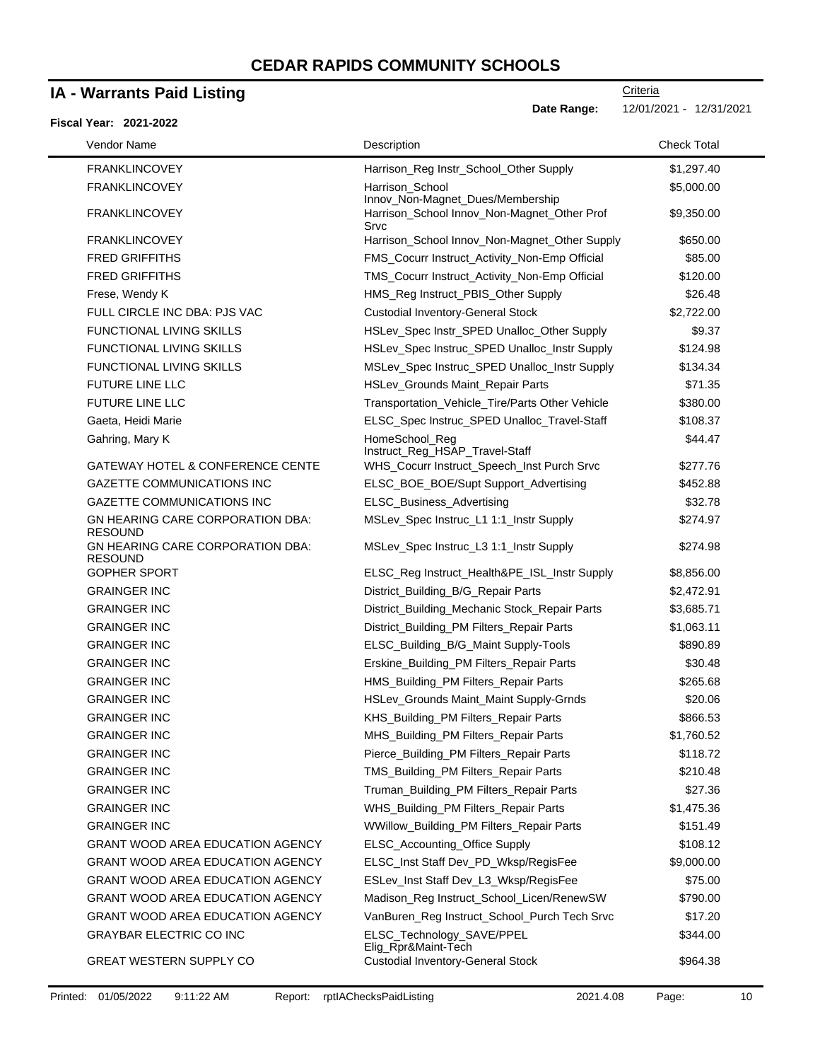# CEDAR RAPIDS COMMUNITY SCHOOLS

## IA - Warrants Paid Listing

Criteria

**Fiscal Year: 2021-2022**

**Date Range:** 12/01/2021 - 12/31/2021

| Vendor Name | Description | Check Total |
|---|---|---|
| FRANKLINCOVEY | Harrison_Reg Instr_School_Other Supply | $1,297.40 |
| FRANKLINCOVEY | Harrison_School Innov_Non-Magnet_Dues/Membership | $5,000.00 |
| FRANKLINCOVEY | Harrison_School Innov_Non-Magnet_Other Prof Srvc | $9,350.00 |
| FRANKLINCOVEY | Harrison_School Innov_Non-Magnet_Other Supply | $650.00 |
| FRED GRIFFITHS | FMS_Cocurr Instruct_Activity_Non-Emp Official | $85.00 |
| FRED GRIFFITHS | TMS_Cocurr Instruct_Activity_Non-Emp Official | $120.00 |
| Frese, Wendy K | HMS_Reg Instruct_PBIS_Other Supply | $26.48 |
| FULL CIRCLE INC DBA: PJS VAC | Custodial Inventory-General Stock | $2,722.00 |
| FUNCTIONAL LIVING SKILLS | HSLev_Spec Instr_SPED Unalloc_Other Supply | $9.37 |
| FUNCTIONAL LIVING SKILLS | HSLev_Spec Instruc_SPED Unalloc_Instr Supply | $124.98 |
| FUNCTIONAL LIVING SKILLS | MSLev_Spec Instruc_SPED Unalloc_Instr Supply | $134.34 |
| FUTURE LINE LLC | HSLev_Grounds Maint_Repair Parts | $71.35 |
| FUTURE LINE LLC | Transportation_Vehicle_Tire/Parts Other Vehicle | $380.00 |
| Gaeta, Heidi Marie | ELSC_Spec Instruc_SPED Unalloc_Travel-Staff | $108.37 |
| Gahring, Mary K | HomeSchool_Reg Instruct_Reg_HSAP_Travel-Staff | $44.47 |
| GATEWAY HOTEL & CONFERENCE CENTE | WHS_Cocurr Instruct_Speech_Inst Purch Srvc | $277.76 |
| GAZETTE COMMUNICATIONS INC | ELSC_BOE_BOE/Supt Support_Advertising | $452.88 |
| GAZETTE COMMUNICATIONS INC | ELSC_Business_Advertising | $32.78 |
| GN HEARING CARE CORPORATION DBA: RESOUND | MSLev_Spec Instruc_L1 1:1_Instr Supply | $274.97 |
| GN HEARING CARE CORPORATION DBA: RESOUND | MSLev_Spec Instruc_L3 1:1_Instr Supply | $274.98 |
| GOPHER SPORT | ELSC_Reg Instruct_Health&PE_ISL_Instr Supply | $8,856.00 |
| GRAINGER INC | District_Building_B/G_Repair Parts | $2,472.91 |
| GRAINGER INC | District_Building_Mechanic Stock_Repair Parts | $3,685.71 |
| GRAINGER INC | District_Building_PM Filters_Repair Parts | $1,063.11 |
| GRAINGER INC | ELSC_Building_B/G_Maint Supply-Tools | $890.89 |
| GRAINGER INC | Erskine_Building_PM Filters_Repair Parts | $30.48 |
| GRAINGER INC | HMS_Building_PM Filters_Repair Parts | $265.68 |
| GRAINGER INC | HSLev_Grounds Maint_Maint Supply-Grnds | $20.06 |
| GRAINGER INC | KHS_Building_PM Filters_Repair Parts | $866.53 |
| GRAINGER INC | MHS_Building_PM Filters_Repair Parts | $1,760.52 |
| GRAINGER INC | Pierce_Building_PM Filters_Repair Parts | $118.72 |
| GRAINGER INC | TMS_Building_PM Filters_Repair Parts | $210.48 |
| GRAINGER INC | Truman_Building_PM Filters_Repair Parts | $27.36 |
| GRAINGER INC | WHS_Building_PM Filters_Repair Parts | $1,475.36 |
| GRAINGER INC | WWillow_Building_PM Filters_Repair Parts | $151.49 |
| GRANT WOOD AREA EDUCATION AGENCY | ELSC_Accounting_Office Supply | $108.12 |
| GRANT WOOD AREA EDUCATION AGENCY | ELSC_Inst Staff Dev_PD_Wksp/RegisFee | $9,000.00 |
| GRANT WOOD AREA EDUCATION AGENCY | ESLev_Inst Staff Dev_L3_Wksp/RegisFee | $75.00 |
| GRANT WOOD AREA EDUCATION AGENCY | Madison_Reg Instruct_School_Licen/RenewSW | $790.00 |
| GRANT WOOD AREA EDUCATION AGENCY | VanBuren_Reg Instruct_School_Purch Tech Srvc | $17.20 |
| GRAYBAR ELECTRIC CO INC | ELSC_Technology_SAVE/PPEL Elig_Rpr&Maint-Tech | $344.00 |
| GREAT WESTERN SUPPLY CO | Custodial Inventory-General Stock | $964.38 |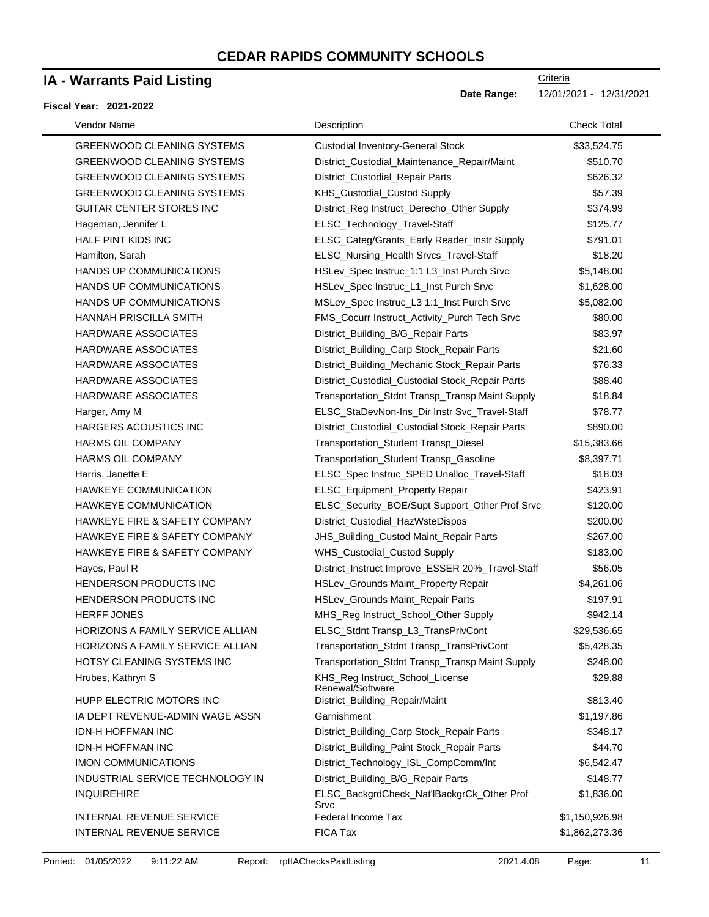# CEDAR RAPIDS COMMUNITY SCHOOLS

## IA - Warrants Paid Listing

Criteria

**Date Range:** 12/01/2021 - 12/31/2021

**Fiscal Year: 2021-2022**

| Vendor Name | Description | Check Total |
|---|---|---|
| GREENWOOD CLEANING SYSTEMS | Custodial Inventory-General Stock | $33,524.75 |
| GREENWOOD CLEANING SYSTEMS | District_Custodial_Maintenance_Repair/Maint | $510.70 |
| GREENWOOD CLEANING SYSTEMS | District_Custodial_Repair Parts | $626.32 |
| GREENWOOD CLEANING SYSTEMS | KHS_Custodial_Custod Supply | $57.39 |
| GUITAR CENTER STORES INC | District_Reg Instruct_Derecho_Other Supply | $374.99 |
| Hageman, Jennifer L | ELSC_Technology_Travel-Staff | $125.77 |
| HALF PINT KIDS INC | ELSC_Categ/Grants_Early Reader_Instr Supply | $791.01 |
| Hamilton, Sarah | ELSC_Nursing_Health Srvcs_Travel-Staff | $18.20 |
| HANDS UP COMMUNICATIONS | HSLev_Spec Instruc_1:1 L3_Inst Purch Srvc | $5,148.00 |
| HANDS UP COMMUNICATIONS | HSLev_Spec Instruc_L1_Inst Purch Srvc | $1,628.00 |
| HANDS UP COMMUNICATIONS | MSLev_Spec Instruc_L3 1:1_Inst Purch Srvc | $5,082.00 |
| HANNAH PRISCILLA SMITH | FMS_Cocurr Instruct_Activity_Purch Tech Srvc | $80.00 |
| HARDWARE ASSOCIATES | District_Building_B/G_Repair Parts | $83.97 |
| HARDWARE ASSOCIATES | District_Building_Carp Stock_Repair Parts | $21.60 |
| HARDWARE ASSOCIATES | District_Building_Mechanic Stock_Repair Parts | $76.33 |
| HARDWARE ASSOCIATES | District_Custodial_Custodial Stock_Repair Parts | $88.40 |
| HARDWARE ASSOCIATES | Transportation_Stdnt Transp_Transp Maint Supply | $18.84 |
| Harger, Amy M | ELSC_StaDevNon-Ins_Dir Instr Svc_Travel-Staff | $78.77 |
| HARGERS ACOUSTICS INC | District_Custodial_Custodial Stock_Repair Parts | $890.00 |
| HARMS OIL COMPANY | Transportation_Student Transp_Diesel | $15,383.66 |
| HARMS OIL COMPANY | Transportation_Student Transp_Gasoline | $8,397.71 |
| Harris, Janette E | ELSC_Spec Instruc_SPED Unalloc_Travel-Staff | $18.03 |
| HAWKEYE COMMUNICATION | ELSC_Equipment_Property Repair | $423.91 |
| HAWKEYE COMMUNICATION | ELSC_Security_BOE/Supt Support_Other Prof Srvc | $120.00 |
| HAWKEYE FIRE & SAFETY COMPANY | District_Custodial_HazWsteDispos | $200.00 |
| HAWKEYE FIRE & SAFETY COMPANY | JHS_Building_Custod Maint_Repair Parts | $267.00 |
| HAWKEYE FIRE & SAFETY COMPANY | WHS_Custodial_Custod Supply | $183.00 |
| Hayes, Paul R | District_Instruct Improve_ESSER 20%_Travel-Staff | $56.05 |
| HENDERSON PRODUCTS INC | HSLev_Grounds Maint_Property Repair | $4,261.06 |
| HENDERSON PRODUCTS INC | HSLev_Grounds Maint_Repair Parts | $197.91 |
| HERFF JONES | MHS_Reg Instruct_School_Other Supply | $942.14 |
| HORIZONS A FAMILY SERVICE ALLIAN | ELSC_Stdnt Transp_L3_TransPrivCont | $29,536.65 |
| HORIZONS A FAMILY SERVICE ALLIAN | Transportation_Stdnt Transp_TransPrivCont | $5,428.35 |
| HOTSY CLEANING SYSTEMS INC | Transportation_Stdnt Transp_Transp Maint Supply | $248.00 |
| Hrubes, Kathryn S | KHS_Reg Instruct_School_License Renewal/Software | $29.88 |
| HUPP ELECTRIC MOTORS INC | District_Building_Repair/Maint | $813.40 |
| IA DEPT REVENUE-ADMIN WAGE ASSN | Garnishment | $1,197.86 |
| IDN-H HOFFMAN INC | District_Building_Carp Stock_Repair Parts | $348.17 |
| IDN-H HOFFMAN INC | District_Building_Paint Stock_Repair Parts | $44.70 |
| IMON COMMUNICATIONS | District_Technology_ISL_CompComm/Int | $6,542.47 |
| INDUSTRIAL SERVICE TECHNOLOGY IN | District_Building_B/G_Repair Parts | $148.77 |
| INQUIREHIRE | ELSC_BackgrdCheck_Nat'lBackgrCk_Other Prof Srvc | $1,836.00 |
| INTERNAL REVENUE SERVICE | Federal Income Tax | $1,150,926.98 |
| INTERNAL REVENUE SERVICE | FICA Tax | $1,862,273.36 |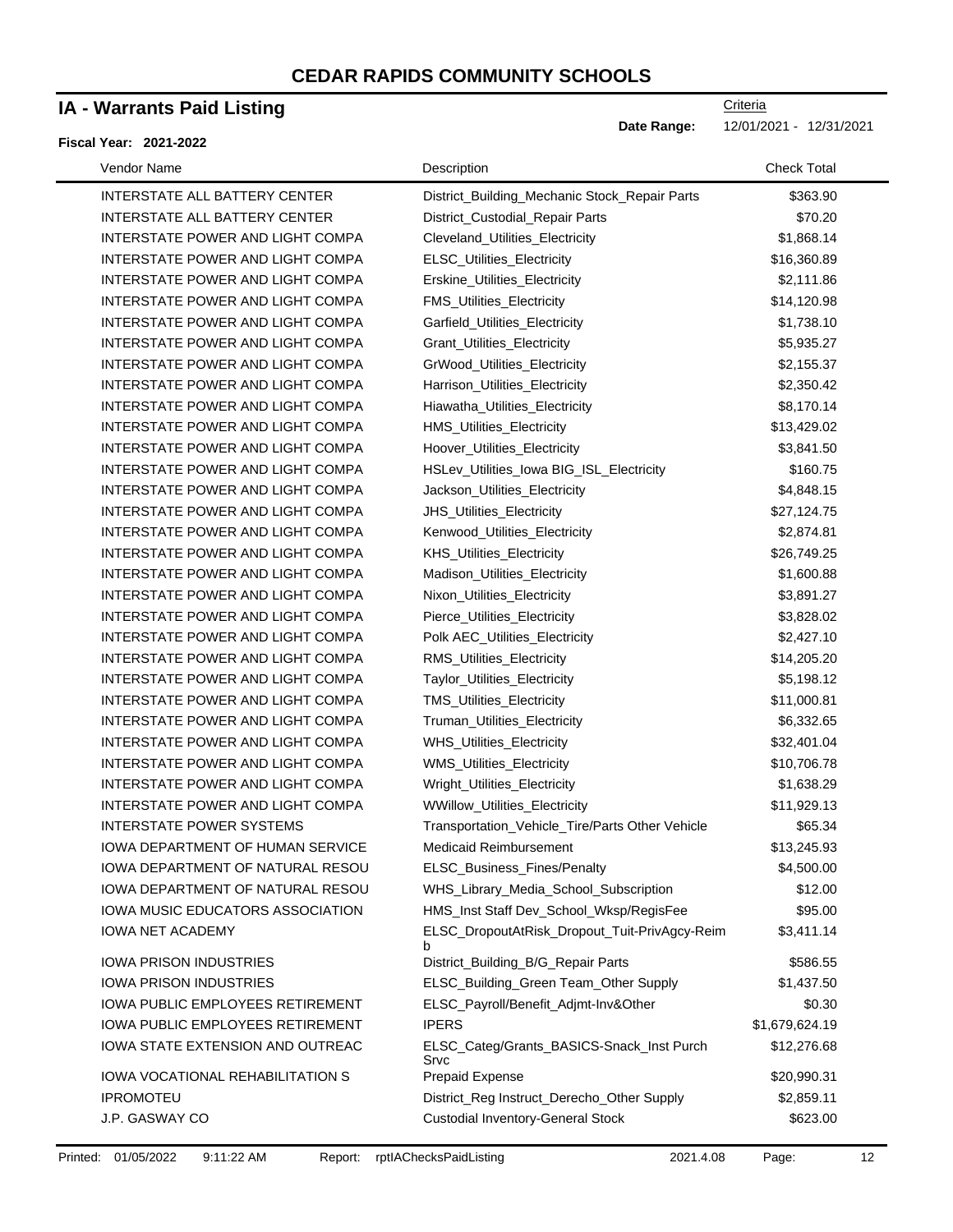# CEDAR RAPIDS COMMUNITY SCHOOLS

## IA - Warrants Paid Listing

**Fiscal Year: 2021-2022**

Criteria

**Date Range:** 12/01/2021 - 12/31/2021

| Vendor Name | Description | Check Total |
|---|---|---|
| INTERSTATE ALL BATTERY CENTER | District_Building_Mechanic Stock_Repair Parts | $363.90 |
| INTERSTATE ALL BATTERY CENTER | District_Custodial_Repair Parts | $70.20 |
| INTERSTATE POWER AND LIGHT COMPA | Cleveland_Utilities_Electricity | $1,868.14 |
| INTERSTATE POWER AND LIGHT COMPA | ELSC_Utilities_Electricity | $16,360.89 |
| INTERSTATE POWER AND LIGHT COMPA | Erskine_Utilities_Electricity | $2,111.86 |
| INTERSTATE POWER AND LIGHT COMPA | FMS_Utilities_Electricity | $14,120.98 |
| INTERSTATE POWER AND LIGHT COMPA | Garfield_Utilities_Electricity | $1,738.10 |
| INTERSTATE POWER AND LIGHT COMPA | Grant_Utilities_Electricity | $5,935.27 |
| INTERSTATE POWER AND LIGHT COMPA | GrWood_Utilities_Electricity | $2,155.37 |
| INTERSTATE POWER AND LIGHT COMPA | Harrison_Utilities_Electricity | $2,350.42 |
| INTERSTATE POWER AND LIGHT COMPA | Hiawatha_Utilities_Electricity | $8,170.14 |
| INTERSTATE POWER AND LIGHT COMPA | HMS_Utilities_Electricity | $13,429.02 |
| INTERSTATE POWER AND LIGHT COMPA | Hoover_Utilities_Electricity | $3,841.50 |
| INTERSTATE POWER AND LIGHT COMPA | HSLev_Utilities_Iowa BIG_ISL_Electricity | $160.75 |
| INTERSTATE POWER AND LIGHT COMPA | Jackson_Utilities_Electricity | $4,848.15 |
| INTERSTATE POWER AND LIGHT COMPA | JHS_Utilities_Electricity | $27,124.75 |
| INTERSTATE POWER AND LIGHT COMPA | Kenwood_Utilities_Electricity | $2,874.81 |
| INTERSTATE POWER AND LIGHT COMPA | KHS_Utilities_Electricity | $26,749.25 |
| INTERSTATE POWER AND LIGHT COMPA | Madison_Utilities_Electricity | $1,600.88 |
| INTERSTATE POWER AND LIGHT COMPA | Nixon_Utilities_Electricity | $3,891.27 |
| INTERSTATE POWER AND LIGHT COMPA | Pierce_Utilities_Electricity | $3,828.02 |
| INTERSTATE POWER AND LIGHT COMPA | Polk AEC_Utilities_Electricity | $2,427.10 |
| INTERSTATE POWER AND LIGHT COMPA | RMS_Utilities_Electricity | $14,205.20 |
| INTERSTATE POWER AND LIGHT COMPA | Taylor_Utilities_Electricity | $5,198.12 |
| INTERSTATE POWER AND LIGHT COMPA | TMS_Utilities_Electricity | $11,000.81 |
| INTERSTATE POWER AND LIGHT COMPA | Truman_Utilities_Electricity | $6,332.65 |
| INTERSTATE POWER AND LIGHT COMPA | WHS_Utilities_Electricity | $32,401.04 |
| INTERSTATE POWER AND LIGHT COMPA | WMS_Utilities_Electricity | $10,706.78 |
| INTERSTATE POWER AND LIGHT COMPA | Wright_Utilities_Electricity | $1,638.29 |
| INTERSTATE POWER AND LIGHT COMPA | WWillow_Utilities_Electricity | $11,929.13 |
| INTERSTATE POWER SYSTEMS | Transportation_Vehicle_Tire/Parts Other Vehicle | $65.34 |
| IOWA DEPARTMENT OF HUMAN SERVICE | Medicaid Reimbursement | $13,245.93 |
| IOWA DEPARTMENT OF NATURAL RESOU | ELSC_Business_Fines/Penalty | $4,500.00 |
| IOWA DEPARTMENT OF NATURAL RESOU | WHS_Library_Media_School_Subscription | $12.00 |
| IOWA MUSIC EDUCATORS ASSOCIATION | HMS_Inst Staff Dev_School_Wksp/RegisFee | $95.00 |
| IOWA NET ACADEMY | ELSC_DropoutAtRisk_Dropout_Tuit-PrivAgcy-Reimb | $3,411.14 |
| IOWA PRISON INDUSTRIES | District_Building_B/G_Repair Parts | $586.55 |
| IOWA PRISON INDUSTRIES | ELSC_Building_Green Team_Other Supply | $1,437.50 |
| IOWA PUBLIC EMPLOYEES RETIREMENT | ELSC_Payroll/Benefit_Adjmt-Inv&Other | $0.30 |
| IOWA PUBLIC EMPLOYEES RETIREMENT | IPERS | $1,679,624.19 |
| IOWA STATE EXTENSION AND OUTREAC | ELSC_Categ/Grants_BASICS-Snack_Inst Purch Srvc | $12,276.68 |
| IOWA VOCATIONAL REHABILITATION S | Prepaid Expense | $20,990.31 |
| IPROMOTEU | District_Reg Instruct_Derecho_Other Supply | $2,859.11 |
| J.P. GASWAY CO | Custodial Inventory-General Stock | $623.00 |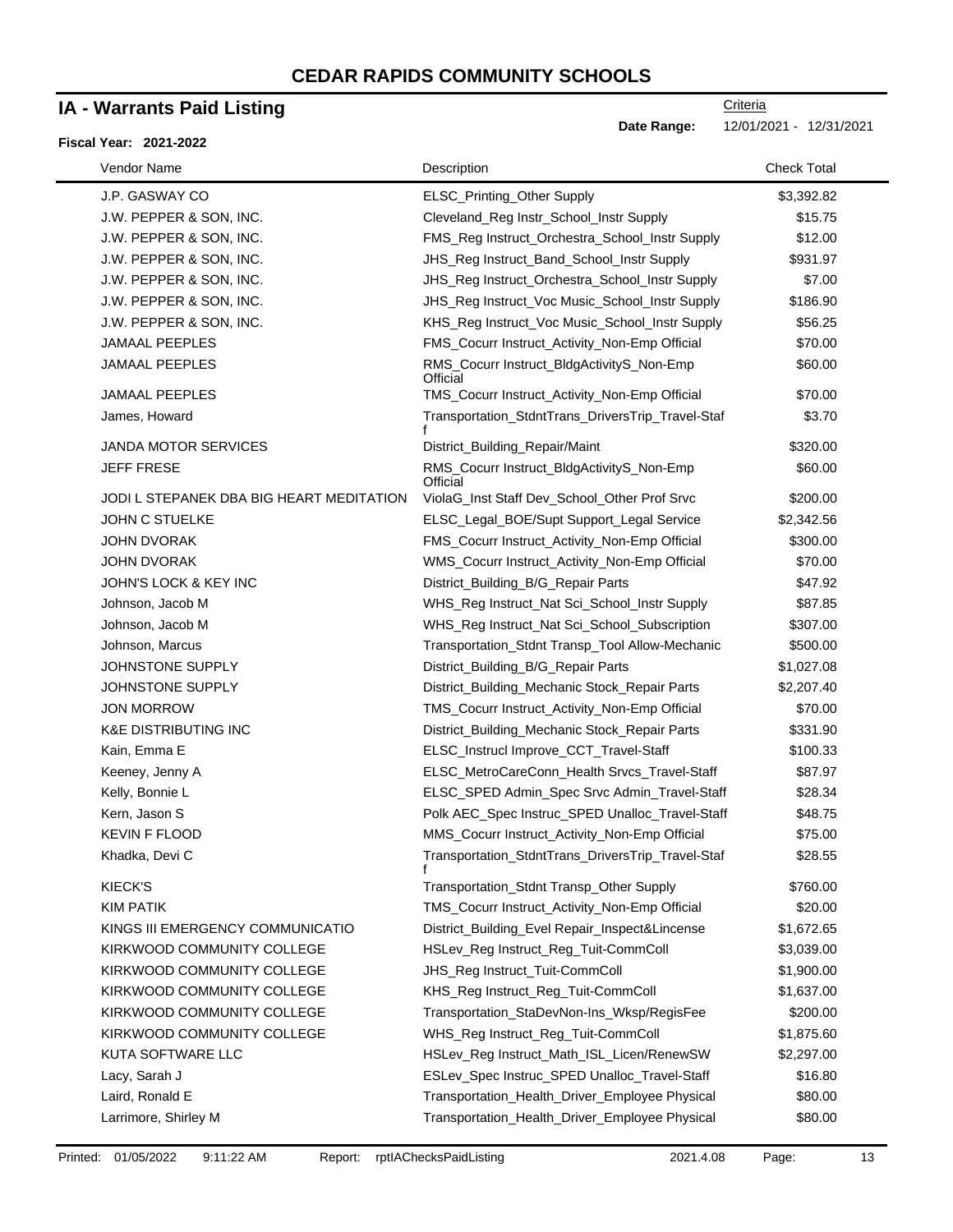# CEDAR RAPIDS COMMUNITY SCHOOLS

## IA - Warrants Paid Listing

**Fiscal Year: 2021-2022**

Criteria

**Date Range:** 12/01/2021 - 12/31/2021

| Vendor Name | Description | Check Total |
|---|---|---|
| J.P. GASWAY CO | ELSC_Printing_Other Supply | $3,392.82 |
| J.W. PEPPER & SON, INC. | Cleveland_Reg Instr_School_Instr Supply | $15.75 |
| J.W. PEPPER & SON, INC. | FMS_Reg Instruct_Orchestra_School_Instr Supply | $12.00 |
| J.W. PEPPER & SON, INC. | JHS_Reg Instruct_Band_School_Instr Supply | $931.97 |
| J.W. PEPPER & SON, INC. | JHS_Reg Instruct_Orchestra_School_Instr Supply | $7.00 |
| J.W. PEPPER & SON, INC. | JHS_Reg Instruct_Voc Music_School_Instr Supply | $186.90 |
| J.W. PEPPER & SON, INC. | KHS_Reg Instruct_Voc Music_School_Instr Supply | $56.25 |
| JAMAAL PEEPLES | FMS_Cocurr Instruct_Activity_Non-Emp Official | $70.00 |
| JAMAAL PEEPLES | RMS_Cocurr Instruct_BldgActivityS_Non-Emp Official | $60.00 |
| JAMAAL PEEPLES | TMS_Cocurr Instruct_Activity_Non-Emp Official | $70.00 |
| James, Howard | Transportation_StdntTrans_DriversTrip_Travel-Staff | $3.70 |
| JANDA MOTOR SERVICES | District_Building_Repair/Maint | $320.00 |
| JEFF FRESE | RMS_Cocurr Instruct_BldgActivityS_Non-Emp Official | $60.00 |
| JODI L STEPANEK DBA BIG HEART MEDITATION | ViolaG_Inst Staff Dev_School_Other Prof Srvc | $200.00 |
| JOHN C STUELKE | ELSC_Legal_BOE/Supt Support_Legal Service | $2,342.56 |
| JOHN DVORAK | FMS_Cocurr Instruct_Activity_Non-Emp Official | $300.00 |
| JOHN DVORAK | WMS_Cocurr Instruct_Activity_Non-Emp Official | $70.00 |
| JOHN'S LOCK & KEY INC | District_Building_B/G_Repair Parts | $47.92 |
| Johnson, Jacob M | WHS_Reg Instruct_Nat Sci_School_Instr Supply | $87.85 |
| Johnson, Jacob M | WHS_Reg Instruct_Nat Sci_School_Subscription | $307.00 |
| Johnson, Marcus | Transportation_Stdnt Transp_Tool Allow-Mechanic | $500.00 |
| JOHNSTONE SUPPLY | District_Building_B/G_Repair Parts | $1,027.08 |
| JOHNSTONE SUPPLY | District_Building_Mechanic Stock_Repair Parts | $2,207.40 |
| JON MORROW | TMS_Cocurr Instruct_Activity_Non-Emp Official | $70.00 |
| K&E DISTRIBUTING INC | District_Building_Mechanic Stock_Repair Parts | $331.90 |
| Kain, Emma E | ELSC_Instrucl Improve_CCT_Travel-Staff | $100.33 |
| Keeney, Jenny A | ELSC_MetroCareConn_Health Srvcs_Travel-Staff | $87.97 |
| Kelly, Bonnie L | ELSC_SPED Admin_Spec Srvc Admin_Travel-Staff | $28.34 |
| Kern, Jason S | Polk AEC_Spec Instruc_SPED Unalloc_Travel-Staff | $48.75 |
| KEVIN F FLOOD | MMS_Cocurr Instruct_Activity_Non-Emp Official | $75.00 |
| Khadka, Devi C | Transportation_StdntTrans_DriversTrip_Travel-Staff | $28.55 |
| KIECK'S | Transportation_Stdnt Transp_Other Supply | $760.00 |
| KIM PATIK | TMS_Cocurr Instruct_Activity_Non-Emp Official | $20.00 |
| KINGS III EMERGENCY COMMUNICATIO | District_Building_Evel Repair_Inspect&Lincense | $1,672.65 |
| KIRKWOOD COMMUNITY COLLEGE | HSLev_Reg Instruct_Reg_Tuit-CommColl | $3,039.00 |
| KIRKWOOD COMMUNITY COLLEGE | JHS_Reg Instruct_Tuit-CommColl | $1,900.00 |
| KIRKWOOD COMMUNITY COLLEGE | KHS_Reg Instruct_Reg_Tuit-CommColl | $1,637.00 |
| KIRKWOOD COMMUNITY COLLEGE | Transportation_StaDevNon-Ins_Wksp/RegisFee | $200.00 |
| KIRKWOOD COMMUNITY COLLEGE | WHS_Reg Instruct_Reg_Tuit-CommColl | $1,875.60 |
| KUTA SOFTWARE LLC | HSLev_Reg Instruct_Math_ISL_Licen/RenewSW | $2,297.00 |
| Lacy, Sarah J | ESLev_Spec Instruc_SPED Unalloc_Travel-Staff | $16.80 |
| Laird, Ronald E | Transportation_Health_Driver_Employee Physical | $80.00 |
| Larrimore, Shirley M | Transportation_Health_Driver_Employee Physical | $80.00 |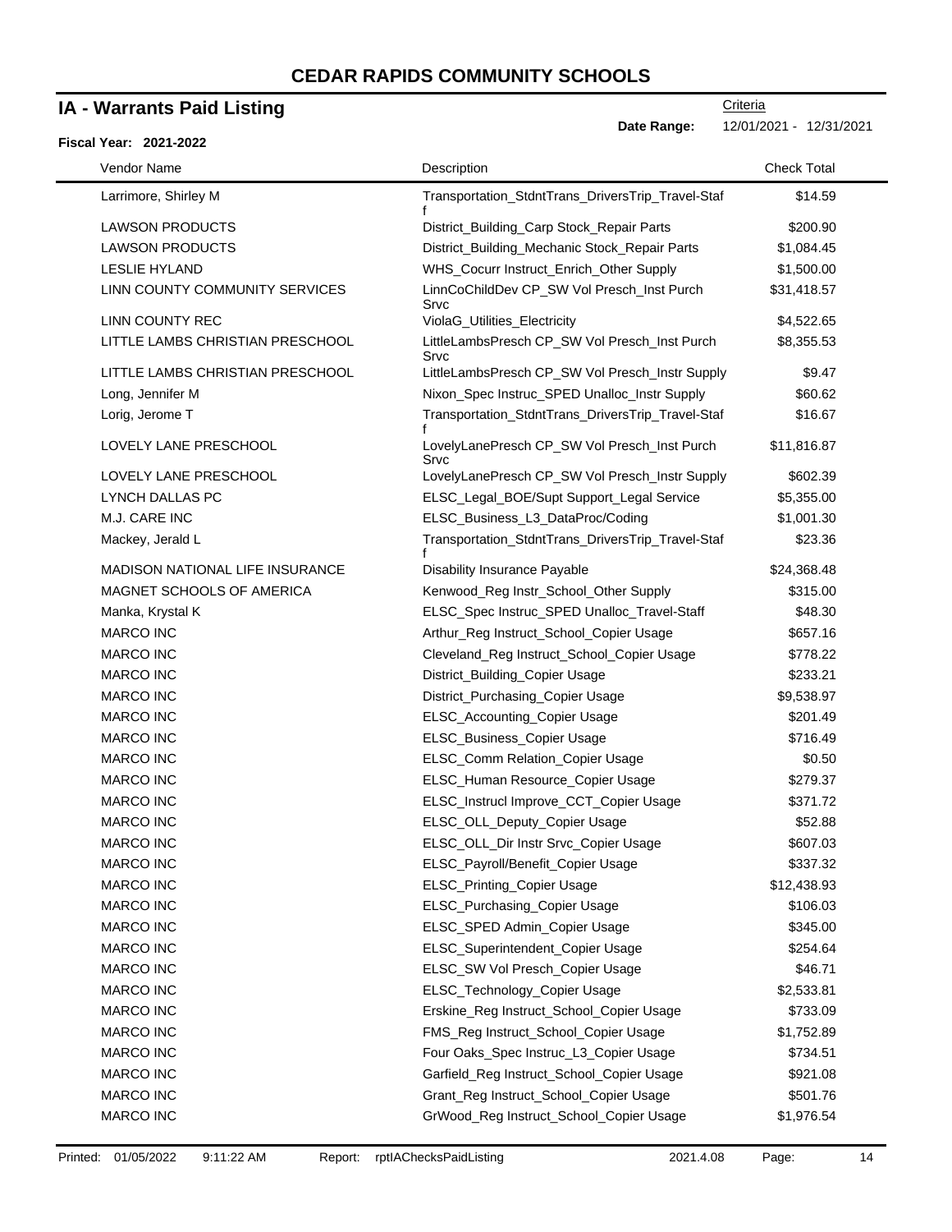# CEDAR RAPIDS COMMUNITY SCHOOLS

## IA - Warrants Paid Listing

Criteria

**Date Range:** 12/01/2021 - 12/31/2021

**Fiscal Year: 2021-2022**

| Vendor Name | Description | Check Total |
|---|---|---|
| Larrimore, Shirley M | Transportation_StdntTrans_DriversTrip_Travel-Staff | $14.59 |
| LAWSON PRODUCTS | District_Building_Carp Stock_Repair Parts | $200.90 |
| LAWSON PRODUCTS | District_Building_Mechanic Stock_Repair Parts | $1,084.45 |
| LESLIE HYLAND | WHS_Cocurr Instruct_Enrich_Other Supply | $1,500.00 |
| LINN COUNTY COMMUNITY SERVICES | LinnCoChildDev CP_SW Vol Presch_Inst Purch Srvc | $31,418.57 |
| LINN COUNTY REC | ViolaG_Utilities_Electricity | $4,522.65 |
| LITTLE LAMBS CHRISTIAN PRESCHOOL | LittleLambsPresch CP_SW Vol Presch_Inst Purch Srvc | $8,355.53 |
| LITTLE LAMBS CHRISTIAN PRESCHOOL | LittleLambsPresch CP_SW Vol Presch_Instr Supply | $9.47 |
| Long, Jennifer M | Nixon_Spec Instruc_SPED Unalloc_Instr Supply | $60.62 |
| Lorig, Jerome T | Transportation_StdntTrans_DriversTrip_Travel-Staff | $16.67 |
| LOVELY LANE PRESCHOOL | LovelyLanePresch CP_SW Vol Presch_Inst Purch Srvc | $11,816.87 |
| LOVELY LANE PRESCHOOL | LovelyLanePresch CP_SW Vol Presch_Instr Supply | $602.39 |
| LYNCH DALLAS PC | ELSC_Legal_BOE/Supt Support_Legal Service | $5,355.00 |
| M.J. CARE INC | ELSC_Business_L3_DataProc/Coding | $1,001.30 |
| Mackey, Jerald L | Transportation_StdntTrans_DriversTrip_Travel-Staff | $23.36 |
| MADISON NATIONAL LIFE INSURANCE | Disability Insurance Payable | $24,368.48 |
| MAGNET SCHOOLS OF AMERICA | Kenwood_Reg Instr_School_Other Supply | $315.00 |
| Manka, Krystal K | ELSC_Spec Instruc_SPED Unalloc_Travel-Staff | $48.30 |
| MARCO INC | Arthur_Reg Instruct_School_Copier Usage | $657.16 |
| MARCO INC | Cleveland_Reg Instruct_School_Copier Usage | $778.22 |
| MARCO INC | District_Building_Copier Usage | $233.21 |
| MARCO INC | District_Purchasing_Copier Usage | $9,538.97 |
| MARCO INC | ELSC_Accounting_Copier Usage | $201.49 |
| MARCO INC | ELSC_Business_Copier Usage | $716.49 |
| MARCO INC | ELSC_Comm Relation_Copier Usage | $0.50 |
| MARCO INC | ELSC_Human Resource_Copier Usage | $279.37 |
| MARCO INC | ELSC_Instrucl Improve_CCT_Copier Usage | $371.72 |
| MARCO INC | ELSC_OLL_Deputy_Copier Usage | $52.88 |
| MARCO INC | ELSC_OLL_Dir Instr Srvc_Copier Usage | $607.03 |
| MARCO INC | ELSC_Payroll/Benefit_Copier Usage | $337.32 |
| MARCO INC | ELSC_Printing_Copier Usage | $12,438.93 |
| MARCO INC | ELSC_Purchasing_Copier Usage | $106.03 |
| MARCO INC | ELSC_SPED Admin_Copier Usage | $345.00 |
| MARCO INC | ELSC_Superintendent_Copier Usage | $254.64 |
| MARCO INC | ELSC_SW Vol Presch_Copier Usage | $46.71 |
| MARCO INC | ELSC_Technology_Copier Usage | $2,533.81 |
| MARCO INC | Erskine_Reg Instruct_School_Copier Usage | $733.09 |
| MARCO INC | FMS_Reg Instruct_School_Copier Usage | $1,752.89 |
| MARCO INC | Four Oaks_Spec Instruc_L3_Copier Usage | $734.51 |
| MARCO INC | Garfield_Reg Instruct_School_Copier Usage | $921.08 |
| MARCO INC | Grant_Reg Instruct_School_Copier Usage | $501.76 |
| MARCO INC | GrWood_Reg Instruct_School_Copier Usage | $1,976.54 |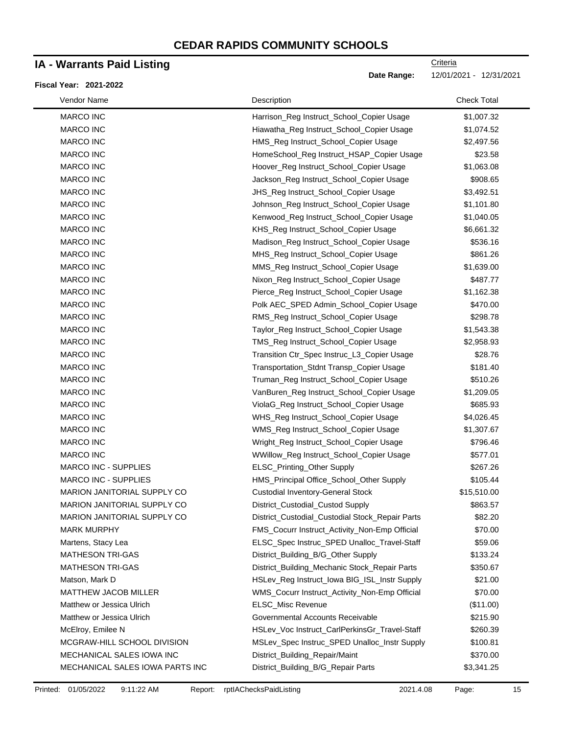# CEDAR RAPIDS COMMUNITY SCHOOLS

## IA - Warrants Paid Listing

Criteria

**Date Range:** 12/01/2021 - 12/31/2021

**Fiscal Year: 2021-2022**

| Vendor Name | Description | Check Total |
|---|---|---|
| MARCO INC | Harrison_Reg Instruct_School_Copier Usage | $1,007.32 |
| MARCO INC | Hiawatha_Reg Instruct_School_Copier Usage | $1,074.52 |
| MARCO INC | HMS_Reg Instruct_School_Copier Usage | $2,497.56 |
| MARCO INC | HomeSchool_Reg Instruct_HSAP_Copier Usage | $23.58 |
| MARCO INC | Hoover_Reg Instruct_School_Copier Usage | $1,063.08 |
| MARCO INC | Jackson_Reg Instruct_School_Copier Usage | $908.65 |
| MARCO INC | JHS_Reg Instruct_School_Copier Usage | $3,492.51 |
| MARCO INC | Johnson_Reg Instruct_School_Copier Usage | $1,101.80 |
| MARCO INC | Kenwood_Reg Instruct_School_Copier Usage | $1,040.05 |
| MARCO INC | KHS_Reg Instruct_School_Copier Usage | $6,661.32 |
| MARCO INC | Madison_Reg Instruct_School_Copier Usage | $536.16 |
| MARCO INC | MHS_Reg Instruct_School_Copier Usage | $861.26 |
| MARCO INC | MMS_Reg Instruct_School_Copier Usage | $1,639.00 |
| MARCO INC | Nixon_Reg Instruct_School_Copier Usage | $487.77 |
| MARCO INC | Pierce_Reg Instruct_School_Copier Usage | $1,162.38 |
| MARCO INC | Polk AEC_SPED Admin_School_Copier Usage | $470.00 |
| MARCO INC | RMS_Reg Instruct_School_Copier Usage | $298.78 |
| MARCO INC | Taylor_Reg Instruct_School_Copier Usage | $1,543.38 |
| MARCO INC | TMS_Reg Instruct_School_Copier Usage | $2,958.93 |
| MARCO INC | Transition Ctr_Spec Instruc_L3_Copier Usage | $28.76 |
| MARCO INC | Transportation_Stdnt Transp_Copier Usage | $181.40 |
| MARCO INC | Truman_Reg Instruct_School_Copier Usage | $510.26 |
| MARCO INC | VanBuren_Reg Instruct_School_Copier Usage | $1,209.05 |
| MARCO INC | ViolaG_Reg Instruct_School_Copier Usage | $685.93 |
| MARCO INC | WHS_Reg Instruct_School_Copier Usage | $4,026.45 |
| MARCO INC | WMS_Reg Instruct_School_Copier Usage | $1,307.67 |
| MARCO INC | Wright_Reg Instruct_School_Copier Usage | $796.46 |
| MARCO INC | WWillow_Reg Instruct_School_Copier Usage | $577.01 |
| MARCO INC - SUPPLIES | ELSC_Printing_Other Supply | $267.26 |
| MARCO INC - SUPPLIES | HMS_Principal Office_School_Other Supply | $105.44 |
| MARION JANITORIAL SUPPLY CO | Custodial Inventory-General Stock | $15,510.00 |
| MARION JANITORIAL SUPPLY CO | District_Custodial_Custod Supply | $863.57 |
| MARION JANITORIAL SUPPLY CO | District_Custodial_Custodial Stock_Repair Parts | $82.20 |
| MARK MURPHY | FMS_Cocurr Instruct_Activity_Non-Emp Official | $70.00 |
| Martens, Stacy Lea | ELSC_Spec Instruc_SPED Unalloc_Travel-Staff | $59.06 |
| MATHESON TRI-GAS | District_Building_B/G_Other Supply | $133.24 |
| MATHESON TRI-GAS | District_Building_Mechanic Stock_Repair Parts | $350.67 |
| Matson, Mark D | HSLev_Reg Instruct_Iowa BIG_ISL_Instr Supply | $21.00 |
| MATTHEW JACOB MILLER | WMS_Cocurr Instruct_Activity_Non-Emp Official | $70.00 |
| Matthew or Jessica Ulrich | ELSC_Misc Revenue | ($11.00) |
| Matthew or Jessica Ulrich | Governmental Accounts Receivable | $215.90 |
| McElroy, Emilee N | HSLev_Voc Instruct_CarlPerkinsGr_Travel-Staff | $260.39 |
| MCGRAW-HILL SCHOOL DIVISION | MSLev_Spec Instruc_SPED Unalloc_Instr Supply | $100.81 |
| MECHANICAL SALES IOWA INC | District_Building_Repair/Maint | $370.00 |
| MECHANICAL SALES IOWA PARTS INC | District_Building_B/G_Repair Parts | $3,341.25 |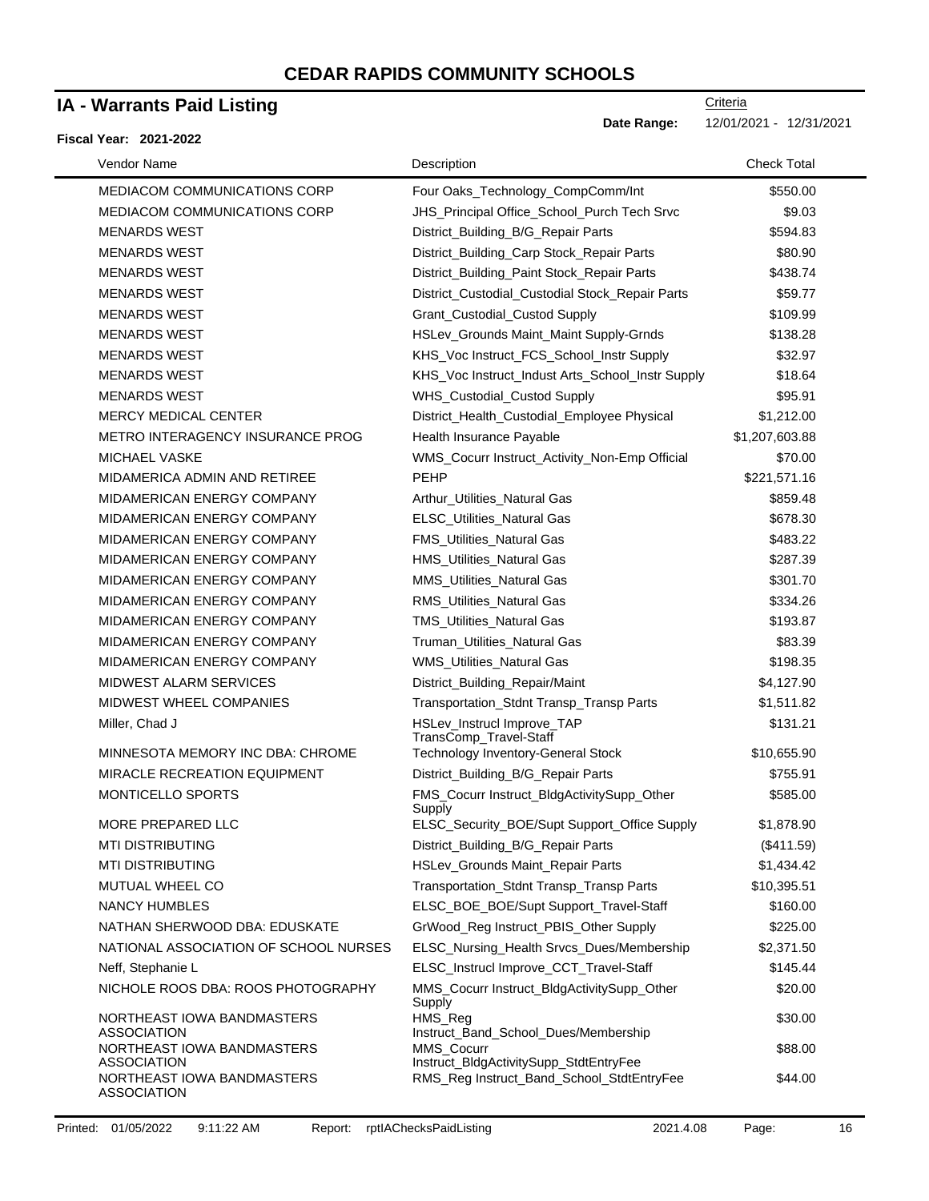# CEDAR RAPIDS COMMUNITY SCHOOLS

## IA - Warrants Paid Listing

**Fiscal Year: 2021-2022**

Criteria
**Date Range:** 12/01/2021 - 12/31/2021

| Vendor Name | Description | Check Total |
|---|---|---|
| MEDIACOM COMMUNICATIONS CORP | Four Oaks_Technology_CompComm/Int | $550.00 |
| MEDIACOM COMMUNICATIONS CORP | JHS_Principal Office_School_Purch Tech Srvc | $9.03 |
| MENARDS WEST | District_Building_B/G_Repair Parts | $594.83 |
| MENARDS WEST | District_Building_Carp Stock_Repair Parts | $80.90 |
| MENARDS WEST | District_Building_Paint Stock_Repair Parts | $438.74 |
| MENARDS WEST | District_Custodial_Custodial Stock_Repair Parts | $59.77 |
| MENARDS WEST | Grant_Custodial_Custod Supply | $109.99 |
| MENARDS WEST | HSLev_Grounds Maint_Maint Supply-Grnds | $138.28 |
| MENARDS WEST | KHS_Voc Instruct_FCS_School_Instr Supply | $32.97 |
| MENARDS WEST | KHS_Voc Instruct_Indust Arts_School_Instr Supply | $18.64 |
| MENARDS WEST | WHS_Custodial_Custod Supply | $95.91 |
| MERCY MEDICAL CENTER | District_Health_Custodial_Employee Physical | $1,212.00 |
| METRO INTERAGENCY INSURANCE PROG | Health Insurance Payable | $1,207,603.88 |
| MICHAEL VASKE | WMS_Cocurr Instruct_Activity_Non-Emp Official | $70.00 |
| MIDAMERICA ADMIN AND RETIREE | PEHP | $221,571.16 |
| MIDAMERICAN ENERGY COMPANY | Arthur_Utilities_Natural Gas | $859.48 |
| MIDAMERICAN ENERGY COMPANY | ELSC_Utilities_Natural Gas | $678.30 |
| MIDAMERICAN ENERGY COMPANY | FMS_Utilities_Natural Gas | $483.22 |
| MIDAMERICAN ENERGY COMPANY | HMS_Utilities_Natural Gas | $287.39 |
| MIDAMERICAN ENERGY COMPANY | MMS_Utilities_Natural Gas | $301.70 |
| MIDAMERICAN ENERGY COMPANY | RMS_Utilities_Natural Gas | $334.26 |
| MIDAMERICAN ENERGY COMPANY | TMS_Utilities_Natural Gas | $193.87 |
| MIDAMERICAN ENERGY COMPANY | Truman_Utilities_Natural Gas | $83.39 |
| MIDAMERICAN ENERGY COMPANY | WMS_Utilities_Natural Gas | $198.35 |
| MIDWEST ALARM SERVICES | District_Building_Repair/Maint | $4,127.90 |
| MIDWEST WHEEL COMPANIES | Transportation_Stdnt Transp_Transp Parts | $1,511.82 |
| Miller, Chad J | HSLev_Instrucl Improve_TAP TransComp_Travel-Staff | $131.21 |
| MINNESOTA MEMORY INC DBA: CHROME | Technology Inventory-General Stock | $10,655.90 |
| MIRACLE RECREATION EQUIPMENT | District_Building_B/G_Repair Parts | $755.91 |
| MONTICELLO SPORTS | FMS_Cocurr Instruct_BldgActivitySupp_Other Supply | $585.00 |
| MORE PREPARED LLC | ELSC_Security_BOE/Supt Support_Office Supply | $1,878.90 |
| MTI DISTRIBUTING | District_Building_B/G_Repair Parts | ($411.59) |
| MTI DISTRIBUTING | HSLev_Grounds Maint_Repair Parts | $1,434.42 |
| MUTUAL WHEEL CO | Transportation_Stdnt Transp_Transp Parts | $10,395.51 |
| NANCY HUMBLES | ELSC_BOE_BOE/Supt Support_Travel-Staff | $160.00 |
| NATHAN SHERWOOD DBA: EDUSKATE | GrWood_Reg Instruct_PBIS_Other Supply | $225.00 |
| NATIONAL ASSOCIATION OF SCHOOL NURSES | ELSC_Nursing_Health Srvcs_Dues/Membership | $2,371.50 |
| Neff, Stephanie L | ELSC_Instrucl Improve_CCT_Travel-Staff | $145.44 |
| NICHOLE ROOS DBA: ROOS PHOTOGRAPHY | MMS_Cocurr Instruct_BldgActivitySupp_Other Supply | $20.00 |
| NORTHEAST IOWA BANDMASTERS ASSOCIATION | HMS_Reg Instruct_Band_School_Dues/Membership | $30.00 |
| NORTHEAST IOWA BANDMASTERS ASSOCIATION | MMS_Cocurr Instruct_BldgActivitySupp_StdtEntryFee | $88.00 |
| NORTHEAST IOWA BANDMASTERS ASSOCIATION | RMS_Reg Instruct_Band_School_StdtEntryFee | $44.00 |

Printed: 01/05/2022 9:11:22 AM Report: rptIAChecksPaidListing 2021.4.08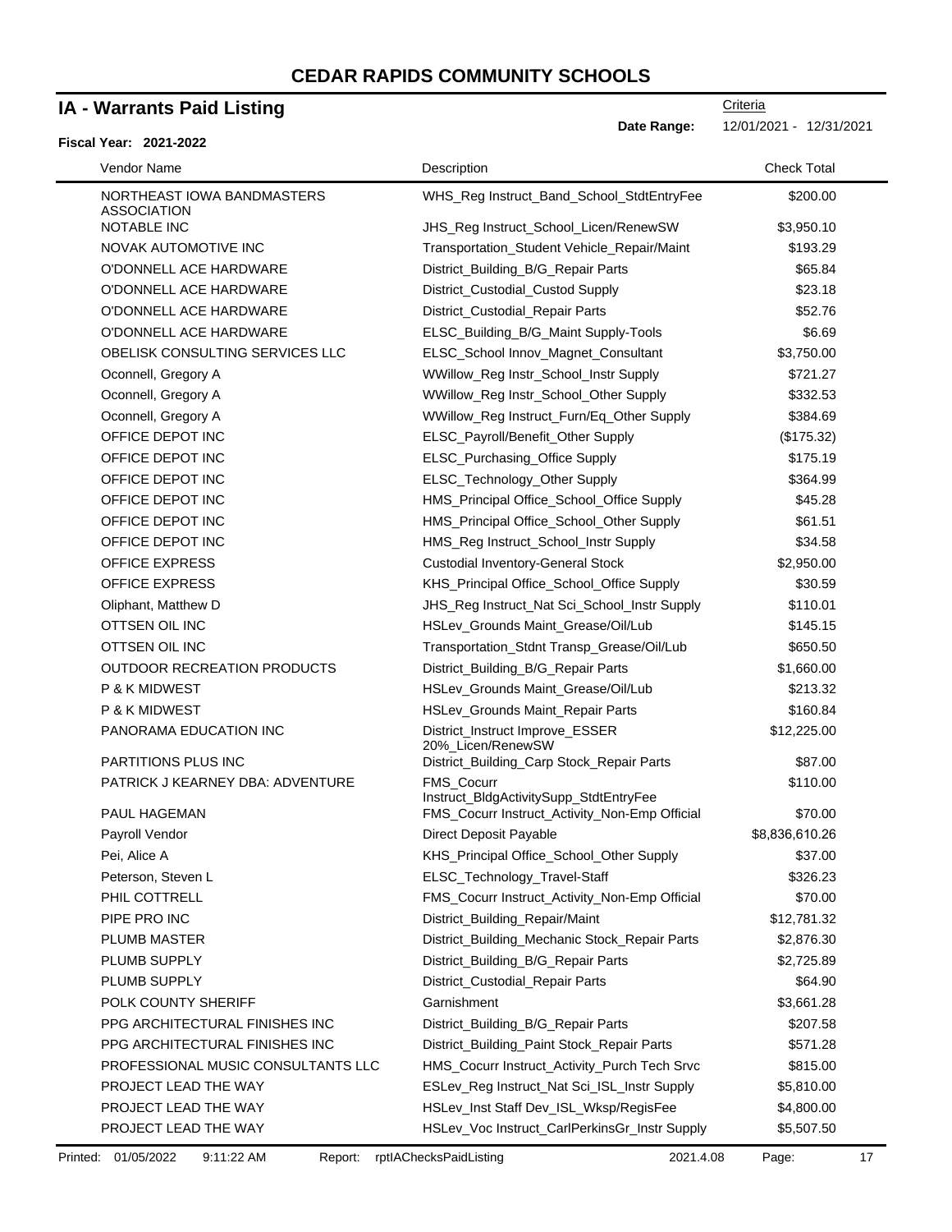# CEDAR RAPIDS COMMUNITY SCHOOLS

## IA - Warrants Paid Listing

Criteria

**Date Range:** 12/01/2021 - 12/31/2021

**Fiscal Year: 2021-2022**

| Vendor Name | Description | Check Total |
|---|---|---|
| NORTHEAST IOWA BANDMASTERS ASSOCIATION | WHS_Reg Instruct_Band_School_StdtEntryFee | $200.00 |
| NOTABLE INC | JHS_Reg Instruct_School_Licen/RenewSW | $3,950.10 |
| NOVAK AUTOMOTIVE INC | Transportation_Student Vehicle_Repair/Maint | $193.29 |
| O'DONNELL ACE HARDWARE | District_Building_B/G_Repair Parts | $65.84 |
| O'DONNELL ACE HARDWARE | District_Custodial_Custod Supply | $23.18 |
| O'DONNELL ACE HARDWARE | District_Custodial_Repair Parts | $52.76 |
| O'DONNELL ACE HARDWARE | ELSC_Building_B/G_Maint Supply-Tools | $6.69 |
| OBELISK CONSULTING SERVICES LLC | ELSC_School Innov_Magnet_Consultant | $3,750.00 |
| Oconnell, Gregory A | WWillow_Reg Instr_School_Instr Supply | $721.27 |
| Oconnell, Gregory A | WWillow_Reg Instr_School_Other Supply | $332.53 |
| Oconnell, Gregory A | WWillow_Reg Instruct_Furn/Eq_Other Supply | $384.69 |
| OFFICE DEPOT INC | ELSC_Payroll/Benefit_Other Supply | ($175.32) |
| OFFICE DEPOT INC | ELSC_Purchasing_Office Supply | $175.19 |
| OFFICE DEPOT INC | ELSC_Technology_Other Supply | $364.99 |
| OFFICE DEPOT INC | HMS_Principal Office_School_Office Supply | $45.28 |
| OFFICE DEPOT INC | HMS_Principal Office_School_Other Supply | $61.51 |
| OFFICE DEPOT INC | HMS_Reg Instruct_School_Instr Supply | $34.58 |
| OFFICE EXPRESS | Custodial Inventory-General Stock | $2,950.00 |
| OFFICE EXPRESS | KHS_Principal Office_School_Office Supply | $30.59 |
| Oliphant, Matthew D | JHS_Reg Instruct_Nat Sci_School_Instr Supply | $110.01 |
| OTTSEN OIL INC | HSLev_Grounds Maint_Grease/Oil/Lub | $145.15 |
| OTTSEN OIL INC | Transportation_Stdnt Transp_Grease/Oil/Lub | $650.50 |
| OUTDOOR RECREATION PRODUCTS | District_Building_B/G_Repair Parts | $1,660.00 |
| P & K MIDWEST | HSLev_Grounds Maint_Grease/Oil/Lub | $213.32 |
| P & K MIDWEST | HSLev_Grounds Maint_Repair Parts | $160.84 |
| PANORAMA EDUCATION INC | District_Instruct Improve_ESSER 20%_Licen/RenewSW | $12,225.00 |
| PARTITIONS PLUS INC | District_Building_Carp Stock_Repair Parts | $87.00 |
| PATRICK J KEARNEY DBA: ADVENTURE | FMS_Cocurr Instruct_BldgActivitySupp_StdtEntryFee | $110.00 |
| PAUL HAGEMAN | FMS_Cocurr Instruct_Activity_Non-Emp Official | $70.00 |
| Payroll Vendor | Direct Deposit Payable | $8,836,610.26 |
| Pei, Alice A | KHS_Principal Office_School_Other Supply | $37.00 |
| Peterson, Steven L | ELSC_Technology_Travel-Staff | $326.23 |
| PHIL COTTRELL | FMS_Cocurr Instruct_Activity_Non-Emp Official | $70.00 |
| PIPE PRO INC | District_Building_Repair/Maint | $12,781.32 |
| PLUMB MASTER | District_Building_Mechanic Stock_Repair Parts | $2,876.30 |
| PLUMB SUPPLY | District_Building_B/G_Repair Parts | $2,725.89 |
| PLUMB SUPPLY | District_Custodial_Repair Parts | $64.90 |
| POLK COUNTY SHERIFF | Garnishment | $3,661.28 |
| PPG ARCHITECTURAL FINISHES INC | District_Building_B/G_Repair Parts | $207.58 |
| PPG ARCHITECTURAL FINISHES INC | District_Building_Paint Stock_Repair Parts | $571.28 |
| PROFESSIONAL MUSIC CONSULTANTS LLC | HMS_Cocurr Instruct_Activity_Purch Tech Srvc | $815.00 |
| PROJECT LEAD THE WAY | ESLev_Reg Instruct_Nat Sci_ISL_Instr Supply | $5,810.00 |
| PROJECT LEAD THE WAY | HSLev_Inst Staff Dev_ISL_Wksp/RegisFee | $4,800.00 |
| PROJECT LEAD THE WAY | HSLev_Voc Instruct_CarlPerkinsGr_Instr Supply | $5,507.50 |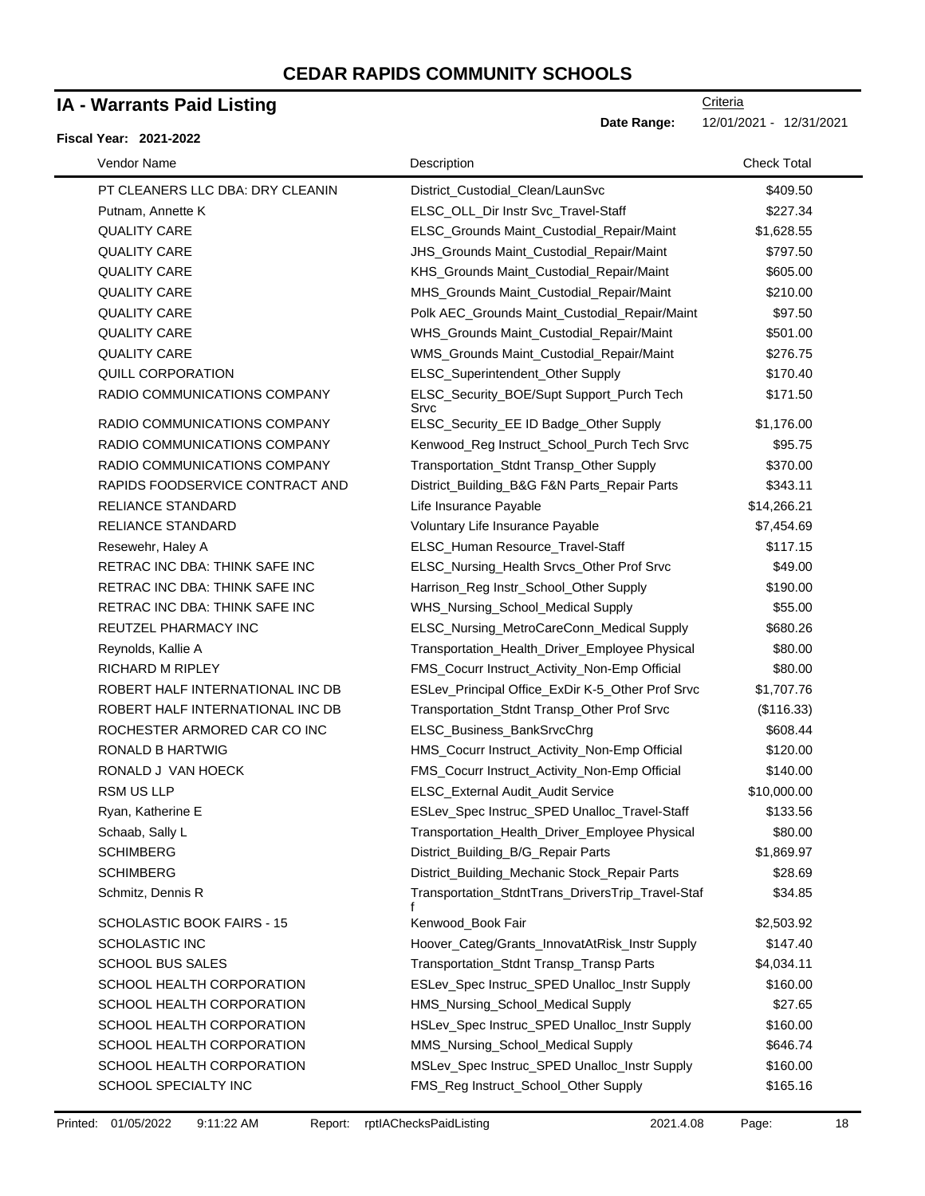# CEDAR RAPIDS COMMUNITY SCHOOLS

## IA - Warrants Paid Listing

Criteria

**Date Range:** 12/01/2021 - 12/31/2021

**Fiscal Year: 2021-2022**

| Vendor Name | Description | Check Total |
|---|---|---|
| PT CLEANERS LLC DBA: DRY CLEANIN | District_Custodial_Clean/LaunSvc | $409.50 |
| Putnam, Annette K | ELSC_OLL_Dir Instr Svc_Travel-Staff | $227.34 |
| QUALITY CARE | ELSC_Grounds Maint_Custodial_Repair/Maint | $1,628.55 |
| QUALITY CARE | JHS_Grounds Maint_Custodial_Repair/Maint | $797.50 |
| QUALITY CARE | KHS_Grounds Maint_Custodial_Repair/Maint | $605.00 |
| QUALITY CARE | MHS_Grounds Maint_Custodial_Repair/Maint | $210.00 |
| QUALITY CARE | Polk AEC_Grounds Maint_Custodial_Repair/Maint | $97.50 |
| QUALITY CARE | WHS_Grounds Maint_Custodial_Repair/Maint | $501.00 |
| QUALITY CARE | WMS_Grounds Maint_Custodial_Repair/Maint | $276.75 |
| QUILL CORPORATION | ELSC_Superintendent_Other Supply | $170.40 |
| RADIO COMMUNICATIONS COMPANY | ELSC_Security_BOE/Supt Support_Purch Tech Srvc | $171.50 |
| RADIO COMMUNICATIONS COMPANY | ELSC_Security_EE ID Badge_Other Supply | $1,176.00 |
| RADIO COMMUNICATIONS COMPANY | Kenwood_Reg Instruct_School_Purch Tech Srvc | $95.75 |
| RADIO COMMUNICATIONS COMPANY | Transportation_Stdnt Transp_Other Supply | $370.00 |
| RAPIDS FOODSERVICE CONTRACT AND | District_Building_B&G F&N Parts_Repair Parts | $343.11 |
| RELIANCE STANDARD | Life Insurance Payable | $14,266.21 |
| RELIANCE STANDARD | Voluntary Life Insurance Payable | $7,454.69 |
| Resewehr, Haley A | ELSC_Human Resource_Travel-Staff | $117.15 |
| RETRAC INC DBA: THINK SAFE INC | ELSC_Nursing_Health Srvcs_Other Prof Srvc | $49.00 |
| RETRAC INC DBA: THINK SAFE INC | Harrison_Reg Instr_School_Other Supply | $190.00 |
| RETRAC INC DBA: THINK SAFE INC | WHS_Nursing_School_Medical Supply | $55.00 |
| REUTZEL PHARMACY INC | ELSC_Nursing_MetroCareConn_Medical Supply | $680.26 |
| Reynolds, Kallie A | Transportation_Health_Driver_Employee Physical | $80.00 |
| RICHARD M RIPLEY | FMS_Cocurr Instruct_Activity_Non-Emp Official | $80.00 |
| ROBERT HALF INTERNATIONAL INC DB | ESLev_Principal Office_ExDir K-5_Other Prof Srvc | $1,707.76 |
| ROBERT HALF INTERNATIONAL INC DB | Transportation_Stdnt Transp_Other Prof Srvc | ($116.33) |
| ROCHESTER ARMORED CAR CO INC | ELSC_Business_BankSrvcChrg | $608.44 |
| RONALD B HARTWIG | HMS_Cocurr Instruct_Activity_Non-Emp Official | $120.00 |
| RONALD J VAN HOECK | FMS_Cocurr Instruct_Activity_Non-Emp Official | $140.00 |
| RSM US LLP | ELSC_External Audit_Audit Service | $10,000.00 |
| Ryan, Katherine E | ESLev_Spec Instruc_SPED Unalloc_Travel-Staff | $133.56 |
| Schaab, Sally L | Transportation_Health_Driver_Employee Physical | $80.00 |
| SCHIMBERG | District_Building_B/G_Repair Parts | $1,869.97 |
| SCHIMBERG | District_Building_Mechanic Stock_Repair Parts | $28.69 |
| Schmitz, Dennis R | Transportation_StdntTrans_DriversTrip_Travel-Staff | $34.85 |
| SCHOLASTIC BOOK FAIRS - 15 | Kenwood_Book Fair | $2,503.92 |
| SCHOLASTIC INC | Hoover_Categ/Grants_InnovatAtRisk_Instr Supply | $147.40 |
| SCHOOL BUS SALES | Transportation_Stdnt Transp_Transp Parts | $4,034.11 |
| SCHOOL HEALTH CORPORATION | ESLev_Spec Instruc_SPED Unalloc_Instr Supply | $160.00 |
| SCHOOL HEALTH CORPORATION | HMS_Nursing_School_Medical Supply | $27.65 |
| SCHOOL HEALTH CORPORATION | HSLev_Spec Instruc_SPED Unalloc_Instr Supply | $160.00 |
| SCHOOL HEALTH CORPORATION | MMS_Nursing_School_Medical Supply | $646.74 |
| SCHOOL HEALTH CORPORATION | MSLev_Spec Instruc_SPED Unalloc_Instr Supply | $160.00 |
| SCHOOL SPECIALTY INC | FMS_Reg Instruct_School_Other Supply | $165.16 |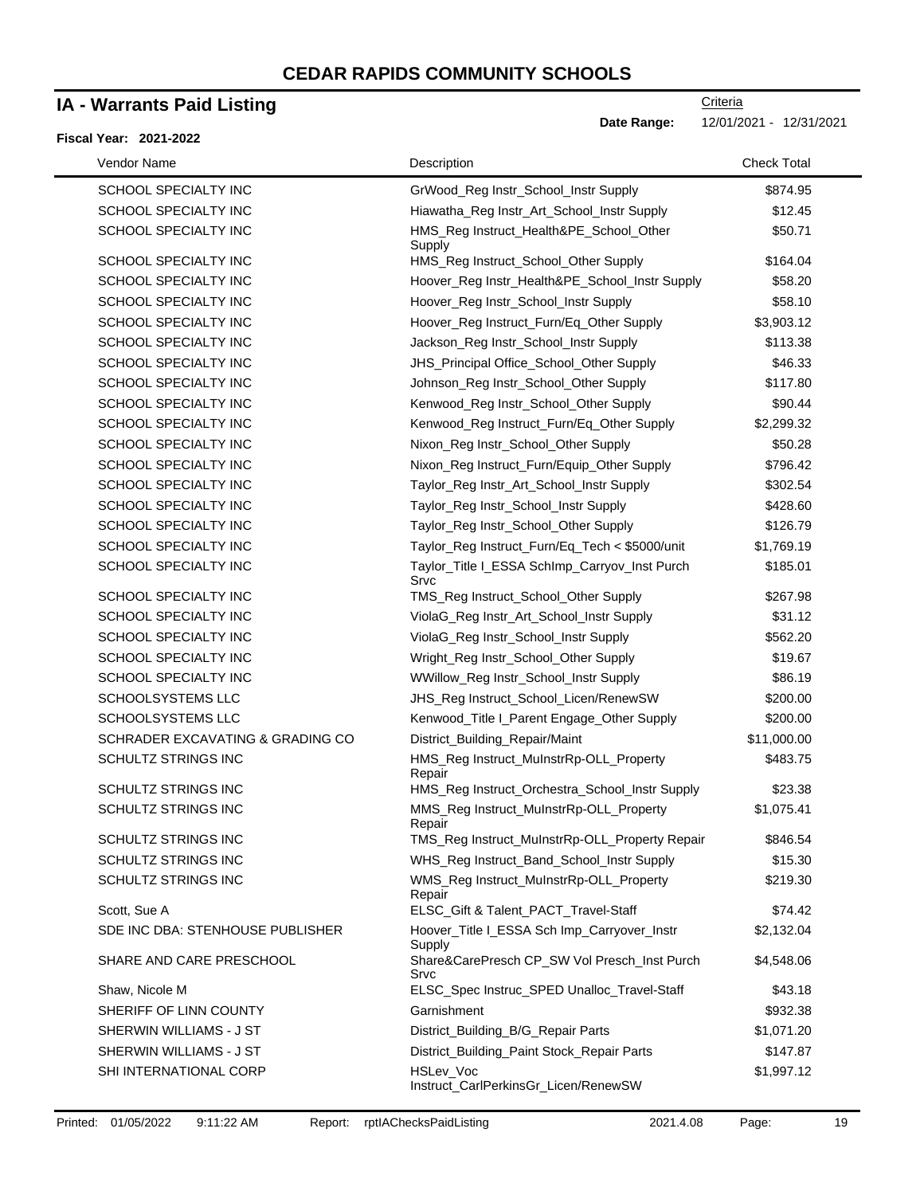# CEDAR RAPIDS COMMUNITY SCHOOLS

## IA - Warrants Paid Listing

**Fiscal Year: 2021-2022**

Criteria

**Date Range:** 12/01/2021 - 12/31/2021

| Vendor Name | Description | Check Total |
|---|---|---|
| SCHOOL SPECIALTY INC | GrWood_Reg Instr_School_Instr Supply | $874.95 |
| SCHOOL SPECIALTY INC | Hiawatha_Reg Instr_Art_School_Instr Supply | $12.45 |
| SCHOOL SPECIALTY INC | HMS_Reg Instruct_Health&PE_School_Other Supply | $50.71 |
| SCHOOL SPECIALTY INC | HMS_Reg Instruct_School_Other Supply | $164.04 |
| SCHOOL SPECIALTY INC | Hoover_Reg Instr_Health&PE_School_Instr Supply | $58.20 |
| SCHOOL SPECIALTY INC | Hoover_Reg Instr_School_Instr Supply | $58.10 |
| SCHOOL SPECIALTY INC | Hoover_Reg Instruct_Furn/Eq_Other Supply | $3,903.12 |
| SCHOOL SPECIALTY INC | Jackson_Reg Instr_School_Instr Supply | $113.38 |
| SCHOOL SPECIALTY INC | JHS_Principal Office_School_Other Supply | $46.33 |
| SCHOOL SPECIALTY INC | Johnson_Reg Instr_School_Other Supply | $117.80 |
| SCHOOL SPECIALTY INC | Kenwood_Reg Instr_School_Other Supply | $90.44 |
| SCHOOL SPECIALTY INC | Kenwood_Reg Instruct_Furn/Eq_Other Supply | $2,299.32 |
| SCHOOL SPECIALTY INC | Nixon_Reg Instr_School_Other Supply | $50.28 |
| SCHOOL SPECIALTY INC | Nixon_Reg Instruct_Furn/Equip_Other Supply | $796.42 |
| SCHOOL SPECIALTY INC | Taylor_Reg Instr_Art_School_Instr Supply | $302.54 |
| SCHOOL SPECIALTY INC | Taylor_Reg Instr_School_Instr Supply | $428.60 |
| SCHOOL SPECIALTY INC | Taylor_Reg Instr_School_Other Supply | $126.79 |
| SCHOOL SPECIALTY INC | Taylor_Reg Instruct_Furn/Eq_Tech < $5000/unit | $1,769.19 |
| SCHOOL SPECIALTY INC | Taylor_Title I_ESSA SchImp_Carryov_Inst Purch Srvc | $185.01 |
| SCHOOL SPECIALTY INC | TMS_Reg Instruct_School_Other Supply | $267.98 |
| SCHOOL SPECIALTY INC | ViolaG_Reg Instr_Art_School_Instr Supply | $31.12 |
| SCHOOL SPECIALTY INC | ViolaG_Reg Instr_School_Instr Supply | $562.20 |
| SCHOOL SPECIALTY INC | Wright_Reg Instr_School_Other Supply | $19.67 |
| SCHOOL SPECIALTY INC | WWillow_Reg Instr_School_Instr Supply | $86.19 |
| SCHOOLSYSTEMS LLC | JHS_Reg Instruct_School_Licen/RenewSW | $200.00 |
| SCHOOLSYSTEMS LLC | Kenwood_Title I_Parent Engage_Other Supply | $200.00 |
| SCHRADER EXCAVATING & GRADING CO | District_Building_Repair/Maint | $11,000.00 |
| SCHULTZ STRINGS INC | HMS_Reg Instruct_MuInstrRp-OLL_Property Repair | $483.75 |
| SCHULTZ STRINGS INC | HMS_Reg Instruct_Orchestra_School_Instr Supply | $23.38 |
| SCHULTZ STRINGS INC | MMS_Reg Instruct_MuInstrRp-OLL_Property Repair | $1,075.41 |
| SCHULTZ STRINGS INC | TMS_Reg Instruct_MuInstrRp-OLL_Property Repair | $846.54 |
| SCHULTZ STRINGS INC | WHS_Reg Instruct_Band_School_Instr Supply | $15.30 |
| SCHULTZ STRINGS INC | WMS_Reg Instruct_MuInstrRp-OLL_Property Repair | $219.30 |
| Scott, Sue A | ELSC_Gift & Talent_PACT_Travel-Staff | $74.42 |
| SDE INC DBA: STENHOUSE PUBLISHER | Hoover_Title I_ESSA Sch Imp_Carryover_Instr Supply | $2,132.04 |
| SHARE AND CARE PRESCHOOL | Share&CarePresch CP_SW Vol Presch_Inst Purch Srvc | $4,548.06 |
| Shaw, Nicole M | ELSC_Spec Instruc_SPED Unalloc_Travel-Staff | $43.18 |
| SHERIFF OF LINN COUNTY | Garnishment | $932.38 |
| SHERWIN WILLIAMS - J ST | District_Building_B/G_Repair Parts | $1,071.20 |
| SHERWIN WILLIAMS - J ST | District_Building_Paint Stock_Repair Parts | $147.87 |
| SHI INTERNATIONAL CORP | HSLev_Voc Instruct_CarlPerkinsGr_Licen/RenewSW | $1,997.12 |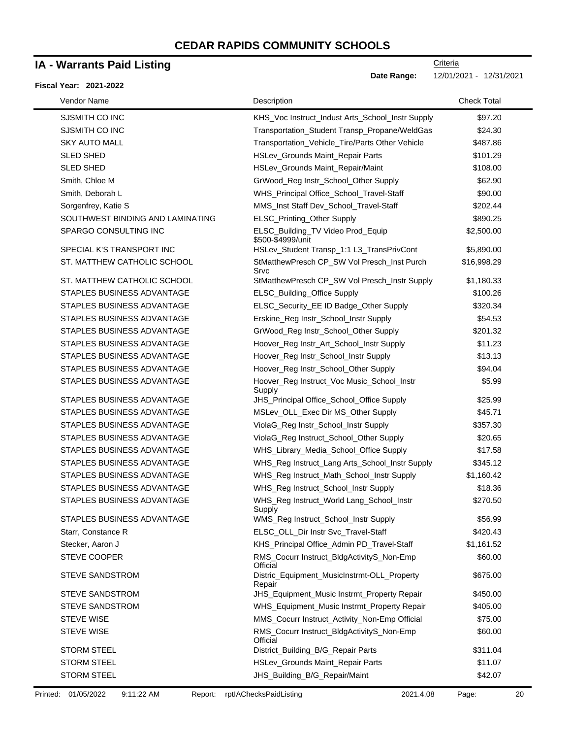# CEDAR RAPIDS COMMUNITY SCHOOLS

## IA - Warrants Paid Listing

Criteria

**Date Range:** 12/01/2021 - 12/31/2021

**Fiscal Year: 2021-2022**

| Vendor Name | Description | Check Total |
|---|---|---|
| SJSMITH CO INC | KHS_Voc Instruct_Indust Arts_School_Instr Supply | $97.20 |
| SJSMITH CO INC | Transportation_Student Transp_Propane/WeldGas | $24.30 |
| SKY AUTO MALL | Transportation_Vehicle_Tire/Parts Other Vehicle | $487.86 |
| SLED SHED | HSLev_Grounds Maint_Repair Parts | $101.29 |
| SLED SHED | HSLev_Grounds Maint_Repair/Maint | $108.00 |
| Smith, Chloe M | GrWood_Reg Instr_School_Other Supply | $62.90 |
| Smith, Deborah L | WHS_Principal Office_School_Travel-Staff | $90.00 |
| Sorgenfrey, Katie S | MMS_Inst Staff Dev_School_Travel-Staff | $202.44 |
| SOUTHWEST BINDING AND LAMINATING | ELSC_Printing_Other Supply | $890.25 |
| SPARGO CONSULTING INC | ELSC_Building_TV Video Prod_Equip $500-$4999/unit | $2,500.00 |
| SPECIAL K'S TRANSPORT INC | HSLev_Student Transp_1:1 L3_TransPrivCont | $5,890.00 |
| ST. MATTHEW CATHOLIC SCHOOL | StMatthewPresch CP_SW Vol Presch_Inst Purch Srvc | $16,998.29 |
| ST. MATTHEW CATHOLIC SCHOOL | StMatthewPresch CP_SW Vol Presch_Instr Supply | $1,180.33 |
| STAPLES BUSINESS ADVANTAGE | ELSC_Building_Office Supply | $100.26 |
| STAPLES BUSINESS ADVANTAGE | ELSC_Security_EE ID Badge_Other Supply | $320.34 |
| STAPLES BUSINESS ADVANTAGE | Erskine_Reg Instr_School_Instr Supply | $54.53 |
| STAPLES BUSINESS ADVANTAGE | GrWood_Reg Instr_School_Other Supply | $201.32 |
| STAPLES BUSINESS ADVANTAGE | Hoover_Reg Instr_Art_School_Instr Supply | $11.23 |
| STAPLES BUSINESS ADVANTAGE | Hoover_Reg Instr_School_Instr Supply | $13.13 |
| STAPLES BUSINESS ADVANTAGE | Hoover_Reg Instr_School_Other Supply | $94.04 |
| STAPLES BUSINESS ADVANTAGE | Hoover_Reg Instruct_Voc Music_School_Instr Supply | $5.99 |
| STAPLES BUSINESS ADVANTAGE | JHS_Principal Office_School_Office Supply | $25.99 |
| STAPLES BUSINESS ADVANTAGE | MSLev_OLL_Exec Dir MS_Other Supply | $45.71 |
| STAPLES BUSINESS ADVANTAGE | ViolaG_Reg Instr_School_Instr Supply | $357.30 |
| STAPLES BUSINESS ADVANTAGE | ViolaG_Reg Instruct_School_Other Supply | $20.65 |
| STAPLES BUSINESS ADVANTAGE | WHS_Library_Media_School_Office Supply | $17.58 |
| STAPLES BUSINESS ADVANTAGE | WHS_Reg Instruct_Lang Arts_School_Instr Supply | $345.12 |
| STAPLES BUSINESS ADVANTAGE | WHS_Reg Instruct_Math_School_Instr Supply | $1,160.42 |
| STAPLES BUSINESS ADVANTAGE | WHS_Reg Instruct_School_Instr Supply | $18.36 |
| STAPLES BUSINESS ADVANTAGE | WHS_Reg Instruct_World Lang_School_Instr Supply | $270.50 |
| STAPLES BUSINESS ADVANTAGE | WMS_Reg Instruct_School_Instr Supply | $56.99 |
| Starr, Constance R | ELSC_OLL_Dir Instr Svc_Travel-Staff | $420.43 |
| Stecker, Aaron J | KHS_Principal Office_Admin PD_Travel-Staff | $1,161.52 |
| STEVE COOPER | RMS_Cocurr Instruct_BldgActivityS_Non-Emp Official | $60.00 |
| STEVE SANDSTROM | Distric_Equipment_MusicInstrmt-OLL_Property Repair | $675.00 |
| STEVE SANDSTROM | JHS_Equipment_Music Instrmt_Property Repair | $450.00 |
| STEVE SANDSTROM | WHS_Equipment_Music Instrmt_Property Repair | $405.00 |
| STEVE WISE | MMS_Cocurr Instruct_Activity_Non-Emp Official | $75.00 |
| STEVE WISE | RMS_Cocurr Instruct_BldgActivityS_Non-Emp Official | $60.00 |
| STORM STEEL | District_Building_B/G_Repair Parts | $311.04 |
| STORM STEEL | HSLev_Grounds Maint_Repair Parts | $11.07 |
| STORM STEEL | JHS_Building_B/G_Repair/Maint | $42.07 |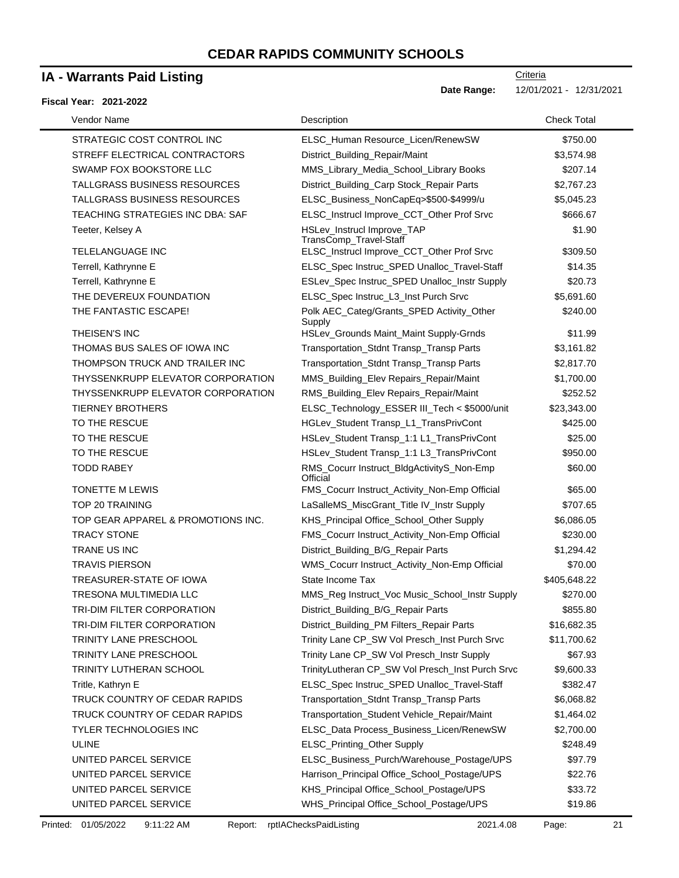# CEDAR RAPIDS COMMUNITY SCHOOLS

## IA - Warrants Paid Listing

**Fiscal Year: 2021-2022**

Criteria

**Date Range:** 12/01/2021 - 12/31/2021

| Vendor Name | Description | Check Total |
|---|---|---|
| STRATEGIC COST CONTROL INC | ELSC_Human Resource_Licen/RenewSW | $750.00 |
| STREFF ELECTRICAL CONTRACTORS | District_Building_Repair/Maint | $3,574.98 |
| SWAMP FOX BOOKSTORE LLC | MMS_Library_Media_School_Library Books | $207.14 |
| TALLGRASS BUSINESS RESOURCES | District_Building_Carp Stock_Repair Parts | $2,767.23 |
| TALLGRASS BUSINESS RESOURCES | ELSC_Business_NonCapEq>$500-$4999/u | $5,045.23 |
| TEACHING STRATEGIES INC DBA: SAF | ELSC_Instrucl Improve_CCT_Other Prof Srvc | $666.67 |
| Teeter, Kelsey A | HSLev_Instrucl Improve_TAP TransComp_Travel-Staff | $1.90 |
| TELELANGUAGE INC | ELSC_Instrucl Improve_CCT_Other Prof Srvc | $309.50 |
| Terrell, Kathrynne E | ELSC_Spec Instruc_SPED Unalloc_Travel-Staff | $14.35 |
| Terrell, Kathrynne E | ESLev_Spec Instruc_SPED Unalloc_Instr Supply | $20.73 |
| THE DEVEREUX FOUNDATION | ELSC_Spec Instruc_L3_Inst Purch Srvc | $5,691.60 |
| THE FANTASTIC ESCAPE! | Polk AEC_Categ/Grants_SPED Activity_Other Supply | $240.00 |
| THEISEN'S INC | HSLev_Grounds Maint_Maint Supply-Grnds | $11.99 |
| THOMAS BUS SALES OF IOWA INC | Transportation_Stdnt Transp_Transp Parts | $3,161.82 |
| THOMPSON TRUCK AND TRAILER INC | Transportation_Stdnt Transp_Transp Parts | $2,817.70 |
| THYSSENKRUPP ELEVATOR CORPORATION | MMS_Building_Elev Repairs_Repair/Maint | $1,700.00 |
| THYSSENKRUPP ELEVATOR CORPORATION | RMS_Building_Elev Repairs_Repair/Maint | $252.52 |
| TIERNEY BROTHERS | ELSC_Technology_ESSER III_Tech < $5000/unit | $23,343.00 |
| TO THE RESCUE | HGLev_Student Transp_L1_TransPrivCont | $425.00 |
| TO THE RESCUE | HSLev_Student Transp_1:1 L1_TransPrivCont | $25.00 |
| TO THE RESCUE | HSLev_Student Transp_1:1 L3_TransPrivCont | $950.00 |
| TODD RABEY | RMS_Cocurr Instruct_BldgActivityS_Non-Emp Official | $60.00 |
| TONETTE M LEWIS | FMS_Cocurr Instruct_Activity_Non-Emp Official | $65.00 |
| TOP 20 TRAINING | LaSalleMS_MiscGrant_Title IV_Instr Supply | $707.65 |
| TOP GEAR APPAREL & PROMOTIONS INC. | KHS_Principal Office_School_Other Supply | $6,086.05 |
| TRACY STONE | FMS_Cocurr Instruct_Activity_Non-Emp Official | $230.00 |
| TRANE US INC | District_Building_B/G_Repair Parts | $1,294.42 |
| TRAVIS PIERSON | WMS_Cocurr Instruct_Activity_Non-Emp Official | $70.00 |
| TREASURER-STATE OF IOWA | State Income Tax | $405,648.22 |
| TRESONA MULTIMEDIA LLC | MMS_Reg Instruct_Voc Music_School_Instr Supply | $270.00 |
| TRI-DIM FILTER CORPORATION | District_Building_B/G_Repair Parts | $855.80 |
| TRI-DIM FILTER CORPORATION | District_Building_PM Filters_Repair Parts | $16,682.35 |
| TRINITY LANE PRESCHOOL | Trinity Lane CP_SW Vol Presch_Inst Purch Srvc | $11,700.62 |
| TRINITY LANE PRESCHOOL | Trinity Lane CP_SW Vol Presch_Instr Supply | $67.93 |
| TRINITY LUTHERAN SCHOOL | TrinityLutheran CP_SW Vol Presch_Inst Purch Srvc | $9,600.33 |
| Tritle, Kathryn E | ELSC_Spec Instruc_SPED Unalloc_Travel-Staff | $382.47 |
| TRUCK COUNTRY OF CEDAR RAPIDS | Transportation_Stdnt Transp_Transp Parts | $6,068.82 |
| TRUCK COUNTRY OF CEDAR RAPIDS | Transportation_Student Vehicle_Repair/Maint | $1,464.02 |
| TYLER TECHNOLOGIES INC | ELSC_Data Process_Business_Licen/RenewSW | $2,700.00 |
| ULINE | ELSC_Printing_Other Supply | $248.49 |
| UNITED PARCEL SERVICE | ELSC_Business_Purch/Warehouse_Postage/UPS | $97.79 |
| UNITED PARCEL SERVICE | Harrison_Principal Office_School_Postage/UPS | $22.76 |
| UNITED PARCEL SERVICE | KHS_Principal Office_School_Postage/UPS | $33.72 |
| UNITED PARCEL SERVICE | WHS_Principal Office_School_Postage/UPS | $19.86 |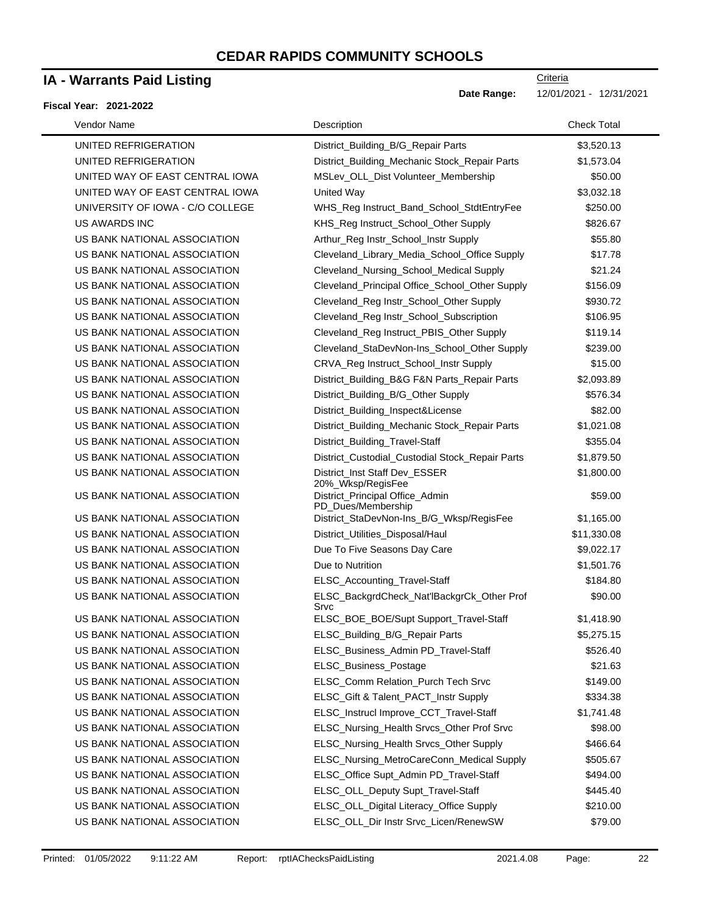# CEDAR RAPIDS COMMUNITY SCHOOLS

## IA - Warrants Paid Listing

**Fiscal Year: 2021-2022**

Criteria

**Date Range:** 12/01/2021 - 12/31/2021

| Vendor Name | Description | Check Total |
|---|---|---|
| UNITED REFRIGERATION | District_Building_B/G_Repair Parts | $3,520.13 |
| UNITED REFRIGERATION | District_Building_Mechanic Stock_Repair Parts | $1,573.04 |
| UNITED WAY OF EAST CENTRAL IOWA | MSLev_OLL_Dist Volunteer_Membership | $50.00 |
| UNITED WAY OF EAST CENTRAL IOWA | United Way | $3,032.18 |
| UNIVERSITY OF IOWA - C/O COLLEGE | WHS_Reg Instruct_Band_School_StdtEntryFee | $250.00 |
| US AWARDS INC | KHS_Reg Instruct_School_Other Supply | $826.67 |
| US BANK NATIONAL ASSOCIATION | Arthur_Reg Instr_School_Instr Supply | $55.80 |
| US BANK NATIONAL ASSOCIATION | Cleveland_Library_Media_School_Office Supply | $17.78 |
| US BANK NATIONAL ASSOCIATION | Cleveland_Nursing_School_Medical Supply | $21.24 |
| US BANK NATIONAL ASSOCIATION | Cleveland_Principal Office_School_Other Supply | $156.09 |
| US BANK NATIONAL ASSOCIATION | Cleveland_Reg Instr_School_Other Supply | $930.72 |
| US BANK NATIONAL ASSOCIATION | Cleveland_Reg Instr_School_Subscription | $106.95 |
| US BANK NATIONAL ASSOCIATION | Cleveland_Reg Instruct_PBIS_Other Supply | $119.14 |
| US BANK NATIONAL ASSOCIATION | Cleveland_StaDevNon-Ins_School_Other Supply | $239.00 |
| US BANK NATIONAL ASSOCIATION | CRVA_Reg Instruct_School_Instr Supply | $15.00 |
| US BANK NATIONAL ASSOCIATION | District_Building_B&G F&N Parts_Repair Parts | $2,093.89 |
| US BANK NATIONAL ASSOCIATION | District_Building_B/G_Other Supply | $576.34 |
| US BANK NATIONAL ASSOCIATION | District_Building_Inspect&License | $82.00 |
| US BANK NATIONAL ASSOCIATION | District_Building_Mechanic Stock_Repair Parts | $1,021.08 |
| US BANK NATIONAL ASSOCIATION | District_Building_Travel-Staff | $355.04 |
| US BANK NATIONAL ASSOCIATION | District_Custodial_Custodial Stock_Repair Parts | $1,879.50 |
| US BANK NATIONAL ASSOCIATION | District_Inst Staff Dev_ESSER 20%_Wksp/RegisFee | $1,800.00 |
| US BANK NATIONAL ASSOCIATION | District_Principal Office_Admin PD_Dues/Membership | $59.00 |
| US BANK NATIONAL ASSOCIATION | District_StaDevNon-Ins_B/G_Wksp/RegisFee | $1,165.00 |
| US BANK NATIONAL ASSOCIATION | District_Utilities_Disposal/Haul | $11,330.08 |
| US BANK NATIONAL ASSOCIATION | Due To Five Seasons Day Care | $9,022.17 |
| US BANK NATIONAL ASSOCIATION | Due to Nutrition | $1,501.76 |
| US BANK NATIONAL ASSOCIATION | ELSC_Accounting_Travel-Staff | $184.80 |
| US BANK NATIONAL ASSOCIATION | ELSC_BackgrdCheck_Nat'lBackgrCk_Other Prof Srvc | $90.00 |
| US BANK NATIONAL ASSOCIATION | ELSC_BOE_BOE/Supt Support_Travel-Staff | $1,418.90 |
| US BANK NATIONAL ASSOCIATION | ELSC_Building_B/G_Repair Parts | $5,275.15 |
| US BANK NATIONAL ASSOCIATION | ELSC_Business_Admin PD_Travel-Staff | $526.40 |
| US BANK NATIONAL ASSOCIATION | ELSC_Business_Postage | $21.63 |
| US BANK NATIONAL ASSOCIATION | ELSC_Comm Relation_Purch Tech Srvc | $149.00 |
| US BANK NATIONAL ASSOCIATION | ELSC_Gift & Talent_PACT_Instr Supply | $334.38 |
| US BANK NATIONAL ASSOCIATION | ELSC_Instrucl Improve_CCT_Travel-Staff | $1,741.48 |
| US BANK NATIONAL ASSOCIATION | ELSC_Nursing_Health Srvcs_Other Prof Srvc | $98.00 |
| US BANK NATIONAL ASSOCIATION | ELSC_Nursing_Health Srvcs_Other Supply | $466.64 |
| US BANK NATIONAL ASSOCIATION | ELSC_Nursing_MetroCareConn_Medical Supply | $505.67 |
| US BANK NATIONAL ASSOCIATION | ELSC_Office Supt_Admin PD_Travel-Staff | $494.00 |
| US BANK NATIONAL ASSOCIATION | ELSC_OLL_Deputy Supt_Travel-Staff | $445.40 |
| US BANK NATIONAL ASSOCIATION | ELSC_OLL_Digital Literacy_Office Supply | $210.00 |
| US BANK NATIONAL ASSOCIATION | ELSC_OLL_Dir Instr Srvc_Licen/RenewSW | $79.00 |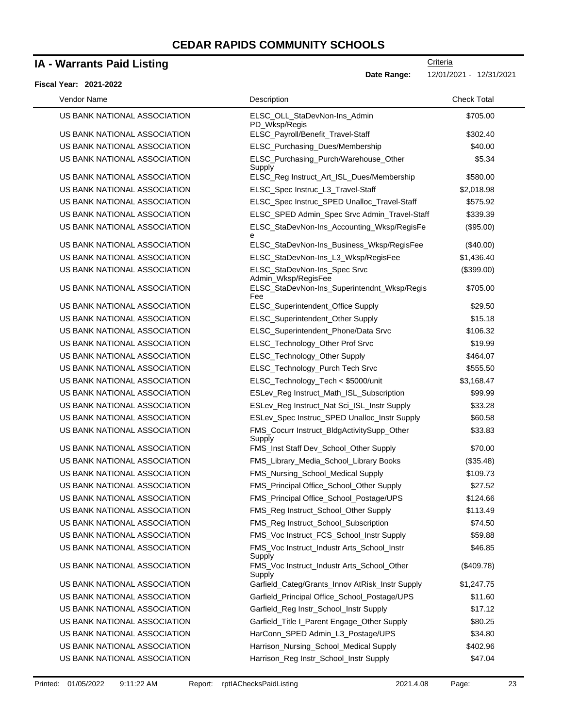# CEDAR RAPIDS COMMUNITY SCHOOLS

## IA - Warrants Paid Listing

Criteria

**Date Range:** 12/01/2021 - 12/31/2021

**Fiscal Year: 2021-2022**

| Vendor Name | Description | Check Total |
|---|---|---|
| US BANK NATIONAL ASSOCIATION | ELSC_OLL_StaDevNon-Ins_Admin PD_Wksp/Regis | $705.00 |
| US BANK NATIONAL ASSOCIATION | ELSC_Payroll/Benefit_Travel-Staff | $302.40 |
| US BANK NATIONAL ASSOCIATION | ELSC_Purchasing_Dues/Membership | $40.00 |
| US BANK NATIONAL ASSOCIATION | ELSC_Purchasing_Purch/Warehouse_Other Supply | $5.34 |
| US BANK NATIONAL ASSOCIATION | ELSC_Reg Instruct_Art_ISL_Dues/Membership | $580.00 |
| US BANK NATIONAL ASSOCIATION | ELSC_Spec Instruc_L3_Travel-Staff | $2,018.98 |
| US BANK NATIONAL ASSOCIATION | ELSC_Spec Instruc_SPED Unalloc_Travel-Staff | $575.92 |
| US BANK NATIONAL ASSOCIATION | ELSC_SPED Admin_Spec Srvc Admin_Travel-Staff | $339.39 |
| US BANK NATIONAL ASSOCIATION | ELSC_StaDevNon-Ins_Accounting_Wksp/RegisFee | ($95.00) |
| US BANK NATIONAL ASSOCIATION | ELSC_StaDevNon-Ins_Business_Wksp/RegisFee | ($40.00) |
| US BANK NATIONAL ASSOCIATION | ELSC_StaDevNon-Ins_L3_Wksp/RegisFee | $1,436.40 |
| US BANK NATIONAL ASSOCIATION | ELSC_StaDevNon-Ins_Spec Srvc Admin_Wksp/RegisFee | ($399.00) |
| US BANK NATIONAL ASSOCIATION | ELSC_StaDevNon-Ins_Superintendnt_Wksp/RegisFee | $705.00 |
| US BANK NATIONAL ASSOCIATION | ELSC_Superintendent_Office Supply | $29.50 |
| US BANK NATIONAL ASSOCIATION | ELSC_Superintendent_Other Supply | $15.18 |
| US BANK NATIONAL ASSOCIATION | ELSC_Superintendent_Phone/Data Srvc | $106.32 |
| US BANK NATIONAL ASSOCIATION | ELSC_Technology_Other Prof Srvc | $19.99 |
| US BANK NATIONAL ASSOCIATION | ELSC_Technology_Other Supply | $464.07 |
| US BANK NATIONAL ASSOCIATION | ELSC_Technology_Purch Tech Srvc | $555.50 |
| US BANK NATIONAL ASSOCIATION | ELSC_Technology_Tech < $5000/unit | $3,168.47 |
| US BANK NATIONAL ASSOCIATION | ESLev_Reg Instruct_Math_ISL_Subscription | $99.99 |
| US BANK NATIONAL ASSOCIATION | ESLev_Reg Instruct_Nat Sci_ISL_Instr Supply | $33.28 |
| US BANK NATIONAL ASSOCIATION | ESLev_Spec Instruc_SPED Unalloc_Instr Supply | $60.58 |
| US BANK NATIONAL ASSOCIATION | FMS_Cocurr Instruct_BldgActivitySupp_Other Supply | $33.83 |
| US BANK NATIONAL ASSOCIATION | FMS_Inst Staff Dev_School_Other Supply | $70.00 |
| US BANK NATIONAL ASSOCIATION | FMS_Library_Media_School_Library Books | ($35.48) |
| US BANK NATIONAL ASSOCIATION | FMS_Nursing_School_Medical Supply | $109.73 |
| US BANK NATIONAL ASSOCIATION | FMS_Principal Office_School_Other Supply | $27.52 |
| US BANK NATIONAL ASSOCIATION | FMS_Principal Office_School_Postage/UPS | $124.66 |
| US BANK NATIONAL ASSOCIATION | FMS_Reg Instruct_School_Other Supply | $113.49 |
| US BANK NATIONAL ASSOCIATION | FMS_Reg Instruct_School_Subscription | $74.50 |
| US BANK NATIONAL ASSOCIATION | FMS_Voc Instruct_FCS_School_Instr Supply | $59.88 |
| US BANK NATIONAL ASSOCIATION | FMS_Voc Instruct_Industr Arts_School_Instr Supply | $46.85 |
| US BANK NATIONAL ASSOCIATION | FMS_Voc Instruct_Industr Arts_School_Other Supply | ($409.78) |
| US BANK NATIONAL ASSOCIATION | Garfield_Categ/Grants_Innov AtRisk_Instr Supply | $1,247.75 |
| US BANK NATIONAL ASSOCIATION | Garfield_Principal Office_School_Postage/UPS | $11.60 |
| US BANK NATIONAL ASSOCIATION | Garfield_Reg Instr_School_Instr Supply | $17.12 |
| US BANK NATIONAL ASSOCIATION | Garfield_Title I_Parent Engage_Other Supply | $80.25 |
| US BANK NATIONAL ASSOCIATION | HarConn_SPED Admin_L3_Postage/UPS | $34.80 |
| US BANK NATIONAL ASSOCIATION | Harrison_Nursing_School_Medical Supply | $402.96 |
| US BANK NATIONAL ASSOCIATION | Harrison_Reg Instr_School_Instr Supply | $47.04 |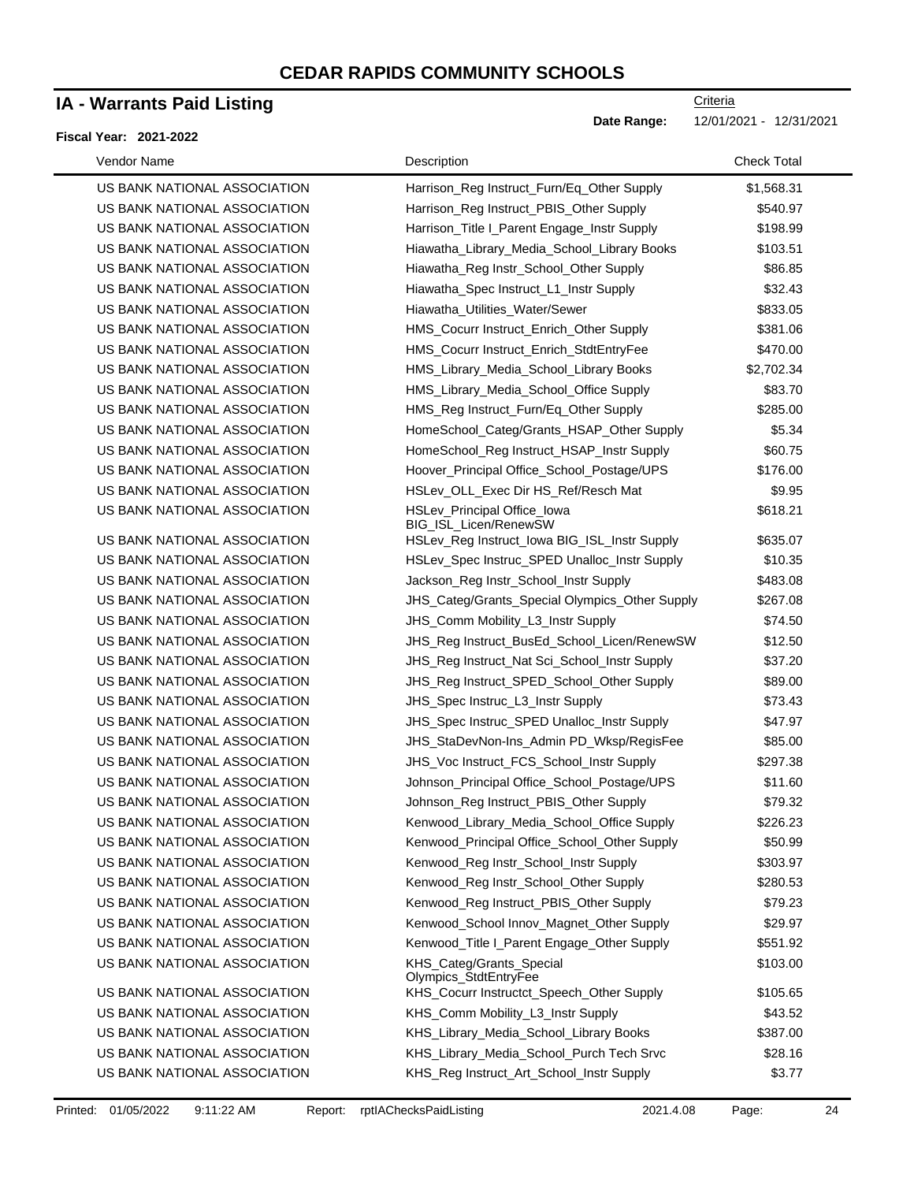# CEDAR RAPIDS COMMUNITY SCHOOLS

## IA - Warrants Paid Listing

Criteria

**Fiscal Year: 2021-2022**

**Date Range:** 12/01/2021 - 12/31/2021

| Vendor Name | Description | Check Total |
|---|---|---|
| US BANK NATIONAL ASSOCIATION | Harrison_Reg Instruct_Furn/Eq_Other Supply | $1,568.31 |
| US BANK NATIONAL ASSOCIATION | Harrison_Reg Instruct_PBIS_Other Supply | $540.97 |
| US BANK NATIONAL ASSOCIATION | Harrison_Title I_Parent Engage_Instr Supply | $198.99 |
| US BANK NATIONAL ASSOCIATION | Hiawatha_Library_Media_School_Library Books | $103.51 |
| US BANK NATIONAL ASSOCIATION | Hiawatha_Reg Instr_School_Other Supply | $86.85 |
| US BANK NATIONAL ASSOCIATION | Hiawatha_Spec Instruct_L1_Instr Supply | $32.43 |
| US BANK NATIONAL ASSOCIATION | Hiawatha_Utilities_Water/Sewer | $833.05 |
| US BANK NATIONAL ASSOCIATION | HMS_Cocurr Instruct_Enrich_Other Supply | $381.06 |
| US BANK NATIONAL ASSOCIATION | HMS_Cocurr Instruct_Enrich_StdtEntryFee | $470.00 |
| US BANK NATIONAL ASSOCIATION | HMS_Library_Media_School_Library Books | $2,702.34 |
| US BANK NATIONAL ASSOCIATION | HMS_Library_Media_School_Office Supply | $83.70 |
| US BANK NATIONAL ASSOCIATION | HMS_Reg Instruct_Furn/Eq_Other Supply | $285.00 |
| US BANK NATIONAL ASSOCIATION | HomeSchool_Categ/Grants_HSAP_Other Supply | $5.34 |
| US BANK NATIONAL ASSOCIATION | HomeSchool_Reg Instruct_HSAP_Instr Supply | $60.75 |
| US BANK NATIONAL ASSOCIATION | Hoover_Principal Office_School_Postage/UPS | $176.00 |
| US BANK NATIONAL ASSOCIATION | HSLev_OLL_Exec Dir HS_Ref/Resch Mat | $9.95 |
| US BANK NATIONAL ASSOCIATION | HSLev_Principal Office_Iowa BIG_ISL_Licen/RenewSW | $618.21 |
| US BANK NATIONAL ASSOCIATION | HSLev_Reg Instruct_Iowa BIG_ISL_Instr Supply | $635.07 |
| US BANK NATIONAL ASSOCIATION | HSLev_Spec Instruc_SPED Unalloc_Instr Supply | $10.35 |
| US BANK NATIONAL ASSOCIATION | Jackson_Reg Instr_School_Instr Supply | $483.08 |
| US BANK NATIONAL ASSOCIATION | JHS_Categ/Grants_Special Olympics_Other Supply | $267.08 |
| US BANK NATIONAL ASSOCIATION | JHS_Comm Mobility_L3_Instr Supply | $74.50 |
| US BANK NATIONAL ASSOCIATION | JHS_Reg Instruct_BusEd_School_Licen/RenewSW | $12.50 |
| US BANK NATIONAL ASSOCIATION | JHS_Reg Instruct_Nat Sci_School_Instr Supply | $37.20 |
| US BANK NATIONAL ASSOCIATION | JHS_Reg Instruct_SPED_School_Other Supply | $89.00 |
| US BANK NATIONAL ASSOCIATION | JHS_Spec Instruc_L3_Instr Supply | $73.43 |
| US BANK NATIONAL ASSOCIATION | JHS_Spec Instruc_SPED Unalloc_Instr Supply | $47.97 |
| US BANK NATIONAL ASSOCIATION | JHS_StaDevNon-Ins_Admin PD_Wksp/RegisFee | $85.00 |
| US BANK NATIONAL ASSOCIATION | JHS_Voc Instruct_FCS_School_Instr Supply | $297.38 |
| US BANK NATIONAL ASSOCIATION | Johnson_Principal Office_School_Postage/UPS | $11.60 |
| US BANK NATIONAL ASSOCIATION | Johnson_Reg Instruct_PBIS_Other Supply | $79.32 |
| US BANK NATIONAL ASSOCIATION | Kenwood_Library_Media_School_Office Supply | $226.23 |
| US BANK NATIONAL ASSOCIATION | Kenwood_Principal Office_School_Other Supply | $50.99 |
| US BANK NATIONAL ASSOCIATION | Kenwood_Reg Instr_School_Instr Supply | $303.97 |
| US BANK NATIONAL ASSOCIATION | Kenwood_Reg Instr_School_Other Supply | $280.53 |
| US BANK NATIONAL ASSOCIATION | Kenwood_Reg Instruct_PBIS_Other Supply | $79.23 |
| US BANK NATIONAL ASSOCIATION | Kenwood_School Innov_Magnet_Other Supply | $29.97 |
| US BANK NATIONAL ASSOCIATION | Kenwood_Title I_Parent Engage_Other Supply | $551.92 |
| US BANK NATIONAL ASSOCIATION | KHS_Categ/Grants_Special Olympics_StdtEntryFee | $103.00 |
| US BANK NATIONAL ASSOCIATION | KHS_Cocurr Instructct_Speech_Other Supply | $105.65 |
| US BANK NATIONAL ASSOCIATION | KHS_Comm Mobility_L3_Instr Supply | $43.52 |
| US BANK NATIONAL ASSOCIATION | KHS_Library_Media_School_Library Books | $387.00 |
| US BANK NATIONAL ASSOCIATION | KHS_Library_Media_School_Purch Tech Srvc | $28.16 |
| US BANK NATIONAL ASSOCIATION | KHS_Reg Instruct_Art_School_Instr Supply | $3.77 |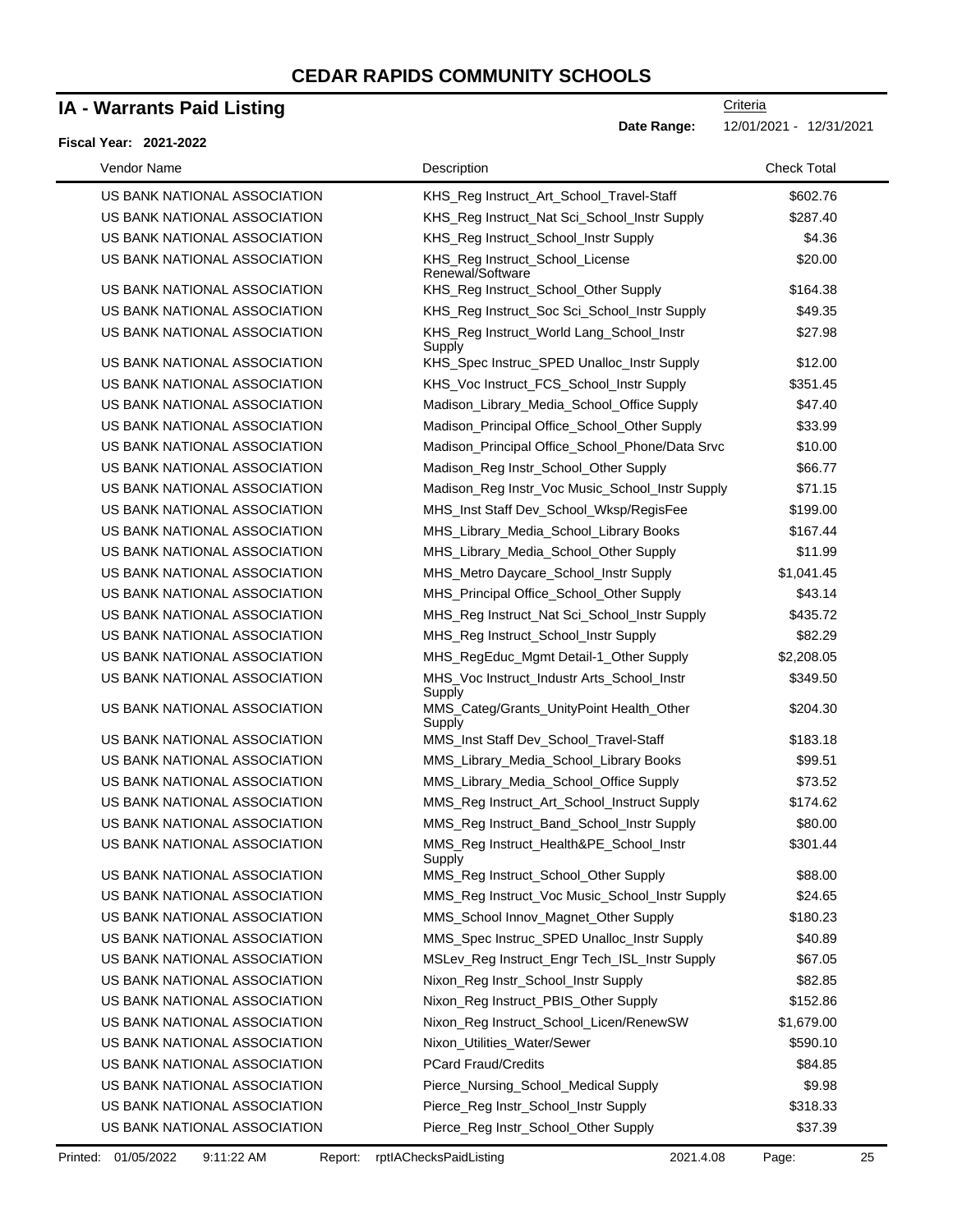# CEDAR RAPIDS COMMUNITY SCHOOLS

## IA - Warrants Paid Listing

**Fiscal Year: 2021-2022**

Criteria

**Date Range:** 12/01/2021 - 12/31/2021

| Vendor Name | Description | Check Total |
|---|---|---|
| US BANK NATIONAL ASSOCIATION | KHS_Reg Instruct_Art_School_Travel-Staff | $602.76 |
| US BANK NATIONAL ASSOCIATION | KHS_Reg Instruct_Nat Sci_School_Instr Supply | $287.40 |
| US BANK NATIONAL ASSOCIATION | KHS_Reg Instruct_School_Instr Supply | $4.36 |
| US BANK NATIONAL ASSOCIATION | KHS_Reg Instruct_School_License Renewal/Software | $20.00 |
| US BANK NATIONAL ASSOCIATION | KHS_Reg Instruct_School_Other Supply | $164.38 |
| US BANK NATIONAL ASSOCIATION | KHS_Reg Instruct_Soc Sci_School_Instr Supply | $49.35 |
| US BANK NATIONAL ASSOCIATION | KHS_Reg Instruct_World Lang_School_Instr Supply | $27.98 |
| US BANK NATIONAL ASSOCIATION | KHS_Spec Instruc_SPED Unalloc_Instr Supply | $12.00 |
| US BANK NATIONAL ASSOCIATION | KHS_Voc Instruct_FCS_School_Instr Supply | $351.45 |
| US BANK NATIONAL ASSOCIATION | Madison_Library_Media_School_Office Supply | $47.40 |
| US BANK NATIONAL ASSOCIATION | Madison_Principal Office_School_Other Supply | $33.99 |
| US BANK NATIONAL ASSOCIATION | Madison_Principal Office_School_Phone/Data Srvc | $10.00 |
| US BANK NATIONAL ASSOCIATION | Madison_Reg Instr_School_Other Supply | $66.77 |
| US BANK NATIONAL ASSOCIATION | Madison_Reg Instr_Voc Music_School_Instr Supply | $71.15 |
| US BANK NATIONAL ASSOCIATION | MHS_Inst Staff Dev_School_Wksp/RegisFee | $199.00 |
| US BANK NATIONAL ASSOCIATION | MHS_Library_Media_School_Library Books | $167.44 |
| US BANK NATIONAL ASSOCIATION | MHS_Library_Media_School_Other Supply | $11.99 |
| US BANK NATIONAL ASSOCIATION | MHS_Metro Daycare_School_Instr Supply | $1,041.45 |
| US BANK NATIONAL ASSOCIATION | MHS_Principal Office_School_Other Supply | $43.14 |
| US BANK NATIONAL ASSOCIATION | MHS_Reg Instruct_Nat Sci_School_Instr Supply | $435.72 |
| US BANK NATIONAL ASSOCIATION | MHS_Reg Instruct_School_Instr Supply | $82.29 |
| US BANK NATIONAL ASSOCIATION | MHS_RegEduc_Mgmt Detail-1_Other Supply | $2,208.05 |
| US BANK NATIONAL ASSOCIATION | MHS_Voc Instruct_Industr Arts_School_Instr Supply | $349.50 |
| US BANK NATIONAL ASSOCIATION | MMS_Categ/Grants_UnityPoint Health_Other Supply | $204.30 |
| US BANK NATIONAL ASSOCIATION | MMS_Inst Staff Dev_School_Travel-Staff | $183.18 |
| US BANK NATIONAL ASSOCIATION | MMS_Library_Media_School_Library Books | $99.51 |
| US BANK NATIONAL ASSOCIATION | MMS_Library_Media_School_Office Supply | $73.52 |
| US BANK NATIONAL ASSOCIATION | MMS_Reg Instruct_Art_School_Instruct Supply | $174.62 |
| US BANK NATIONAL ASSOCIATION | MMS_Reg Instruct_Band_School_Instr Supply | $80.00 |
| US BANK NATIONAL ASSOCIATION | MMS_Reg Instruct_Health&PE_School_Instr Supply | $301.44 |
| US BANK NATIONAL ASSOCIATION | MMS_Reg Instruct_School_Other Supply | $88.00 |
| US BANK NATIONAL ASSOCIATION | MMS_Reg Instruct_Voc Music_School_Instr Supply | $24.65 |
| US BANK NATIONAL ASSOCIATION | MMS_School Innov_Magnet_Other Supply | $180.23 |
| US BANK NATIONAL ASSOCIATION | MMS_Spec Instruc_SPED Unalloc_Instr Supply | $40.89 |
| US BANK NATIONAL ASSOCIATION | MSLev_Reg Instruct_Engr Tech_ISL_Instr Supply | $67.05 |
| US BANK NATIONAL ASSOCIATION | Nixon_Reg Instr_School_Instr Supply | $82.85 |
| US BANK NATIONAL ASSOCIATION | Nixon_Reg Instruct_PBIS_Other Supply | $152.86 |
| US BANK NATIONAL ASSOCIATION | Nixon_Reg Instruct_School_Licen/RenewSW | $1,679.00 |
| US BANK NATIONAL ASSOCIATION | Nixon_Utilities_Water/Sewer | $590.10 |
| US BANK NATIONAL ASSOCIATION | PCard Fraud/Credits | $84.85 |
| US BANK NATIONAL ASSOCIATION | Pierce_Nursing_School_Medical Supply | $9.98 |
| US BANK NATIONAL ASSOCIATION | Pierce_Reg Instr_School_Instr Supply | $318.33 |
| US BANK NATIONAL ASSOCIATION | Pierce_Reg Instr_School_Other Supply | $37.39 |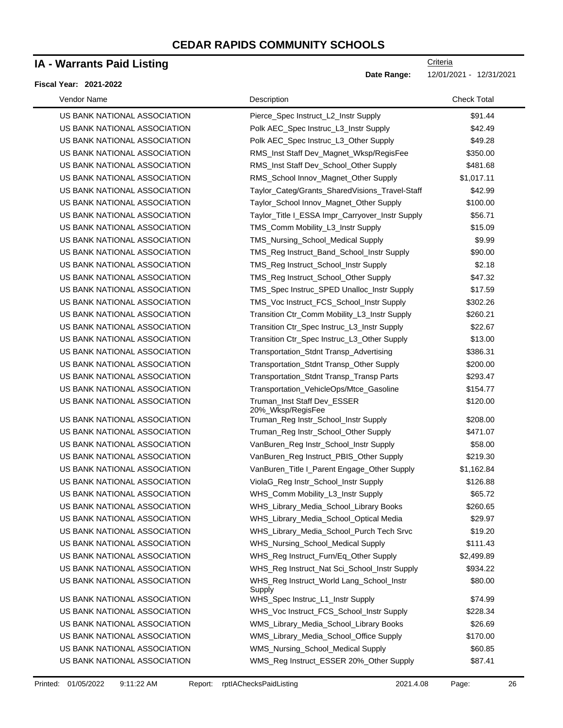# CEDAR RAPIDS COMMUNITY SCHOOLS

## IA - Warrants Paid Listing

**Fiscal Year: 2021-2022**

Criteria
**Date Range:** 12/01/2021 - 12/31/2021

| Vendor Name | Description | Check Total |
|---|---|---|
| US BANK NATIONAL ASSOCIATION | Pierce_Spec Instruct_L2_Instr Supply | $91.44 |
| US BANK NATIONAL ASSOCIATION | Polk AEC_Spec Instruc_L3_Instr Supply | $42.49 |
| US BANK NATIONAL ASSOCIATION | Polk AEC_Spec Instruc_L3_Other Supply | $49.28 |
| US BANK NATIONAL ASSOCIATION | RMS_Inst Staff Dev_Magnet_Wksp/RegisFee | $350.00 |
| US BANK NATIONAL ASSOCIATION | RMS_Inst Staff Dev_School_Other Supply | $481.68 |
| US BANK NATIONAL ASSOCIATION | RMS_School Innov_Magnet_Other Supply | $1,017.11 |
| US BANK NATIONAL ASSOCIATION | Taylor_Categ/Grants_SharedVisions_Travel-Staff | $42.99 |
| US BANK NATIONAL ASSOCIATION | Taylor_School Innov_Magnet_Other Supply | $100.00 |
| US BANK NATIONAL ASSOCIATION | Taylor_Title I_ESSA Impr_Carryover_Instr Supply | $56.71 |
| US BANK NATIONAL ASSOCIATION | TMS_Comm Mobility_L3_Instr Supply | $15.09 |
| US BANK NATIONAL ASSOCIATION | TMS_Nursing_School_Medical Supply | $9.99 |
| US BANK NATIONAL ASSOCIATION | TMS_Reg Instruct_Band_School_Instr Supply | $90.00 |
| US BANK NATIONAL ASSOCIATION | TMS_Reg Instruct_School_Instr Supply | $2.18 |
| US BANK NATIONAL ASSOCIATION | TMS_Reg Instruct_School_Other Supply | $47.32 |
| US BANK NATIONAL ASSOCIATION | TMS_Spec Instruc_SPED Unalloc_Instr Supply | $17.59 |
| US BANK NATIONAL ASSOCIATION | TMS_Voc Instruct_FCS_School_Instr Supply | $302.26 |
| US BANK NATIONAL ASSOCIATION | Transition Ctr_Comm Mobility_L3_Instr Supply | $260.21 |
| US BANK NATIONAL ASSOCIATION | Transition Ctr_Spec Instruc_L3_Instr Supply | $22.67 |
| US BANK NATIONAL ASSOCIATION | Transition Ctr_Spec Instruc_L3_Other Supply | $13.00 |
| US BANK NATIONAL ASSOCIATION | Transportation_Stdnt Transp_Advertising | $386.31 |
| US BANK NATIONAL ASSOCIATION | Transportation_Stdnt Transp_Other Supply | $200.00 |
| US BANK NATIONAL ASSOCIATION | Transportation_Stdnt Transp_Transp Parts | $293.47 |
| US BANK NATIONAL ASSOCIATION | Transportation_VehicleOps/Mtce_Gasoline | $154.77 |
| US BANK NATIONAL ASSOCIATION | Truman_Inst Staff Dev_ESSER 20%_Wksp/RegisFee | $120.00 |
| US BANK NATIONAL ASSOCIATION | Truman_Reg Instr_School_Instr Supply | $208.00 |
| US BANK NATIONAL ASSOCIATION | Truman_Reg Instr_School_Other Supply | $471.07 |
| US BANK NATIONAL ASSOCIATION | VanBuren_Reg Instr_School_Instr Supply | $58.00 |
| US BANK NATIONAL ASSOCIATION | VanBuren_Reg Instruct_PBIS_Other Supply | $219.30 |
| US BANK NATIONAL ASSOCIATION | VanBuren_Title I_Parent Engage_Other Supply | $1,162.84 |
| US BANK NATIONAL ASSOCIATION | ViolaG_Reg Instr_School_Instr Supply | $126.88 |
| US BANK NATIONAL ASSOCIATION | WHS_Comm Mobility_L3_Instr Supply | $65.72 |
| US BANK NATIONAL ASSOCIATION | WHS_Library_Media_School_Library Books | $260.65 |
| US BANK NATIONAL ASSOCIATION | WHS_Library_Media_School_Optical Media | $29.97 |
| US BANK NATIONAL ASSOCIATION | WHS_Library_Media_School_Purch Tech Srvc | $19.20 |
| US BANK NATIONAL ASSOCIATION | WHS_Nursing_School_Medical Supply | $111.43 |
| US BANK NATIONAL ASSOCIATION | WHS_Reg Instruct_Furn/Eq_Other Supply | $2,499.89 |
| US BANK NATIONAL ASSOCIATION | WHS_Reg Instruct_Nat Sci_School_Instr Supply | $934.22 |
| US BANK NATIONAL ASSOCIATION | WHS_Reg Instruct_World Lang_School_Instr Supply | $80.00 |
| US BANK NATIONAL ASSOCIATION | WHS_Spec Instruc_L1_Instr Supply | $74.99 |
| US BANK NATIONAL ASSOCIATION | WHS_Voc Instruct_FCS_School_Instr Supply | $228.34 |
| US BANK NATIONAL ASSOCIATION | WMS_Library_Media_School_Library Books | $26.69 |
| US BANK NATIONAL ASSOCIATION | WMS_Library_Media_School_Office Supply | $170.00 |
| US BANK NATIONAL ASSOCIATION | WMS_Nursing_School_Medical Supply | $60.85 |
| US BANK NATIONAL ASSOCIATION | WMS_Reg Instruct_ESSER 20%_Other Supply | $87.41 |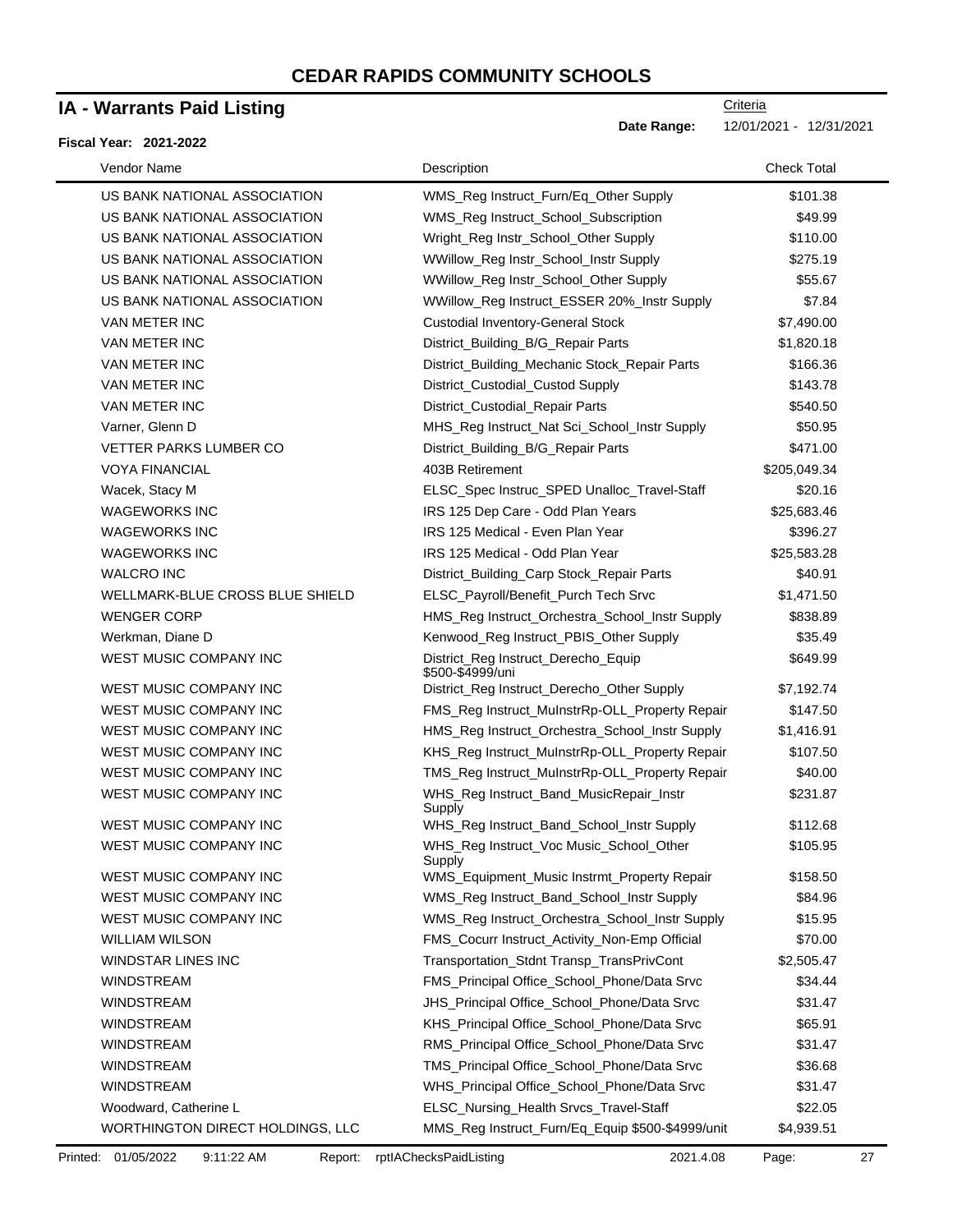# CEDAR RAPIDS COMMUNITY SCHOOLS

## IA - Warrants Paid Listing

**Fiscal Year: 2021-2022**

Criteria

**Date Range:** 12/01/2021 - 12/31/2021

| Vendor Name | Description | Check Total |
|---|---|---|
| US BANK NATIONAL ASSOCIATION | WMS_Reg Instruct_Furn/Eq_Other Supply | $101.38 |
| US BANK NATIONAL ASSOCIATION | WMS_Reg Instruct_School_Subscription | $49.99 |
| US BANK NATIONAL ASSOCIATION | Wright_Reg Instr_School_Other Supply | $110.00 |
| US BANK NATIONAL ASSOCIATION | WWillow_Reg Instr_School_Instr Supply | $275.19 |
| US BANK NATIONAL ASSOCIATION | WWillow_Reg Instr_School_Other Supply | $55.67 |
| US BANK NATIONAL ASSOCIATION | WWillow_Reg Instruct_ESSER 20%_Instr Supply | $7.84 |
| VAN METER INC | Custodial Inventory-General Stock | $7,490.00 |
| VAN METER INC | District_Building_B/G_Repair Parts | $1,820.18 |
| VAN METER INC | District_Building_Mechanic Stock_Repair Parts | $166.36 |
| VAN METER INC | District_Custodial_Custod Supply | $143.78 |
| VAN METER INC | District_Custodial_Repair Parts | $540.50 |
| Varner, Glenn D | MHS_Reg Instruct_Nat Sci_School_Instr Supply | $50.95 |
| VETTER PARKS LUMBER CO | District_Building_B/G_Repair Parts | $471.00 |
| VOYA FINANCIAL | 403B Retirement | $205,049.34 |
| Wacek, Stacy M | ELSC_Spec Instruc_SPED Unalloc_Travel-Staff | $20.16 |
| WAGEWORKS INC | IRS 125 Dep Care - Odd Plan Years | $25,683.46 |
| WAGEWORKS INC | IRS 125 Medical - Even Plan Year | $396.27 |
| WAGEWORKS INC | IRS 125 Medical - Odd Plan Year | $25,583.28 |
| WALCRO INC | District_Building_Carp Stock_Repair Parts | $40.91 |
| WELLMARK-BLUE CROSS BLUE SHIELD | ELSC_Payroll/Benefit_Purch Tech Srvc | $1,471.50 |
| WENGER CORP | HMS_Reg Instruct_Orchestra_School_Instr Supply | $838.89 |
| Werkman, Diane D | Kenwood_Reg Instruct_PBIS_Other Supply | $35.49 |
| WEST MUSIC COMPANY INC | District_Reg Instruct_Derecho_Equip $500-$4999/uni | $649.99 |
| WEST MUSIC COMPANY INC | District_Reg Instruct_Derecho_Other Supply | $7,192.74 |
| WEST MUSIC COMPANY INC | FMS_Reg Instruct_MuInstrRp-OLL_Property Repair | $147.50 |
| WEST MUSIC COMPANY INC | HMS_Reg Instruct_Orchestra_School_Instr Supply | $1,416.91 |
| WEST MUSIC COMPANY INC | KHS_Reg Instruct_MuInstrRp-OLL_Property Repair | $107.50 |
| WEST MUSIC COMPANY INC | TMS_Reg Instruct_MuInstrRp-OLL_Property Repair | $40.00 |
| WEST MUSIC COMPANY INC | WHS_Reg Instruct_Band_MusicRepair_Instr Supply | $231.87 |
| WEST MUSIC COMPANY INC | WHS_Reg Instruct_Band_School_Instr Supply | $112.68 |
| WEST MUSIC COMPANY INC | WHS_Reg Instruct_Voc Music_School_Other Supply | $105.95 |
| WEST MUSIC COMPANY INC | WMS_Equipment_Music Instrmt_Property Repair | $158.50 |
| WEST MUSIC COMPANY INC | WMS_Reg Instruct_Band_School_Instr Supply | $84.96 |
| WEST MUSIC COMPANY INC | WMS_Reg Instruct_Orchestra_School_Instr Supply | $15.95 |
| WILLIAM WILSON | FMS_Cocurr Instruct_Activity_Non-Emp Official | $70.00 |
| WINDSTAR LINES INC | Transportation_Stdnt Transp_TransPrivCont | $2,505.47 |
| WINDSTREAM | FMS_Principal Office_School_Phone/Data Srvc | $34.44 |
| WINDSTREAM | JHS_Principal Office_School_Phone/Data Srvc | $31.47 |
| WINDSTREAM | KHS_Principal Office_School_Phone/Data Srvc | $65.91 |
| WINDSTREAM | RMS_Principal Office_School_Phone/Data Srvc | $31.47 |
| WINDSTREAM | TMS_Principal Office_School_Phone/Data Srvc | $36.68 |
| WINDSTREAM | WHS_Principal Office_School_Phone/Data Srvc | $31.47 |
| Woodward, Catherine L | ELSC_Nursing_Health Srvcs_Travel-Staff | $22.05 |
| WORTHINGTON DIRECT HOLDINGS, LLC | MMS_Reg Instruct_Furn/Eq_Equip $500-$4999/unit | $4,939.51 |

Printed: 01/05/2022 9:11:22 AM Report: rptIAChecksPaidListing 2021.4.08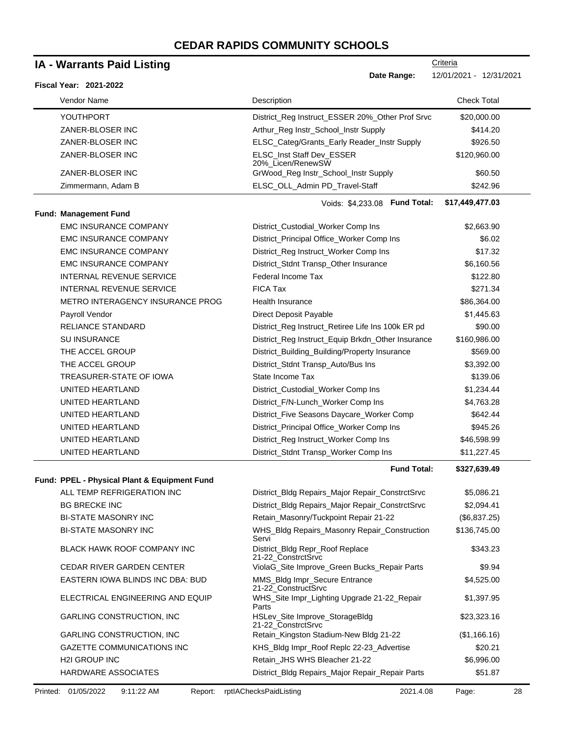# CEDAR RAPIDS COMMUNITY SCHOOLS

## IA - Warrants Paid Listing

**Fiscal Year: 2021-2022**

Criteria
**Date Range:** 12/01/2021 - 12/31/2021

| Vendor Name | Description | Check Total |
|---|---|---|
| YOUTHPORT | District_Reg Instruct_ESSER 20%_Other Prof Srvc | $20,000.00 |
| ZANER-BLOSER INC | Arthur_Reg Instr_School_Instr Supply | $414.20 |
| ZANER-BLOSER INC | ELSC_Categ/Grants_Early Reader_Instr Supply | $926.50 |
| ZANER-BLOSER INC | ELSC_Inst Staff Dev_ESSER 20%_Licen/RenewSW | $120,960.00 |
| ZANER-BLOSER INC | GrWood_Reg Instr_School_Instr Supply | $60.50 |
| Zimmermann, Adam B | ELSC_OLL_Admin PD_Travel-Staff | $242.96 |
| | Voids: $4,233.08 **Fund Total:** | **$17,449,477.03** |
| **Fund: Management Fund** | | |
| EMC INSURANCE COMPANY | District_Custodial_Worker Comp Ins | $2,663.90 |
| EMC INSURANCE COMPANY | District_Principal Office_Worker Comp Ins | $6.02 |
| EMC INSURANCE COMPANY | District_Reg Instruct_Worker Comp Ins | $17.32 |
| EMC INSURANCE COMPANY | District_Stdnt Transp_Other Insurance | $6,160.56 |
| INTERNAL REVENUE SERVICE | Federal Income Tax | $122.80 |
| INTERNAL REVENUE SERVICE | FICA Tax | $271.34 |
| METRO INTERAGENCY INSURANCE PROG | Health Insurance | $86,364.00 |
| Payroll Vendor | Direct Deposit Payable | $1,445.63 |
| RELIANCE STANDARD | District_Reg Instruct_Retiree Life Ins 100k ER pd | $90.00 |
| SU INSURANCE | District_Reg Instruct_Equip Brkdn_Other Insurance | $160,986.00 |
| THE ACCEL GROUP | District_Building_Building/Property Insurance | $569.00 |
| THE ACCEL GROUP | District_Stdnt Transp_Auto/Bus Ins | $3,392.00 |
| TREASURER-STATE OF IOWA | State Income Tax | $139.06 |
| UNITED HEARTLAND | District_Custodial_Worker Comp Ins | $1,234.44 |
| UNITED HEARTLAND | District_F/N-Lunch_Worker Comp Ins | $4,763.28 |
| UNITED HEARTLAND | District_Five Seasons Daycare_Worker Comp | $642.44 |
| UNITED HEARTLAND | District_Principal Office_Worker Comp Ins | $945.26 |
| UNITED HEARTLAND | District_Reg Instruct_Worker Comp Ins | $46,598.99 |
| UNITED HEARTLAND | District_Stdnt Transp_Worker Comp Ins | $11,227.45 |
| | **Fund Total:** | **$327,639.49** |
| **Fund: PPEL - Physical Plant & Equipment Fund** | | |
| ALL TEMP REFRIGERATION INC | District_Bldg Repairs_Major Repair_ConstrctSrvc | $5,086.21 |
| BG BRECKE INC | District_Bldg Repairs_Major Repair_ConstrctSrvc | $2,094.41 |
| BI-STATE MASONRY INC | Retain_Masonry/Tuckpoint Repair 21-22 | ($6,837.25) |
| BI-STATE MASONRY INC | WHS_Bldg Repairs_Masonry Repair_Construction Servi | $136,745.00 |
| BLACK HAWK ROOF COMPANY INC | District_Bldg Repr_Roof Replace 21-22_ConstrctSrvc | $343.23 |
| CEDAR RIVER GARDEN CENTER | ViolaG_Site Improve_Green Bucks_Repair Parts | $9.94 |
| EASTERN IOWA BLINDS INC DBA: BUD | MMS_Bldg Impr_Secure Entrance 21-22_ConstructSrvc | $4,525.00 |
| ELECTRICAL ENGINEERING AND EQUIP | WHS_Site Impr_Lighting Upgrade 21-22_Repair Parts | $1,397.95 |
| GARLING CONSTRUCTION, INC | HSLev_Site Improve_StorageBldg 21-22_ConstrctSrvc | $23,323.16 |
| GARLING CONSTRUCTION, INC | Retain_Kingston Stadium-New Bldg 21-22 | ($1,166.16) |
| GAZETTE COMMUNICATIONS INC | KHS_Bldg Impr_Roof Replc 22-23_Advertise | $20.21 |
| H2I GROUP INC | Retain_JHS WHS Bleacher 21-22 | $6,996.00 |
| HARDWARE ASSOCIATES | District_Bldg Repairs_Major Repair_Repair Parts | $51.87 |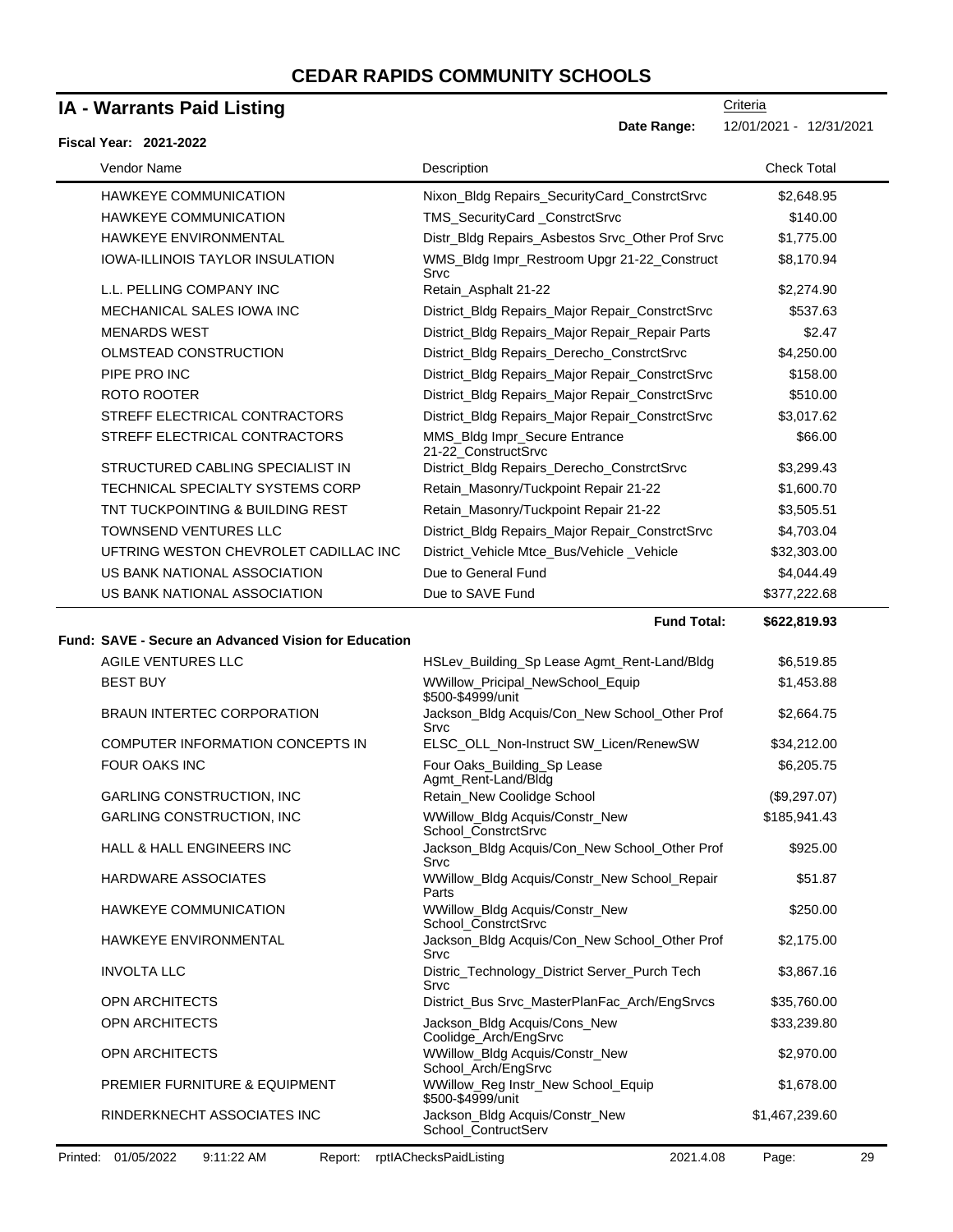# CEDAR RAPIDS COMMUNITY SCHOOLS

## IA - Warrants Paid Listing

Criteria

**Date Range:** 12/01/2021 - 12/31/2021

**Fiscal Year: 2021-2022**

| Vendor Name | Description | Check Total |
|---|---|---|
| HAWKEYE COMMUNICATION | Nixon_Bldg Repairs_SecurityCard_ConstrctSrvc | $2,648.95 |
| HAWKEYE COMMUNICATION | TMS_SecurityCard _ConstrctSrvc | $140.00 |
| HAWKEYE ENVIRONMENTAL | Distr_Bldg Repairs_Asbestos Srvc_Other Prof Srvc | $1,775.00 |
| IOWA-ILLINOIS TAYLOR INSULATION | WMS_Bldg Impr_Restroom Upgr 21-22_Construct Srvc | $8,170.94 |
| L.L. PELLING COMPANY INC | Retain_Asphalt 21-22 | $2,274.90 |
| MECHANICAL SALES IOWA INC | District_Bldg Repairs_Major Repair_ConstrctSrvc | $537.63 |
| MENARDS WEST | District_Bldg Repairs_Major Repair_Repair Parts | $2.47 |
| OLMSTEAD CONSTRUCTION | District_Bldg Repairs_Derecho_ConstrctSrvc | $4,250.00 |
| PIPE PRO INC | District_Bldg Repairs_Major Repair_ConstrctSrvc | $158.00 |
| ROTO ROOTER | District_Bldg Repairs_Major Repair_ConstrctSrvc | $510.00 |
| STREFF ELECTRICAL CONTRACTORS | District_Bldg Repairs_Major Repair_ConstrctSrvc | $3,017.62 |
| STREFF ELECTRICAL CONTRACTORS | MMS_Bldg Impr_Secure Entrance 21-22_ConstructSrvc | $66.00 |
| STRUCTURED CABLING SPECIALIST IN | District_Bldg Repairs_Derecho_ConstrctSrvc | $3,299.43 |
| TECHNICAL SPECIALTY SYSTEMS CORP | Retain_Masonry/Tuckpoint Repair 21-22 | $1,600.70 |
| TNT TUCKPOINTING & BUILDING REST | Retain_Masonry/Tuckpoint Repair 21-22 | $3,505.51 |
| TOWNSEND VENTURES LLC | District_Bldg Repairs_Major Repair_ConstrctSrvc | $4,703.04 |
| UFTRING WESTON CHEVROLET CADILLAC INC | District_Vehicle Mtce_Bus/Vehicle _Vehicle | $32,303.00 |
| US BANK NATIONAL ASSOCIATION | Due to General Fund | $4,044.49 |
| US BANK NATIONAL ASSOCIATION | Due to SAVE Fund | $377,222.68 |
| | **Fund Total:** | **$622,819.93** |

**Fund: SAVE - Secure an Advanced Vision for Education**

| Vendor Name | Description | Check Total |
|---|---|---|
| AGILE VENTURES LLC | HSLev_Building_Sp Lease Agmt_Rent-Land/Bldg | $6,519.85 |
| BEST BUY | WWillow_Pricipal_NewSchool_Equip $500-$4999/unit | $1,453.88 |
| BRAUN INTERTEC CORPORATION | Jackson_Bldg Acquis/Con_New School_Other Prof Srvc | $2,664.75 |
| COMPUTER INFORMATION CONCEPTS IN | ELSC_OLL_Non-Instruct SW_Licen/RenewSW | $34,212.00 |
| FOUR OAKS INC | Four Oaks_Building_Sp Lease Agmt_Rent-Land/Bldg | $6,205.75 |
| GARLING CONSTRUCTION, INC | Retain_New Coolidge School | ($9,297.07) |
| GARLING CONSTRUCTION, INC | WWillow_Bldg Acquis/Constr_New School_ConstrctSrvc | $185,941.43 |
| HALL & HALL ENGINEERS INC | Jackson_Bldg Acquis/Con_New School_Other Prof Srvc | $925.00 |
| HARDWARE ASSOCIATES | WWillow_Bldg Acquis/Constr_New School_Repair Parts | $51.87 |
| HAWKEYE COMMUNICATION | WWillow_Bldg Acquis/Constr_New School_ConstrctSrvc | $250.00 |
| HAWKEYE ENVIRONMENTAL | Jackson_Bldg Acquis/Con_New School_Other Prof Srvc | $2,175.00 |
| INVOLTA LLC | Distric_Technology_District Server_Purch Tech Srvc | $3,867.16 |
| OPN ARCHITECTS | District_Bus Srvc_MasterPlanFac_Arch/EngSrvcs | $35,760.00 |
| OPN ARCHITECTS | Jackson_Bldg Acquis/Cons_New Coolidge_Arch/EngSrvc | $33,239.80 |
| OPN ARCHITECTS | WWillow_Bldg Acquis/Constr_New School_Arch/EngSrvc | $2,970.00 |
| PREMIER FURNITURE & EQUIPMENT | WWillow_Reg Instr_New School_Equip $500-$4999/unit | $1,678.00 |
| RINDERKNECHT ASSOCIATES INC | Jackson_Bldg Acquis/Constr_New School_ContructServ | $1,467,239.60 |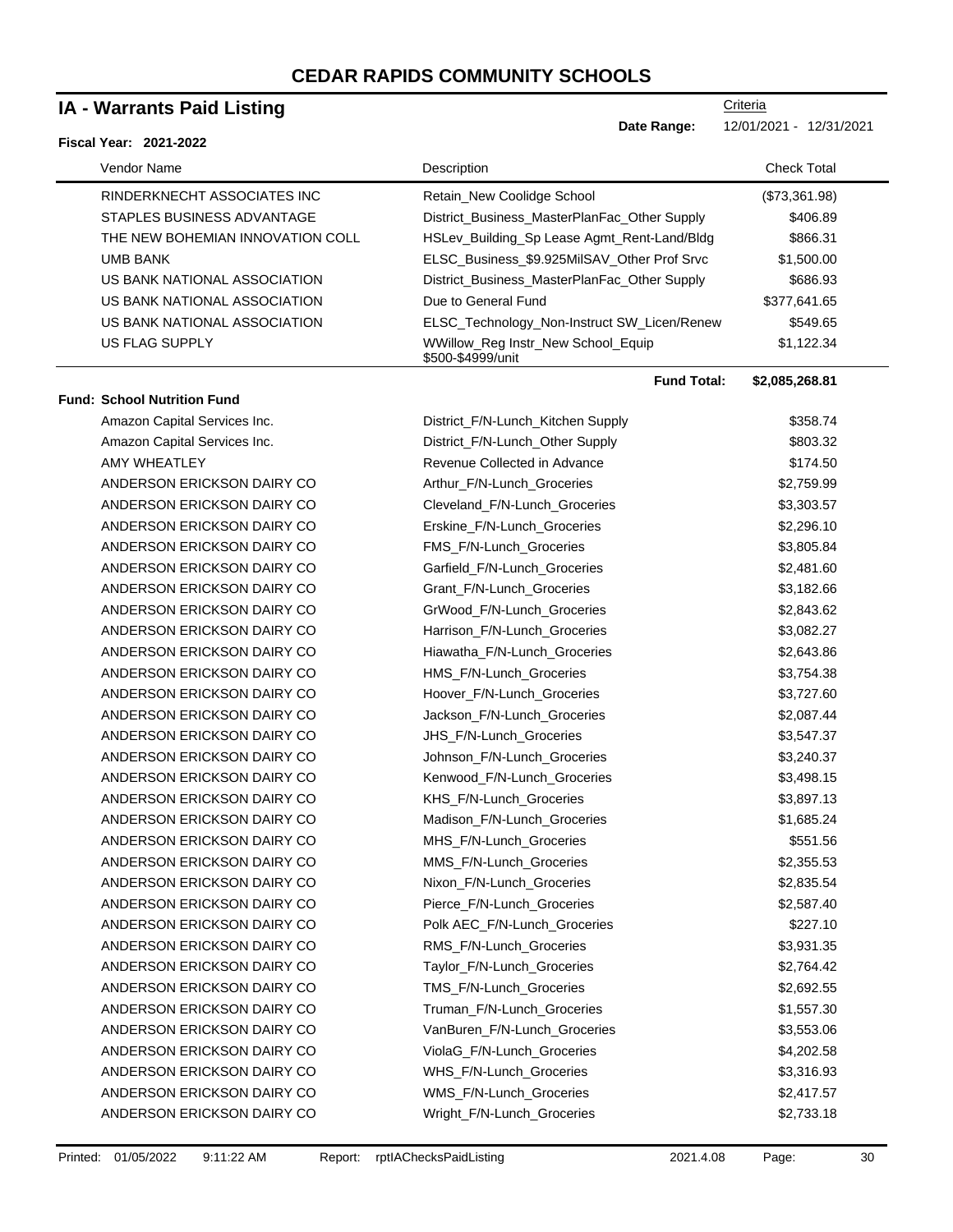# CEDAR RAPIDS COMMUNITY SCHOOLS

## IA - Warrants Paid Listing

Criteria

**Date Range:** 12/01/2021 - 12/31/2021

**Fiscal Year: 2021-2022**

| Vendor Name | Description | Check Total |
|---|---|---|
| RINDERKNECHT ASSOCIATES INC | Retain_New Coolidge School | ($73,361.98) |
| STAPLES BUSINESS ADVANTAGE | District_Business_MasterPlanFac_Other Supply | $406.89 |
| THE NEW BOHEMIAN INNOVATION COLL | HSLev_Building_Sp Lease Agmt_Rent-Land/Bldg | $866.31 |
| UMB BANK | ELSC_Business_$9.925MilSAV_Other Prof Srvc | $1,500.00 |
| US BANK NATIONAL ASSOCIATION | District_Business_MasterPlanFac_Other Supply | $686.93 |
| US BANK NATIONAL ASSOCIATION | Due to General Fund | $377,641.65 |
| US BANK NATIONAL ASSOCIATION | ELSC_Technology_Non-Instruct SW_Licen/Renew | $549.65 |
| US FLAG SUPPLY | WWillow_Reg Instr_New School_Equip $500-$4999/unit | $1,122.34 |
| | **Fund Total:** | **$2,085,268.81** |

**Fund: School Nutrition Fund**

| Vendor Name | Description | Check Total |
|---|---|---|
| Amazon Capital Services Inc. | District_F/N-Lunch_Kitchen Supply | $358.74 |
| Amazon Capital Services Inc. | District_F/N-Lunch_Other Supply | $803.32 |
| AMY WHEATLEY | Revenue Collected in Advance | $174.50 |
| ANDERSON ERICKSON DAIRY CO | Arthur_F/N-Lunch_Groceries | $2,759.99 |
| ANDERSON ERICKSON DAIRY CO | Cleveland_F/N-Lunch_Groceries | $3,303.57 |
| ANDERSON ERICKSON DAIRY CO | Erskine_F/N-Lunch_Groceries | $2,296.10 |
| ANDERSON ERICKSON DAIRY CO | FMS_F/N-Lunch_Groceries | $3,805.84 |
| ANDERSON ERICKSON DAIRY CO | Garfield_F/N-Lunch_Groceries | $2,481.60 |
| ANDERSON ERICKSON DAIRY CO | Grant_F/N-Lunch_Groceries | $3,182.66 |
| ANDERSON ERICKSON DAIRY CO | GrWood_F/N-Lunch_Groceries | $2,843.62 |
| ANDERSON ERICKSON DAIRY CO | Harrison_F/N-Lunch_Groceries | $3,082.27 |
| ANDERSON ERICKSON DAIRY CO | Hiawatha_F/N-Lunch_Groceries | $2,643.86 |
| ANDERSON ERICKSON DAIRY CO | HMS_F/N-Lunch_Groceries | $3,754.38 |
| ANDERSON ERICKSON DAIRY CO | Hoover_F/N-Lunch_Groceries | $3,727.60 |
| ANDERSON ERICKSON DAIRY CO | Jackson_F/N-Lunch_Groceries | $2,087.44 |
| ANDERSON ERICKSON DAIRY CO | JHS_F/N-Lunch_Groceries | $3,547.37 |
| ANDERSON ERICKSON DAIRY CO | Johnson_F/N-Lunch_Groceries | $3,240.37 |
| ANDERSON ERICKSON DAIRY CO | Kenwood_F/N-Lunch_Groceries | $3,498.15 |
| ANDERSON ERICKSON DAIRY CO | KHS_F/N-Lunch_Groceries | $3,897.13 |
| ANDERSON ERICKSON DAIRY CO | Madison_F/N-Lunch_Groceries | $1,685.24 |
| ANDERSON ERICKSON DAIRY CO | MHS_F/N-Lunch_Groceries | $551.56 |
| ANDERSON ERICKSON DAIRY CO | MMS_F/N-Lunch_Groceries | $2,355.53 |
| ANDERSON ERICKSON DAIRY CO | Nixon_F/N-Lunch_Groceries | $2,835.54 |
| ANDERSON ERICKSON DAIRY CO | Pierce_F/N-Lunch_Groceries | $2,587.40 |
| ANDERSON ERICKSON DAIRY CO | Polk AEC_F/N-Lunch_Groceries | $227.10 |
| ANDERSON ERICKSON DAIRY CO | RMS_F/N-Lunch_Groceries | $3,931.35 |
| ANDERSON ERICKSON DAIRY CO | Taylor_F/N-Lunch_Groceries | $2,764.42 |
| ANDERSON ERICKSON DAIRY CO | TMS_F/N-Lunch_Groceries | $2,692.55 |
| ANDERSON ERICKSON DAIRY CO | Truman_F/N-Lunch_Groceries | $1,557.30 |
| ANDERSON ERICKSON DAIRY CO | VanBuren_F/N-Lunch_Groceries | $3,553.06 |
| ANDERSON ERICKSON DAIRY CO | ViolaG_F/N-Lunch_Groceries | $4,202.58 |
| ANDERSON ERICKSON DAIRY CO | WHS_F/N-Lunch_Groceries | $3,316.93 |
| ANDERSON ERICKSON DAIRY CO | WMS_F/N-Lunch_Groceries | $2,417.57 |
| ANDERSON ERICKSON DAIRY CO | Wright_F/N-Lunch_Groceries | $2,733.18 |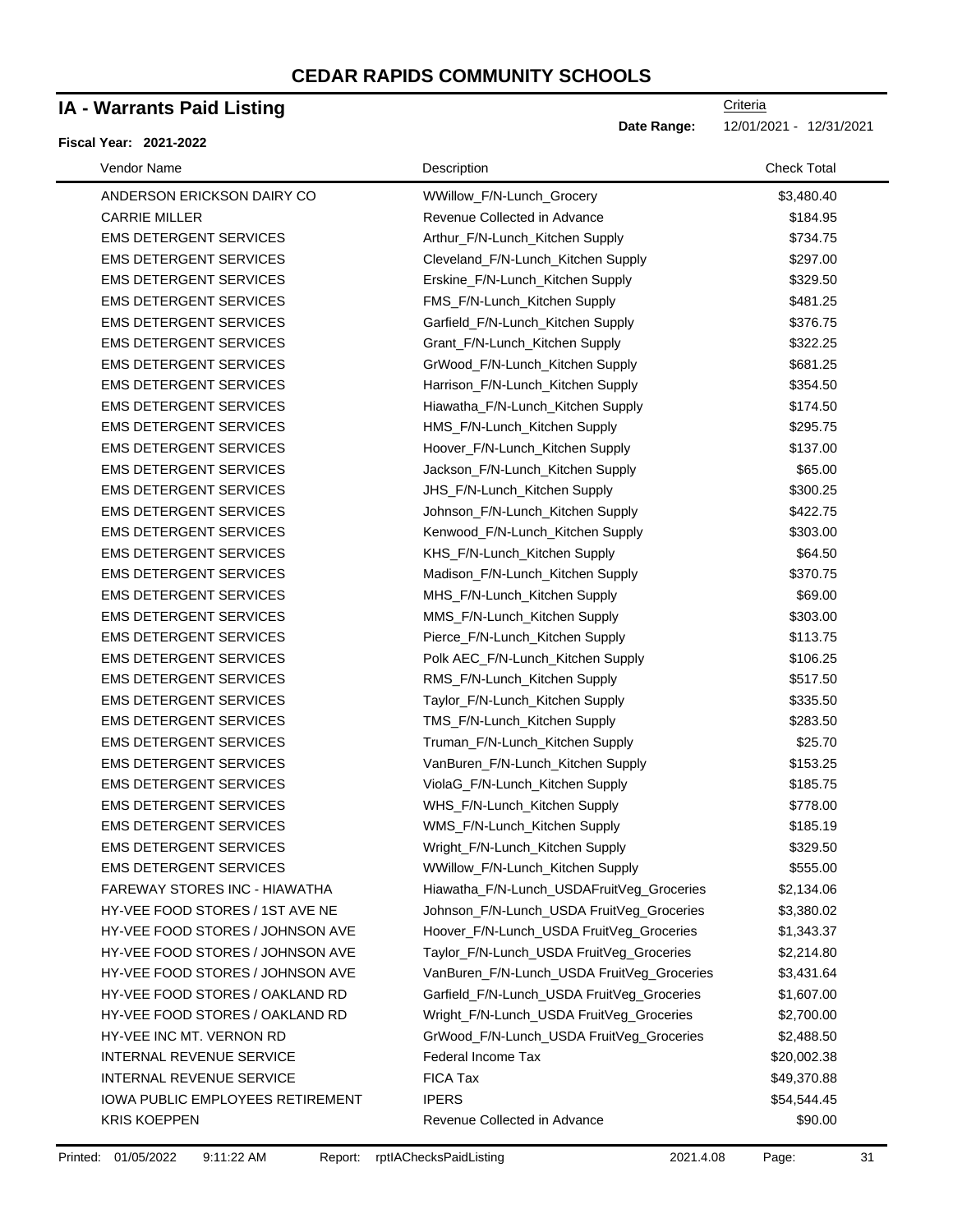# CEDAR RAPIDS COMMUNITY SCHOOLS

## IA - Warrants Paid Listing

**Fiscal Year: 2021-2022**

Criteria

**Date Range:** 12/01/2021 - 12/31/2021

| Vendor Name | Description | Check Total |
|---|---|---|
| ANDERSON ERICKSON DAIRY CO | WWillow_F/N-Lunch_Grocery | $3,480.40 |
| CARRIE MILLER | Revenue Collected in Advance | $184.95 |
| EMS DETERGENT SERVICES | Arthur_F/N-Lunch_Kitchen Supply | $734.75 |
| EMS DETERGENT SERVICES | Cleveland_F/N-Lunch_Kitchen Supply | $297.00 |
| EMS DETERGENT SERVICES | Erskine_F/N-Lunch_Kitchen Supply | $329.50 |
| EMS DETERGENT SERVICES | FMS_F/N-Lunch_Kitchen Supply | $481.25 |
| EMS DETERGENT SERVICES | Garfield_F/N-Lunch_Kitchen Supply | $376.75 |
| EMS DETERGENT SERVICES | Grant_F/N-Lunch_Kitchen Supply | $322.25 |
| EMS DETERGENT SERVICES | GrWood_F/N-Lunch_Kitchen Supply | $681.25 |
| EMS DETERGENT SERVICES | Harrison_F/N-Lunch_Kitchen Supply | $354.50 |
| EMS DETERGENT SERVICES | Hiawatha_F/N-Lunch_Kitchen Supply | $174.50 |
| EMS DETERGENT SERVICES | HMS_F/N-Lunch_Kitchen Supply | $295.75 |
| EMS DETERGENT SERVICES | Hoover_F/N-Lunch_Kitchen Supply | $137.00 |
| EMS DETERGENT SERVICES | Jackson_F/N-Lunch_Kitchen Supply | $65.00 |
| EMS DETERGENT SERVICES | JHS_F/N-Lunch_Kitchen Supply | $300.25 |
| EMS DETERGENT SERVICES | Johnson_F/N-Lunch_Kitchen Supply | $422.75 |
| EMS DETERGENT SERVICES | Kenwood_F/N-Lunch_Kitchen Supply | $303.00 |
| EMS DETERGENT SERVICES | KHS_F/N-Lunch_Kitchen Supply | $64.50 |
| EMS DETERGENT SERVICES | Madison_F/N-Lunch_Kitchen Supply | $370.75 |
| EMS DETERGENT SERVICES | MHS_F/N-Lunch_Kitchen Supply | $69.00 |
| EMS DETERGENT SERVICES | MMS_F/N-Lunch_Kitchen Supply | $303.00 |
| EMS DETERGENT SERVICES | Pierce_F/N-Lunch_Kitchen Supply | $113.75 |
| EMS DETERGENT SERVICES | Polk AEC_F/N-Lunch_Kitchen Supply | $106.25 |
| EMS DETERGENT SERVICES | RMS_F/N-Lunch_Kitchen Supply | $517.50 |
| EMS DETERGENT SERVICES | Taylor_F/N-Lunch_Kitchen Supply | $335.50 |
| EMS DETERGENT SERVICES | TMS_F/N-Lunch_Kitchen Supply | $283.50 |
| EMS DETERGENT SERVICES | Truman_F/N-Lunch_Kitchen Supply | $25.70 |
| EMS DETERGENT SERVICES | VanBuren_F/N-Lunch_Kitchen Supply | $153.25 |
| EMS DETERGENT SERVICES | ViolaG_F/N-Lunch_Kitchen Supply | $185.75 |
| EMS DETERGENT SERVICES | WHS_F/N-Lunch_Kitchen Supply | $778.00 |
| EMS DETERGENT SERVICES | WMS_F/N-Lunch_Kitchen Supply | $185.19 |
| EMS DETERGENT SERVICES | Wright_F/N-Lunch_Kitchen Supply | $329.50 |
| EMS DETERGENT SERVICES | WWillow_F/N-Lunch_Kitchen Supply | $555.00 |
| FAREWAY STORES INC - HIAWATHA | Hiawatha_F/N-Lunch_USDAFruitVeg_Groceries | $2,134.06 |
| HY-VEE FOOD STORES / 1ST AVE NE | Johnson_F/N-Lunch_USDA FruitVeg_Groceries | $3,380.02 |
| HY-VEE FOOD STORES / JOHNSON AVE | Hoover_F/N-Lunch_USDA FruitVeg_Groceries | $1,343.37 |
| HY-VEE FOOD STORES / JOHNSON AVE | Taylor_F/N-Lunch_USDA FruitVeg_Groceries | $2,214.80 |
| HY-VEE FOOD STORES / JOHNSON AVE | VanBuren_F/N-Lunch_USDA FruitVeg_Groceries | $3,431.64 |
| HY-VEE FOOD STORES / OAKLAND RD | Garfield_F/N-Lunch_USDA FruitVeg_Groceries | $1,607.00 |
| HY-VEE FOOD STORES / OAKLAND RD | Wright_F/N-Lunch_USDA FruitVeg_Groceries | $2,700.00 |
| HY-VEE INC MT. VERNON RD | GrWood_F/N-Lunch_USDA FruitVeg_Groceries | $2,488.50 |
| INTERNAL REVENUE SERVICE | Federal Income Tax | $20,002.38 |
| INTERNAL REVENUE SERVICE | FICA Tax | $49,370.88 |
| IOWA PUBLIC EMPLOYEES RETIREMENT | IPERS | $54,544.45 |
| KRIS KOEPPEN | Revenue Collected in Advance | $90.00 |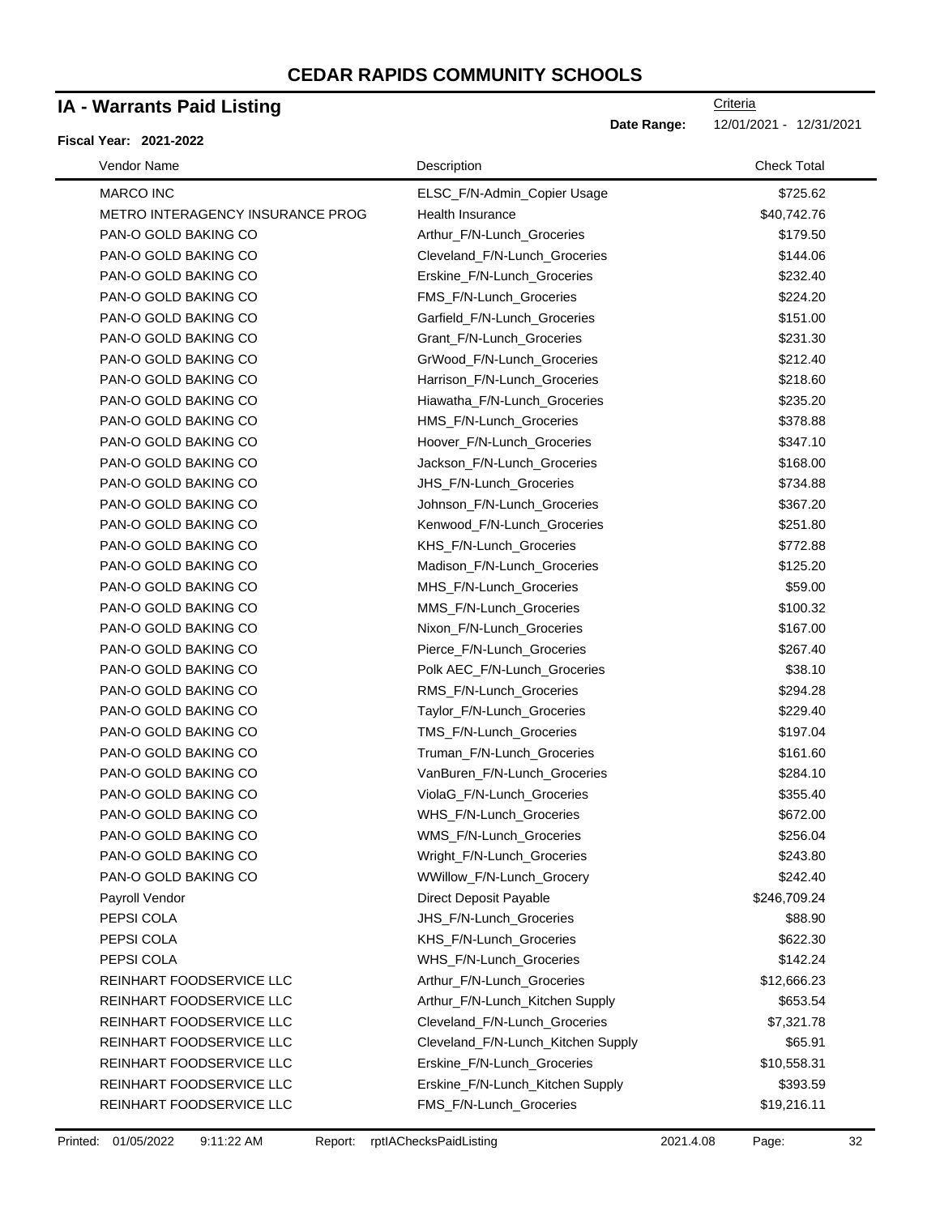# CEDAR RAPIDS COMMUNITY SCHOOLS

## IA - Warrants Paid Listing

Criteria

**Date Range:** 12/01/2021 - 12/31/2021

**Fiscal Year: 2021-2022**

| Vendor Name | Description | Check Total |
|---|---|---|
| MARCO INC | ELSC_F/N-Admin_Copier Usage | $725.62 |
| METRO INTERAGENCY INSURANCE PROG | Health Insurance | $40,742.76 |
| PAN-O GOLD BAKING CO | Arthur_F/N-Lunch_Groceries | $179.50 |
| PAN-O GOLD BAKING CO | Cleveland_F/N-Lunch_Groceries | $144.06 |
| PAN-O GOLD BAKING CO | Erskine_F/N-Lunch_Groceries | $232.40 |
| PAN-O GOLD BAKING CO | FMS_F/N-Lunch_Groceries | $224.20 |
| PAN-O GOLD BAKING CO | Garfield_F/N-Lunch_Groceries | $151.00 |
| PAN-O GOLD BAKING CO | Grant_F/N-Lunch_Groceries | $231.30 |
| PAN-O GOLD BAKING CO | GrWood_F/N-Lunch_Groceries | $212.40 |
| PAN-O GOLD BAKING CO | Harrison_F/N-Lunch_Groceries | $218.60 |
| PAN-O GOLD BAKING CO | Hiawatha_F/N-Lunch_Groceries | $235.20 |
| PAN-O GOLD BAKING CO | HMS_F/N-Lunch_Groceries | $378.88 |
| PAN-O GOLD BAKING CO | Hoover_F/N-Lunch_Groceries | $347.10 |
| PAN-O GOLD BAKING CO | Jackson_F/N-Lunch_Groceries | $168.00 |
| PAN-O GOLD BAKING CO | JHS_F/N-Lunch_Groceries | $734.88 |
| PAN-O GOLD BAKING CO | Johnson_F/N-Lunch_Groceries | $367.20 |
| PAN-O GOLD BAKING CO | Kenwood_F/N-Lunch_Groceries | $251.80 |
| PAN-O GOLD BAKING CO | KHS_F/N-Lunch_Groceries | $772.88 |
| PAN-O GOLD BAKING CO | Madison_F/N-Lunch_Groceries | $125.20 |
| PAN-O GOLD BAKING CO | MHS_F/N-Lunch_Groceries | $59.00 |
| PAN-O GOLD BAKING CO | MMS_F/N-Lunch_Groceries | $100.32 |
| PAN-O GOLD BAKING CO | Nixon_F/N-Lunch_Groceries | $167.00 |
| PAN-O GOLD BAKING CO | Pierce_F/N-Lunch_Groceries | $267.40 |
| PAN-O GOLD BAKING CO | Polk AEC_F/N-Lunch_Groceries | $38.10 |
| PAN-O GOLD BAKING CO | RMS_F/N-Lunch_Groceries | $294.28 |
| PAN-O GOLD BAKING CO | Taylor_F/N-Lunch_Groceries | $229.40 |
| PAN-O GOLD BAKING CO | TMS_F/N-Lunch_Groceries | $197.04 |
| PAN-O GOLD BAKING CO | Truman_F/N-Lunch_Groceries | $161.60 |
| PAN-O GOLD BAKING CO | VanBuren_F/N-Lunch_Groceries | $284.10 |
| PAN-O GOLD BAKING CO | ViolaG_F/N-Lunch_Groceries | $355.40 |
| PAN-O GOLD BAKING CO | WHS_F/N-Lunch_Groceries | $672.00 |
| PAN-O GOLD BAKING CO | WMS_F/N-Lunch_Groceries | $256.04 |
| PAN-O GOLD BAKING CO | Wright_F/N-Lunch_Groceries | $243.80 |
| PAN-O GOLD BAKING CO | WWillow_F/N-Lunch_Grocery | $242.40 |
| Payroll Vendor | Direct Deposit Payable | $246,709.24 |
| PEPSI COLA | JHS_F/N-Lunch_Groceries | $88.90 |
| PEPSI COLA | KHS_F/N-Lunch_Groceries | $622.30 |
| PEPSI COLA | WHS_F/N-Lunch_Groceries | $142.24 |
| REINHART FOODSERVICE LLC | Arthur_F/N-Lunch_Groceries | $12,666.23 |
| REINHART FOODSERVICE LLC | Arthur_F/N-Lunch_Kitchen Supply | $653.54 |
| REINHART FOODSERVICE LLC | Cleveland_F/N-Lunch_Groceries | $7,321.78 |
| REINHART FOODSERVICE LLC | Cleveland_F/N-Lunch_Kitchen Supply | $65.91 |
| REINHART FOODSERVICE LLC | Erskine_F/N-Lunch_Groceries | $10,558.31 |
| REINHART FOODSERVICE LLC | Erskine_F/N-Lunch_Kitchen Supply | $393.59 |
| REINHART FOODSERVICE LLC | FMS_F/N-Lunch_Groceries | $19,216.11 |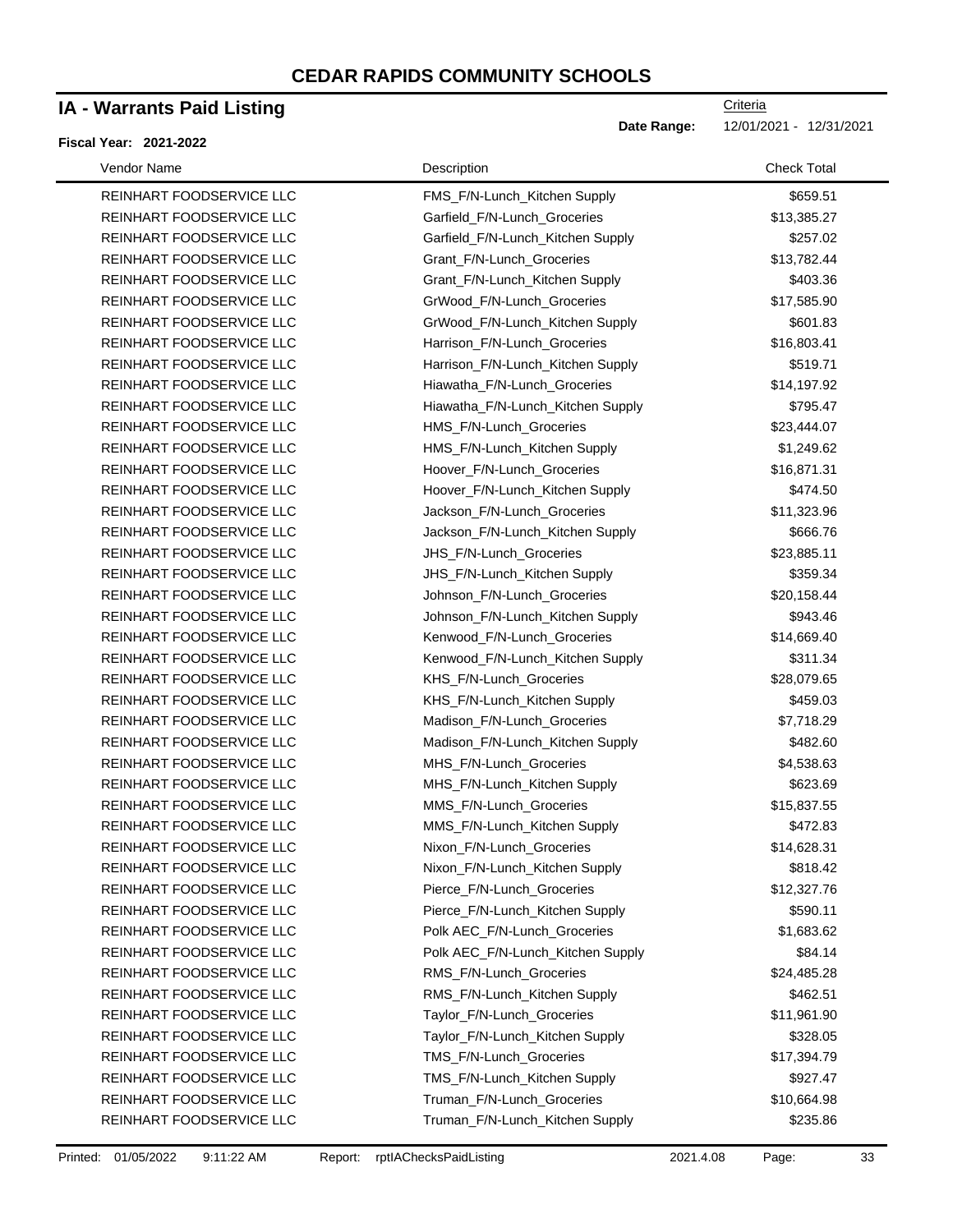# CEDAR RAPIDS COMMUNITY SCHOOLS

## IA - Warrants Paid Listing

Criteria

**Date Range:** 12/01/2021 - 12/31/2021

**Fiscal Year: 2021-2022**

| Vendor Name | Description | Check Total |
|---|---|---|
| REINHART FOODSERVICE LLC | FMS_F/N-Lunch_Kitchen Supply | $659.51 |
| REINHART FOODSERVICE LLC | Garfield_F/N-Lunch_Groceries | $13,385.27 |
| REINHART FOODSERVICE LLC | Garfield_F/N-Lunch_Kitchen Supply | $257.02 |
| REINHART FOODSERVICE LLC | Grant_F/N-Lunch_Groceries | $13,782.44 |
| REINHART FOODSERVICE LLC | Grant_F/N-Lunch_Kitchen Supply | $403.36 |
| REINHART FOODSERVICE LLC | GrWood_F/N-Lunch_Groceries | $17,585.90 |
| REINHART FOODSERVICE LLC | GrWood_F/N-Lunch_Kitchen Supply | $601.83 |
| REINHART FOODSERVICE LLC | Harrison_F/N-Lunch_Groceries | $16,803.41 |
| REINHART FOODSERVICE LLC | Harrison_F/N-Lunch_Kitchen Supply | $519.71 |
| REINHART FOODSERVICE LLC | Hiawatha_F/N-Lunch_Groceries | $14,197.92 |
| REINHART FOODSERVICE LLC | Hiawatha_F/N-Lunch_Kitchen Supply | $795.47 |
| REINHART FOODSERVICE LLC | HMS_F/N-Lunch_Groceries | $23,444.07 |
| REINHART FOODSERVICE LLC | HMS_F/N-Lunch_Kitchen Supply | $1,249.62 |
| REINHART FOODSERVICE LLC | Hoover_F/N-Lunch_Groceries | $16,871.31 |
| REINHART FOODSERVICE LLC | Hoover_F/N-Lunch_Kitchen Supply | $474.50 |
| REINHART FOODSERVICE LLC | Jackson_F/N-Lunch_Groceries | $11,323.96 |
| REINHART FOODSERVICE LLC | Jackson_F/N-Lunch_Kitchen Supply | $666.76 |
| REINHART FOODSERVICE LLC | JHS_F/N-Lunch_Groceries | $23,885.11 |
| REINHART FOODSERVICE LLC | JHS_F/N-Lunch_Kitchen Supply | $359.34 |
| REINHART FOODSERVICE LLC | Johnson_F/N-Lunch_Groceries | $20,158.44 |
| REINHART FOODSERVICE LLC | Johnson_F/N-Lunch_Kitchen Supply | $943.46 |
| REINHART FOODSERVICE LLC | Kenwood_F/N-Lunch_Groceries | $14,669.40 |
| REINHART FOODSERVICE LLC | Kenwood_F/N-Lunch_Kitchen Supply | $311.34 |
| REINHART FOODSERVICE LLC | KHS_F/N-Lunch_Groceries | $28,079.65 |
| REINHART FOODSERVICE LLC | KHS_F/N-Lunch_Kitchen Supply | $459.03 |
| REINHART FOODSERVICE LLC | Madison_F/N-Lunch_Groceries | $7,718.29 |
| REINHART FOODSERVICE LLC | Madison_F/N-Lunch_Kitchen Supply | $482.60 |
| REINHART FOODSERVICE LLC | MHS_F/N-Lunch_Groceries | $4,538.63 |
| REINHART FOODSERVICE LLC | MHS_F/N-Lunch_Kitchen Supply | $623.69 |
| REINHART FOODSERVICE LLC | MMS_F/N-Lunch_Groceries | $15,837.55 |
| REINHART FOODSERVICE LLC | MMS_F/N-Lunch_Kitchen Supply | $472.83 |
| REINHART FOODSERVICE LLC | Nixon_F/N-Lunch_Groceries | $14,628.31 |
| REINHART FOODSERVICE LLC | Nixon_F/N-Lunch_Kitchen Supply | $818.42 |
| REINHART FOODSERVICE LLC | Pierce_F/N-Lunch_Groceries | $12,327.76 |
| REINHART FOODSERVICE LLC | Pierce_F/N-Lunch_Kitchen Supply | $590.11 |
| REINHART FOODSERVICE LLC | Polk AEC_F/N-Lunch_Groceries | $1,683.62 |
| REINHART FOODSERVICE LLC | Polk AEC_F/N-Lunch_Kitchen Supply | $84.14 |
| REINHART FOODSERVICE LLC | RMS_F/N-Lunch_Groceries | $24,485.28 |
| REINHART FOODSERVICE LLC | RMS_F/N-Lunch_Kitchen Supply | $462.51 |
| REINHART FOODSERVICE LLC | Taylor_F/N-Lunch_Groceries | $11,961.90 |
| REINHART FOODSERVICE LLC | Taylor_F/N-Lunch_Kitchen Supply | $328.05 |
| REINHART FOODSERVICE LLC | TMS_F/N-Lunch_Groceries | $17,394.79 |
| REINHART FOODSERVICE LLC | TMS_F/N-Lunch_Kitchen Supply | $927.47 |
| REINHART FOODSERVICE LLC | Truman_F/N-Lunch_Groceries | $10,664.98 |
| REINHART FOODSERVICE LLC | Truman_F/N-Lunch_Kitchen Supply | $235.86 |

Printed: 01/05/2022 9:11:22 AM Report: rptIAChecksPaidListing 2021.4.08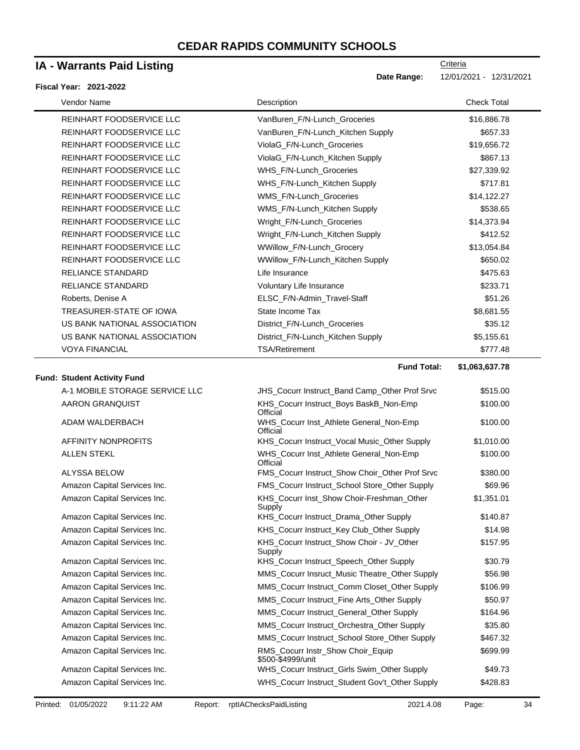# CEDAR RAPIDS COMMUNITY SCHOOLS

## IA - Warrants Paid Listing

Criteria

**Date Range:** 12/01/2021 - 12/31/2021

**Fiscal Year: 2021-2022**

| Vendor Name | Description | Check Total |
|---|---|---|
| REINHART FOODSERVICE LLC | VanBuren_F/N-Lunch_Groceries | $16,886.78 |
| REINHART FOODSERVICE LLC | VanBuren_F/N-Lunch_Kitchen Supply | $657.33 |
| REINHART FOODSERVICE LLC | ViolaG_F/N-Lunch_Groceries | $19,656.72 |
| REINHART FOODSERVICE LLC | ViolaG_F/N-Lunch_Kitchen Supply | $867.13 |
| REINHART FOODSERVICE LLC | WHS_F/N-Lunch_Groceries | $27,339.92 |
| REINHART FOODSERVICE LLC | WHS_F/N-Lunch_Kitchen Supply | $717.81 |
| REINHART FOODSERVICE LLC | WMS_F/N-Lunch_Groceries | $14,122.27 |
| REINHART FOODSERVICE LLC | WMS_F/N-Lunch_Kitchen Supply | $538.65 |
| REINHART FOODSERVICE LLC | Wright_F/N-Lunch_Groceries | $14,373.94 |
| REINHART FOODSERVICE LLC | Wright_F/N-Lunch_Kitchen Supply | $412.52 |
| REINHART FOODSERVICE LLC | WWillow_F/N-Lunch_Grocery | $13,054.84 |
| REINHART FOODSERVICE LLC | WWillow_F/N-Lunch_Kitchen Supply | $650.02 |
| RELIANCE STANDARD | Life Insurance | $475.63 |
| RELIANCE STANDARD | Voluntary Life Insurance | $233.71 |
| Roberts, Denise A | ELSC_F/N-Admin_Travel-Staff | $51.26 |
| TREASURER-STATE OF IOWA | State Income Tax | $8,681.55 |
| US BANK NATIONAL ASSOCIATION | District_F/N-Lunch_Groceries | $35.12 |
| US BANK NATIONAL ASSOCIATION | District_F/N-Lunch_Kitchen Supply | $5,155.61 |
| VOYA FINANCIAL | TSA/Retirement | $777.48 |
| | **Fund Total:** | **$1,063,637.78** |

**Fund: Student Activity Fund**

| Vendor Name | Description | Check Total |
|---|---|---|
| A-1 MOBILE STORAGE SERVICE LLC | JHS_Cocurr Instruct_Band Camp_Other Prof Srvc | $515.00 |
| AARON GRANQUIST | KHS_Cocurr Instruct_Boys BaskB_Non-Emp Official | $100.00 |
| ADAM WALDERBACH | WHS_Cocurr Inst_Athlete General_Non-Emp Official | $100.00 |
| AFFINITY NONPROFITS | KHS_Cocurr Instruct_Vocal Music_Other Supply | $1,010.00 |
| ALLEN STEKL | WHS_Cocurr Inst_Athlete General_Non-Emp Official | $100.00 |
| ALYSSA BELOW | FMS_Cocurr Instruct_Show Choir_Other Prof Srvc | $380.00 |
| Amazon Capital Services Inc. | FMS_Cocurr Instruct_School Store_Other Supply | $69.96 |
| Amazon Capital Services Inc. | KHS_Cocurr Inst_Show Choir-Freshman_Other Supply | $1,351.01 |
| Amazon Capital Services Inc. | KHS_Cocurr Instruct_Drama_Other Supply | $140.87 |
| Amazon Capital Services Inc. | KHS_Cocurr Instruct_Key Club_Other Supply | $14.98 |
| Amazon Capital Services Inc. | KHS_Cocurr Instruct_Show Choir - JV_Other Supply | $157.95 |
| Amazon Capital Services Inc. | KHS_Cocurr Instruct_Speech_Other Supply | $30.79 |
| Amazon Capital Services Inc. | MMS_Cocurr Insruct_Music Theatre_Other Supply | $56.98 |
| Amazon Capital Services Inc. | MMS_Cocurr Instruct_Comm Closet_Other Supply | $106.99 |
| Amazon Capital Services Inc. | MMS_Cocurr Instruct_Fine Arts_Other Supply | $50.97 |
| Amazon Capital Services Inc. | MMS_Cocurr Instruct_General_Other Supply | $164.96 |
| Amazon Capital Services Inc. | MMS_Cocurr Instruct_Orchestra_Other Supply | $35.80 |
| Amazon Capital Services Inc. | MMS_Cocurr Instruct_School Store_Other Supply | $467.32 |
| Amazon Capital Services Inc. | RMS_Cocurr Instr_Show Choir_Equip $500-$4999/unit | $699.99 |
| Amazon Capital Services Inc. | WHS_Cocurr Instruct_Girls Swim_Other Supply | $49.73 |
| Amazon Capital Services Inc. | WHS_Cocurr Instruct_Student Gov't_Other Supply | $428.83 |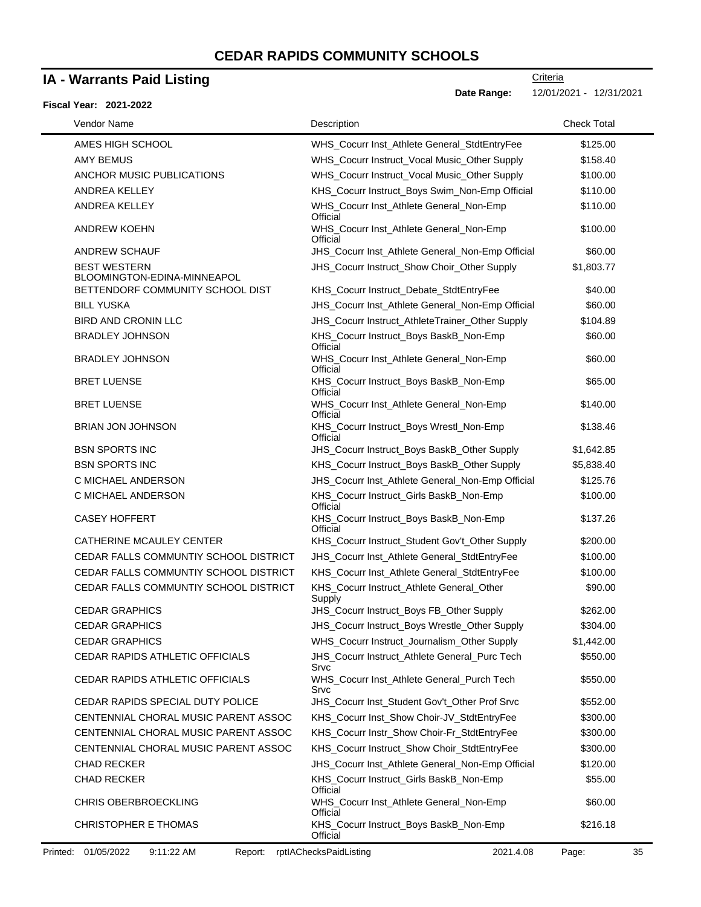# CEDAR RAPIDS COMMUNITY SCHOOLS

## IA - Warrants Paid Listing

Criteria

**Date Range:** 12/01/2021 - 12/31/2021

**Fiscal Year: 2021-2022**

| Vendor Name | Description | Check Total |
|---|---|---|
| AMES HIGH SCHOOL | WHS_Cocurr Inst_Athlete General_StdtEntryFee | $125.00 |
| AMY BEMUS | WHS_Cocurr Instruct_Vocal Music_Other Supply | $158.40 |
| ANCHOR MUSIC PUBLICATIONS | WHS_Cocurr Instruct_Vocal Music_Other Supply | $100.00 |
| ANDREA KELLEY | KHS_Cocurr Instruct_Boys Swim_Non-Emp Official | $110.00 |
| ANDREA KELLEY | WHS_Cocurr Inst_Athlete General_Non-Emp Official | $110.00 |
| ANDREW KOEHN | WHS_Cocurr Inst_Athlete General_Non-Emp Official | $100.00 |
| ANDREW SCHAUF | JHS_Cocurr Inst_Athlete General_Non-Emp Official | $60.00 |
| BEST WESTERN BLOOMINGTON-EDINA-MINNEAPOL | JHS_Cocurr Instruct_Show Choir_Other Supply | $1,803.77 |
| BETTENDORF COMMUNITY SCHOOL DIST | KHS_Cocurr Instruct_Debate_StdtEntryFee | $40.00 |
| BILL YUSKA | JHS_Cocurr Inst_Athlete General_Non-Emp Official | $60.00 |
| BIRD AND CRONIN LLC | JHS_Cocurr Instruct_AthleteTrainer_Other Supply | $104.89 |
| BRADLEY JOHNSON | KHS_Cocurr Instruct_Boys BaskB_Non-Emp Official | $60.00 |
| BRADLEY JOHNSON | WHS_Cocurr Inst_Athlete General_Non-Emp Official | $60.00 |
| BRET LUENSE | KHS_Cocurr Instruct_Boys BaskB_Non-Emp Official | $65.00 |
| BRET LUENSE | WHS_Cocurr Inst_Athlete General_Non-Emp Official | $140.00 |
| BRIAN JON JOHNSON | KHS_Cocurr Instruct_Boys Wrestl_Non-Emp Official | $138.46 |
| BSN SPORTS INC | JHS_Cocurr Instruct_Boys BaskB_Other Supply | $1,642.85 |
| BSN SPORTS INC | KHS_Cocurr Instruct_Boys BaskB_Other Supply | $5,838.40 |
| C MICHAEL ANDERSON | JHS_Cocurr Inst_Athlete General_Non-Emp Official | $125.76 |
| C MICHAEL ANDERSON | KHS_Cocurr Instruct_Girls BaskB_Non-Emp Official | $100.00 |
| CASEY HOFFERT | KHS_Cocurr Instruct_Boys BaskB_Non-Emp Official | $137.26 |
| CATHERINE MCAULEY CENTER | KHS_Cocurr Instruct_Student Gov't_Other Supply | $200.00 |
| CEDAR FALLS COMMUNTIY SCHOOL DISTRICT | JHS_Cocurr Inst_Athlete General_StdtEntryFee | $100.00 |
| CEDAR FALLS COMMUNTIY SCHOOL DISTRICT | KHS_Cocurr Inst_Athlete General_StdtEntryFee | $100.00 |
| CEDAR FALLS COMMUNTIY SCHOOL DISTRICT | KHS_Cocurr Instruct_Athlete General_Other Supply | $90.00 |
| CEDAR GRAPHICS | JHS_Cocurr Instruct_Boys FB_Other Supply | $262.00 |
| CEDAR GRAPHICS | JHS_Cocurr Instruct_Boys Wrestle_Other Supply | $304.00 |
| CEDAR GRAPHICS | WHS_Cocurr Instruct_Journalism_Other Supply | $1,442.00 |
| CEDAR RAPIDS ATHLETIC OFFICIALS | JHS_Cocurr Instruct_Athlete General_Purc Tech Srvc | $550.00 |
| CEDAR RAPIDS ATHLETIC OFFICIALS | WHS_Cocurr Inst_Athlete General_Purch Tech Srvc | $550.00 |
| CEDAR RAPIDS SPECIAL DUTY POLICE | JHS_Cocurr Inst_Student Gov't_Other Prof Srvc | $552.00 |
| CENTENNIAL CHORAL MUSIC PARENT ASSOC | KHS_Cocurr Inst_Show Choir-JV_StdtEntryFee | $300.00 |
| CENTENNIAL CHORAL MUSIC PARENT ASSOC | KHS_Cocurr Instr_Show Choir-Fr_StdtEntryFee | $300.00 |
| CENTENNIAL CHORAL MUSIC PARENT ASSOC | KHS_Cocurr Instruct_Show Choir_StdtEntryFee | $300.00 |
| CHAD RECKER | JHS_Cocurr Inst_Athlete General_Non-Emp Official | $120.00 |
| CHAD RECKER | KHS_Cocurr Instruct_Girls BaskB_Non-Emp Official | $55.00 |
| CHRIS OBERBROECKLING | WHS_Cocurr Inst_Athlete General_Non-Emp Official | $60.00 |
| CHRISTOPHER E THOMAS | KHS_Cocurr Instruct_Boys BaskB_Non-Emp Official | $216.18 |

Printed: 01/05/2022 9:11:22 AM Report: rptIAChecksPaidListing 2021.4.08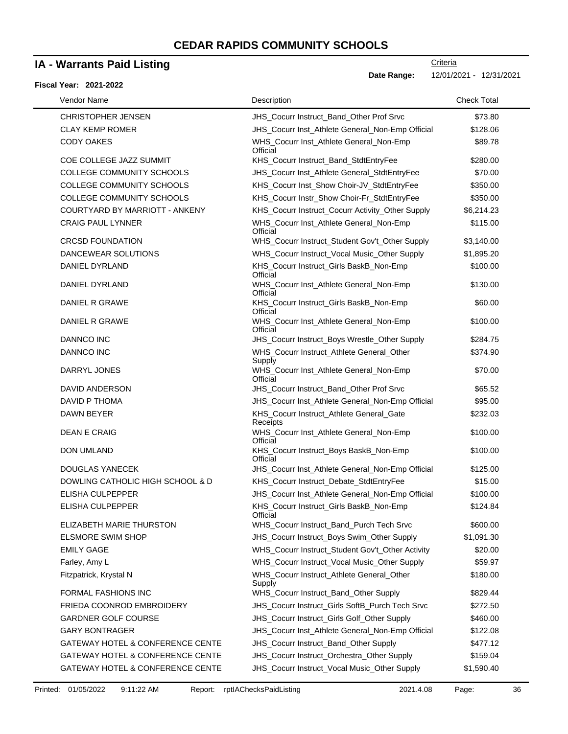# CEDAR RAPIDS COMMUNITY SCHOOLS

## IA - Warrants Paid Listing

Criteria

**Date Range:** 12/01/2021 - 12/31/2021

**Fiscal Year: 2021-2022**

| Vendor Name | Description | Check Total |
|---|---|---|
| CHRISTOPHER JENSEN | JHS_Cocurr Instruct_Band_Other Prof Srvc | $73.80 |
| CLAY KEMP ROMER | JHS_Cocurr Inst_Athlete General_Non-Emp Official | $128.06 |
| CODY OAKES | WHS_Cocurr Inst_Athlete General_Non-Emp Official | $89.78 |
| COE COLLEGE JAZZ SUMMIT | KHS_Cocurr Instruct_Band_StdtEntryFee | $280.00 |
| COLLEGE COMMUNITY SCHOOLS | JHS_Cocurr Inst_Athlete General_StdtEntryFee | $70.00 |
| COLLEGE COMMUNITY SCHOOLS | KHS_Cocurr Inst_Show Choir-JV_StdtEntryFee | $350.00 |
| COLLEGE COMMUNITY SCHOOLS | KHS_Cocurr Instr_Show Choir-Fr_StdtEntryFee | $350.00 |
| COURTYARD BY MARRIOTT - ANKENY | KHS_Cocurr Instruct_Cocurr Activity_Other Supply | $6,214.23 |
| CRAIG PAUL LYNNER | WHS_Cocurr Inst_Athlete General_Non-Emp Official | $115.00 |
| CRCSD FOUNDATION | WHS_Cocurr Instruct_Student Gov't_Other Supply | $3,140.00 |
| DANCEWEAR SOLUTIONS | WHS_Cocurr Instruct_Vocal Music_Other Supply | $1,895.20 |
| DANIEL DYRLAND | KHS_Cocurr Instruct_Girls BaskB_Non-Emp Official | $100.00 |
| DANIEL DYRLAND | WHS_Cocurr Inst_Athlete General_Non-Emp Official | $130.00 |
| DANIEL R GRAWE | KHS_Cocurr Instruct_Girls BaskB_Non-Emp Official | $60.00 |
| DANIEL R GRAWE | WHS_Cocurr Inst_Athlete General_Non-Emp Official | $100.00 |
| DANNCO INC | JHS_Cocurr Instruct_Boys Wrestle_Other Supply | $284.75 |
| DANNCO INC | WHS_Cocurr Instruct_Athlete General_Other Supply | $374.90 |
| DARRYL JONES | WHS_Cocurr Inst_Athlete General_Non-Emp Official | $70.00 |
| DAVID ANDERSON | JHS_Cocurr Instruct_Band_Other Prof Srvc | $65.52 |
| DAVID P THOMA | JHS_Cocurr Inst_Athlete General_Non-Emp Official | $95.00 |
| DAWN BEYER | KHS_Cocurr Instruct_Athlete General_Gate Receipts | $232.03 |
| DEAN E CRAIG | WHS_Cocurr Inst_Athlete General_Non-Emp Official | $100.00 |
| DON UMLAND | KHS_Cocurr Instruct_Boys BaskB_Non-Emp Official | $100.00 |
| DOUGLAS YANECEK | JHS_Cocurr Inst_Athlete General_Non-Emp Official | $125.00 |
| DOWLING CATHOLIC HIGH SCHOOL & D | KHS_Cocurr Instruct_Debate_StdtEntryFee | $15.00 |
| ELISHA CULPEPPER | JHS_Cocurr Inst_Athlete General_Non-Emp Official | $100.00 |
| ELISHA CULPEPPER | KHS_Cocurr Instruct_Girls BaskB_Non-Emp Official | $124.84 |
| ELIZABETH MARIE THURSTON | WHS_Cocurr Instruct_Band_Purch Tech Srvc | $600.00 |
| ELSMORE SWIM SHOP | JHS_Cocurr Instruct_Boys Swim_Other Supply | $1,091.30 |
| EMILY GAGE | WHS_Cocurr Instruct_Student Gov't_Other Activity | $20.00 |
| Farley, Amy L | WHS_Cocurr Instruct_Vocal Music_Other Supply | $59.97 |
| Fitzpatrick, Krystal N | WHS_Cocurr Instruct_Athlete General_Other Supply | $180.00 |
| FORMAL FASHIONS INC | WHS_Cocurr Instruct_Band_Other Supply | $829.44 |
| FRIEDA COONROD EMBROIDERY | JHS_Cocurr Instruct_Girls SoftB_Purch Tech Srvc | $272.50 |
| GARDNER GOLF COURSE | JHS_Cocurr Instruct_Girls Golf_Other Supply | $460.00 |
| GARY BONTRAGER | JHS_Cocurr Inst_Athlete General_Non-Emp Official | $122.08 |
| GATEWAY HOTEL & CONFERENCE CENTE | JHS_Cocurr Instruct_Band_Other Supply | $477.12 |
| GATEWAY HOTEL & CONFERENCE CENTE | JHS_Cocurr Instruct_Orchestra_Other Supply | $159.04 |
| GATEWAY HOTEL & CONFERENCE CENTE | JHS_Cocurr Instruct_Vocal Music_Other Supply | $1,590.40 |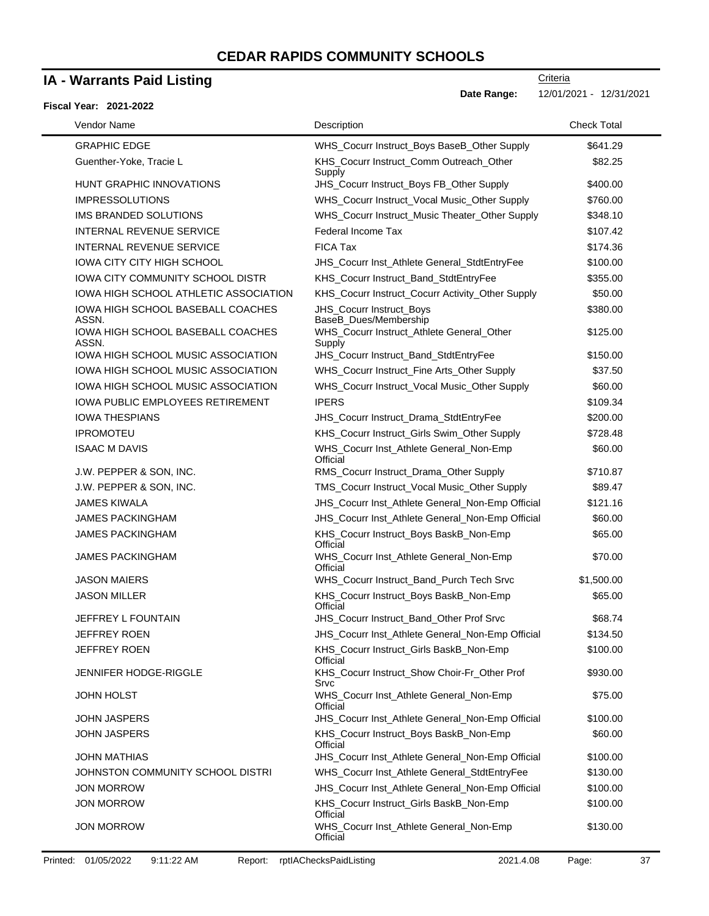# CEDAR RAPIDS COMMUNITY SCHOOLS

## IA - Warrants Paid Listing

Criteria

**Date Range:** 12/01/2021 - 12/31/2021

**Fiscal Year: 2021-2022**

| Vendor Name | Description | Check Total |
|---|---|---|
| GRAPHIC EDGE | WHS_Cocurr Instruct_Boys BaseB_Other Supply | $641.29 |
| Guenther-Yoke, Tracie L | KHS_Cocurr Instruct_Comm Outreach_Other Supply | $82.25 |
| HUNT GRAPHIC INNOVATIONS | JHS_Cocurr Instruct_Boys FB_Other Supply | $400.00 |
| IMPRESSOLUTIONS | WHS_Cocurr Instruct_Vocal Music_Other Supply | $760.00 |
| IMS BRANDED SOLUTIONS | WHS_Cocurr Instruct_Music Theater_Other Supply | $348.10 |
| INTERNAL REVENUE SERVICE | Federal Income Tax | $107.42 |
| INTERNAL REVENUE SERVICE | FICA Tax | $174.36 |
| IOWA CITY CITY HIGH SCHOOL | JHS_Cocurr Inst_Athlete General_StdtEntryFee | $100.00 |
| IOWA CITY COMMUNITY SCHOOL DISTR | KHS_Cocurr Instruct_Band_StdtEntryFee | $355.00 |
| IOWA HIGH SCHOOL ATHLETIC ASSOCIATION | KHS_Cocurr Instruct_Cocurr Activity_Other Supply | $50.00 |
| IOWA HIGH SCHOOL BASEBALL COACHES ASSN. | JHS_Cocurr Instruct_Boys BaseB_Dues/Membership | $380.00 |
| IOWA HIGH SCHOOL BASEBALL COACHES ASSN. | WHS_Cocurr Instruct_Athlete General_Other Supply | $125.00 |
| IOWA HIGH SCHOOL MUSIC ASSOCIATION | JHS_Cocurr Instruct_Band_StdtEntryFee | $150.00 |
| IOWA HIGH SCHOOL MUSIC ASSOCIATION | WHS_Cocurr Instruct_Fine Arts_Other Supply | $37.50 |
| IOWA HIGH SCHOOL MUSIC ASSOCIATION | WHS_Cocurr Instruct_Vocal Music_Other Supply | $60.00 |
| IOWA PUBLIC EMPLOYEES RETIREMENT | IPERS | $109.34 |
| IOWA THESPIANS | JHS_Cocurr Instruct_Drama_StdtEntryFee | $200.00 |
| IPROMOTEU | KHS_Cocurr Instruct_Girls Swim_Other Supply | $728.48 |
| ISAAC M DAVIS | WHS_Cocurr Inst_Athlete General_Non-Emp Official | $60.00 |
| J.W. PEPPER & SON, INC. | RMS_Cocurr Instruct_Drama_Other Supply | $710.87 |
| J.W. PEPPER & SON, INC. | TMS_Cocurr Instruct_Vocal Music_Other Supply | $89.47 |
| JAMES KIWALA | JHS_Cocurr Inst_Athlete General_Non-Emp Official | $121.16 |
| JAMES PACKINGHAM | JHS_Cocurr Inst_Athlete General_Non-Emp Official | $60.00 |
| JAMES PACKINGHAM | KHS_Cocurr Instruct_Boys BaskB_Non-Emp Official | $65.00 |
| JAMES PACKINGHAM | WHS_Cocurr Inst_Athlete General_Non-Emp Official | $70.00 |
| JASON MAIERS | WHS_Cocurr Instruct_Band_Purch Tech Srvc | $1,500.00 |
| JASON MILLER | KHS_Cocurr Instruct_Boys BaskB_Non-Emp Official | $65.00 |
| JEFFREY L FOUNTAIN | JHS_Cocurr Instruct_Band_Other Prof Srvc | $68.74 |
| JEFFREY ROEN | JHS_Cocurr Inst_Athlete General_Non-Emp Official | $134.50 |
| JEFFREY ROEN | KHS_Cocurr Instruct_Girls BaskB_Non-Emp Official | $100.00 |
| JENNIFER HODGE-RIGGLE | KHS_Cocurr Instruct_Show Choir-Fr_Other Prof Srvc | $930.00 |
| JOHN HOLST | WHS_Cocurr Inst_Athlete General_Non-Emp Official | $75.00 |
| JOHN JASPERS | JHS_Cocurr Inst_Athlete General_Non-Emp Official | $100.00 |
| JOHN JASPERS | KHS_Cocurr Instruct_Boys BaskB_Non-Emp Official | $60.00 |
| JOHN MATHIAS | JHS_Cocurr Inst_Athlete General_Non-Emp Official | $100.00 |
| JOHNSTON COMMUNITY SCHOOL DISTRI | WHS_Cocurr Inst_Athlete General_StdtEntryFee | $130.00 |
| JON MORROW | JHS_Cocurr Inst_Athlete General_Non-Emp Official | $100.00 |
| JON MORROW | KHS_Cocurr Instruct_Girls BaskB_Non-Emp Official | $100.00 |
| JON MORROW | WHS_Cocurr Inst_Athlete General_Non-Emp Official | $130.00 |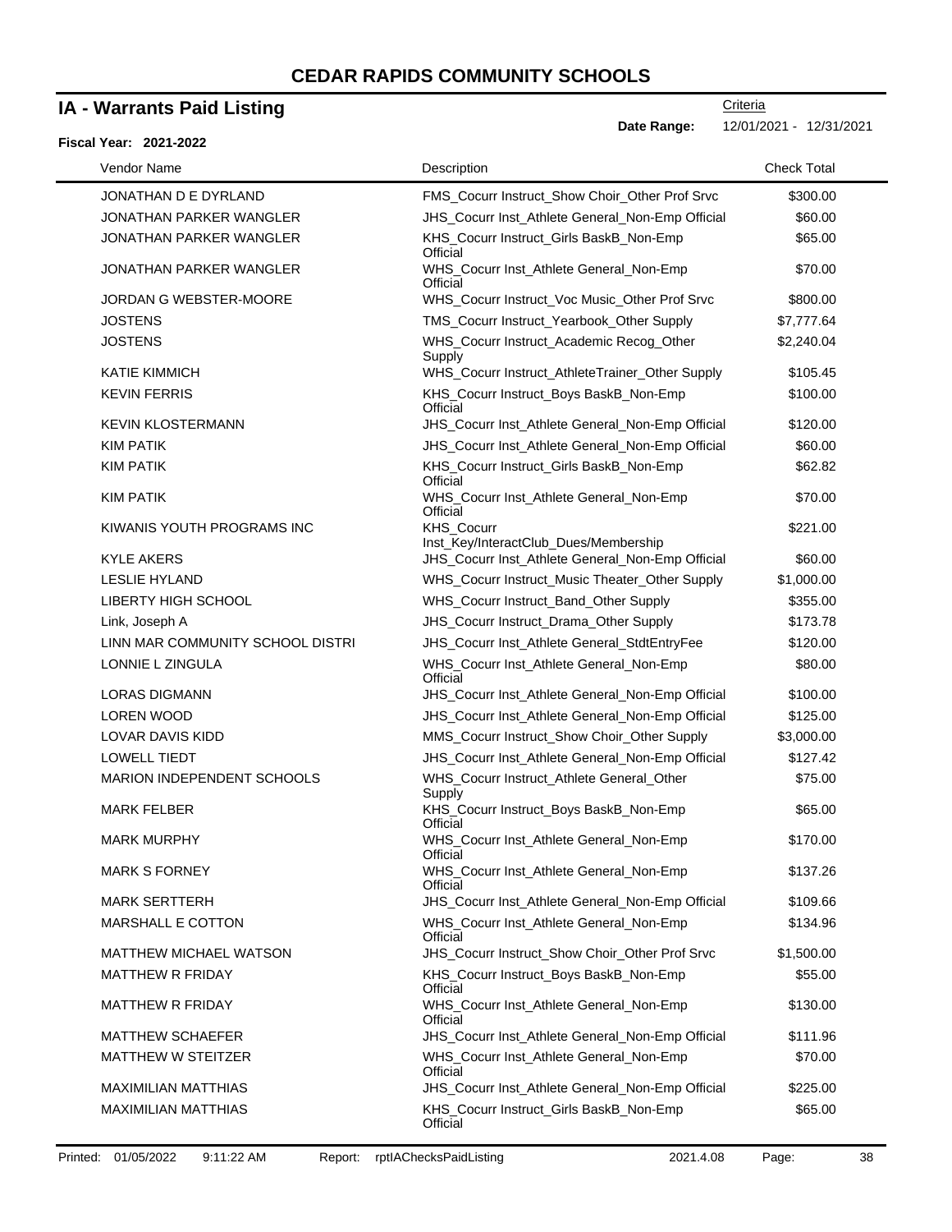# CEDAR RAPIDS COMMUNITY SCHOOLS

## IA - Warrants Paid Listing

Criteria

**Date Range:** 12/01/2021 - 12/31/2021

**Fiscal Year: 2021-2022**

| Vendor Name | Description | Check Total |
|---|---|---|
| JONATHAN D E DYRLAND | FMS_Cocurr Instruct_Show Choir_Other Prof Srvc | $300.00 |
| JONATHAN PARKER WANGLER | JHS_Cocurr Inst_Athlete General_Non-Emp Official | $60.00 |
| JONATHAN PARKER WANGLER | KHS_Cocurr Instruct_Girls BaskB_Non-Emp Official | $65.00 |
| JONATHAN PARKER WANGLER | WHS_Cocurr Inst_Athlete General_Non-Emp Official | $70.00 |
| JORDAN G WEBSTER-MOORE | WHS_Cocurr Instruct_Voc Music_Other Prof Srvc | $800.00 |
| JOSTENS | TMS_Cocurr Instruct_Yearbook_Other Supply | $7,777.64 |
| JOSTENS | WHS_Cocurr Instruct_Academic Recog_Other Supply | $2,240.04 |
| KATIE KIMMICH | WHS_Cocurr Instruct_AthleteTrainer_Other Supply | $105.45 |
| KEVIN FERRIS | KHS_Cocurr Instruct_Boys BaskB_Non-Emp Official | $100.00 |
| KEVIN KLOSTERMANN | JHS_Cocurr Inst_Athlete General_Non-Emp Official | $120.00 |
| KIM PATIK | JHS_Cocurr Inst_Athlete General_Non-Emp Official | $60.00 |
| KIM PATIK | KHS_Cocurr Instruct_Girls BaskB_Non-Emp Official | $62.82 |
| KIM PATIK | WHS_Cocurr Inst_Athlete General_Non-Emp Official | $70.00 |
| KIWANIS YOUTH PROGRAMS INC | KHS_Cocurr Inst_Key/InteractClub_Dues/Membership | $221.00 |
| KYLE AKERS | JHS_Cocurr Inst_Athlete General_Non-Emp Official | $60.00 |
| LESLIE HYLAND | WHS_Cocurr Instruct_Music Theater_Other Supply | $1,000.00 |
| LIBERTY HIGH SCHOOL | WHS_Cocurr Instruct_Band_Other Supply | $355.00 |
| Link, Joseph A | JHS_Cocurr Instruct_Drama_Other Supply | $173.78 |
| LINN MAR COMMUNITY SCHOOL DISTRI | JHS_Cocurr Inst_Athlete General_StdtEntryFee | $120.00 |
| LONNIE L ZINGULA | WHS_Cocurr Inst_Athlete General_Non-Emp Official | $80.00 |
| LORAS DIGMANN | JHS_Cocurr Inst_Athlete General_Non-Emp Official | $100.00 |
| LOREN WOOD | JHS_Cocurr Inst_Athlete General_Non-Emp Official | $125.00 |
| LOVAR DAVIS KIDD | MMS_Cocurr Instruct_Show Choir_Other Supply | $3,000.00 |
| LOWELL TIEDT | JHS_Cocurr Inst_Athlete General_Non-Emp Official | $127.42 |
| MARION INDEPENDENT SCHOOLS | WHS_Cocurr Instruct_Athlete General_Other Supply | $75.00 |
| MARK FELBER | KHS_Cocurr Instruct_Boys BaskB_Non-Emp Official | $65.00 |
| MARK MURPHY | WHS_Cocurr Inst_Athlete General_Non-Emp Official | $170.00 |
| MARK S FORNEY | WHS_Cocurr Inst_Athlete General_Non-Emp Official | $137.26 |
| MARK SERTTERH | JHS_Cocurr Inst_Athlete General_Non-Emp Official | $109.66 |
| MARSHALL E COTTON | WHS_Cocurr Inst_Athlete General_Non-Emp Official | $134.96 |
| MATTHEW MICHAEL WATSON | JHS_Cocurr Instruct_Show Choir_Other Prof Srvc | $1,500.00 |
| MATTHEW R FRIDAY | KHS_Cocurr Instruct_Boys BaskB_Non-Emp Official | $55.00 |
| MATTHEW R FRIDAY | WHS_Cocurr Inst_Athlete General_Non-Emp Official | $130.00 |
| MATTHEW SCHAEFER | JHS_Cocurr Inst_Athlete General_Non-Emp Official | $111.96 |
| MATTHEW W STEITZER | WHS_Cocurr Inst_Athlete General_Non-Emp Official | $70.00 |
| MAXIMILIAN MATTHIAS | JHS_Cocurr Inst_Athlete General_Non-Emp Official | $225.00 |
| MAXIMILIAN MATTHIAS | KHS_Cocurr Instruct_Girls BaskB_Non-Emp Official | $65.00 |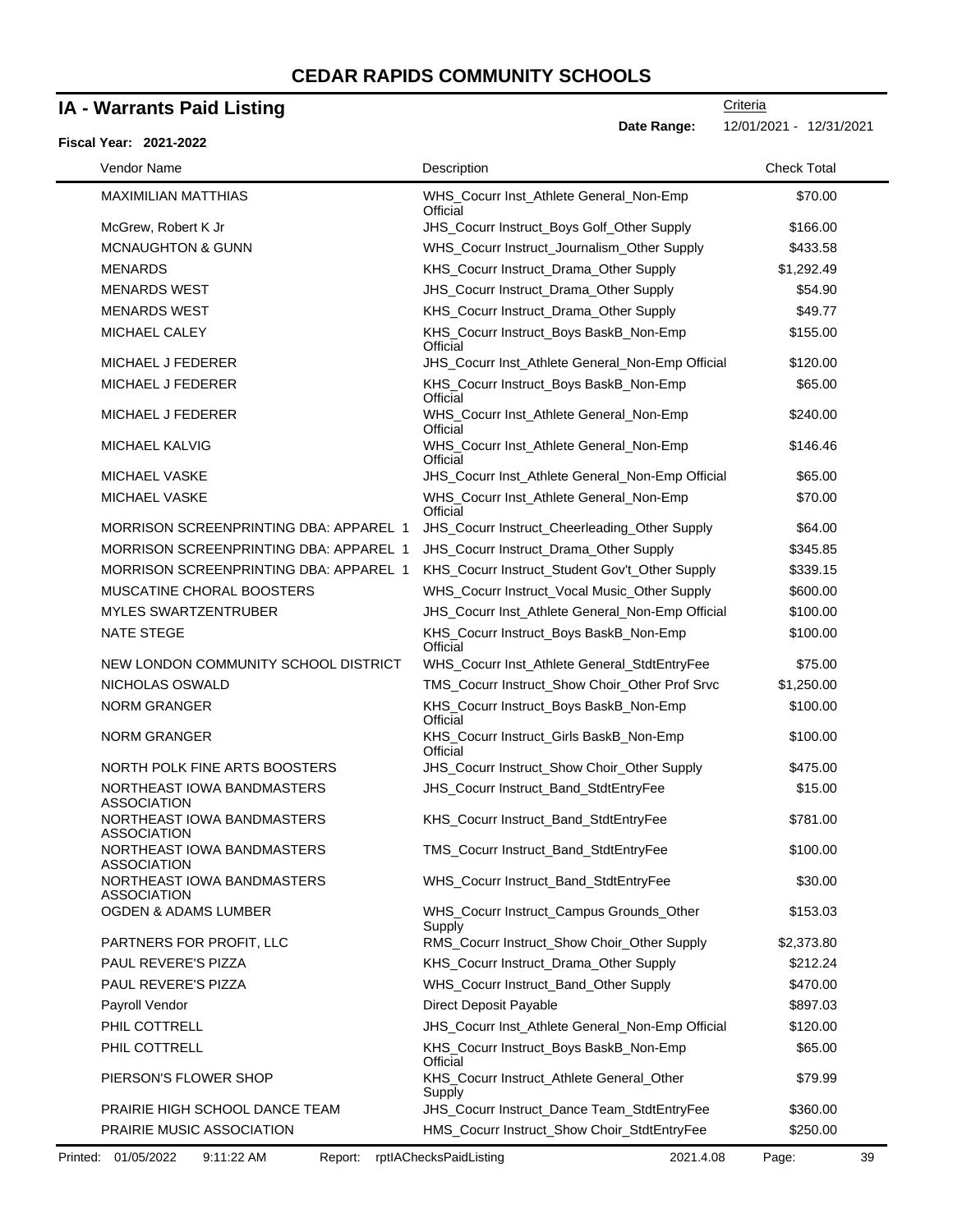# CEDAR RAPIDS COMMUNITY SCHOOLS

## IA - Warrants Paid Listing

**Fiscal Year: 2021-2022**

Criteria

**Date Range:** 12/01/2021 - 12/31/2021

| Vendor Name | Description | Check Total |
|---|---|---|
| MAXIMILIAN MATTHIAS | WHS_Cocurr Inst_Athlete General_Non-Emp Official | $70.00 |
| McGrew, Robert K Jr | JHS_Cocurr Instruct_Boys Golf_Other Supply | $166.00 |
| MCNAUGHTON & GUNN | WHS_Cocurr Instruct_Journalism_Other Supply | $433.58 |
| MENARDS | KHS_Cocurr Instruct_Drama_Other Supply | $1,292.49 |
| MENARDS WEST | JHS_Cocurr Instruct_Drama_Other Supply | $54.90 |
| MENARDS WEST | KHS_Cocurr Instruct_Drama_Other Supply | $49.77 |
| MICHAEL CALEY | KHS_Cocurr Instruct_Boys BaskB_Non-Emp Official | $155.00 |
| MICHAEL J FEDERER | JHS_Cocurr Inst_Athlete General_Non-Emp Official | $120.00 |
| MICHAEL J FEDERER | KHS_Cocurr Instruct_Boys BaskB_Non-Emp Official | $65.00 |
| MICHAEL J FEDERER | WHS_Cocurr Inst_Athlete General_Non-Emp Official | $240.00 |
| MICHAEL KALVIG | WHS_Cocurr Inst_Athlete General_Non-Emp Official | $146.46 |
| MICHAEL VASKE | JHS_Cocurr Inst_Athlete General_Non-Emp Official | $65.00 |
| MICHAEL VASKE | WHS_Cocurr Inst_Athlete General_Non-Emp Official | $70.00 |
| MORRISON SCREENPRINTING DBA: APPAREL 1 | JHS_Cocurr Instruct_Cheerleading_Other Supply | $64.00 |
| MORRISON SCREENPRINTING DBA: APPAREL 1 | JHS_Cocurr Instruct_Drama_Other Supply | $345.85 |
| MORRISON SCREENPRINTING DBA: APPAREL 1 | KHS_Cocurr Instruct_Student Gov't_Other Supply | $339.15 |
| MUSCATINE CHORAL BOOSTERS | WHS_Cocurr Instruct_Vocal Music_Other Supply | $600.00 |
| MYLES SWARTZENTRUBER | JHS_Cocurr Inst_Athlete General_Non-Emp Official | $100.00 |
| NATE STEGE | KHS_Cocurr Instruct_Boys BaskB_Non-Emp Official | $100.00 |
| NEW LONDON COMMUNITY SCHOOL DISTRICT | WHS_Cocurr Inst_Athlete General_StdtEntryFee | $75.00 |
| NICHOLAS OSWALD | TMS_Cocurr Instruct_Show Choir_Other Prof Srvc | $1,250.00 |
| NORM GRANGER | KHS_Cocurr Instruct_Boys BaskB_Non-Emp Official | $100.00 |
| NORM GRANGER | KHS_Cocurr Instruct_Girls BaskB_Non-Emp Official | $100.00 |
| NORTH POLK FINE ARTS BOOSTERS | JHS_Cocurr Instruct_Show Choir_Other Supply | $475.00 |
| NORTHEAST IOWA BANDMASTERS ASSOCIATION | JHS_Cocurr Instruct_Band_StdtEntryFee | $15.00 |
| NORTHEAST IOWA BANDMASTERS ASSOCIATION | KHS_Cocurr Instruct_Band_StdtEntryFee | $781.00 |
| NORTHEAST IOWA BANDMASTERS ASSOCIATION | TMS_Cocurr Instruct_Band_StdtEntryFee | $100.00 |
| NORTHEAST IOWA BANDMASTERS ASSOCIATION | WHS_Cocurr Instruct_Band_StdtEntryFee | $30.00 |
| OGDEN & ADAMS LUMBER | WHS_Cocurr Instruct_Campus Grounds_Other Supply | $153.03 |
| PARTNERS FOR PROFIT, LLC | RMS_Cocurr Instruct_Show Choir_Other Supply | $2,373.80 |
| PAUL REVERE'S PIZZA | KHS_Cocurr Instruct_Drama_Other Supply | $212.24 |
| PAUL REVERE'S PIZZA | WHS_Cocurr Instruct_Band_Other Supply | $470.00 |
| Payroll Vendor | Direct Deposit Payable | $897.03 |
| PHIL COTTRELL | JHS_Cocurr Inst_Athlete General_Non-Emp Official | $120.00 |
| PHIL COTTRELL | KHS_Cocurr Instruct_Boys BaskB_Non-Emp Official | $65.00 |
| PIERSON'S FLOWER SHOP | KHS_Cocurr Instruct_Athlete General_Other Supply | $79.99 |
| PRAIRIE HIGH SCHOOL DANCE TEAM | JHS_Cocurr Instruct_Dance Team_StdtEntryFee | $360.00 |
| PRAIRIE MUSIC ASSOCIATION | HMS_Cocurr Instruct_Show Choir_StdtEntryFee | $250.00 |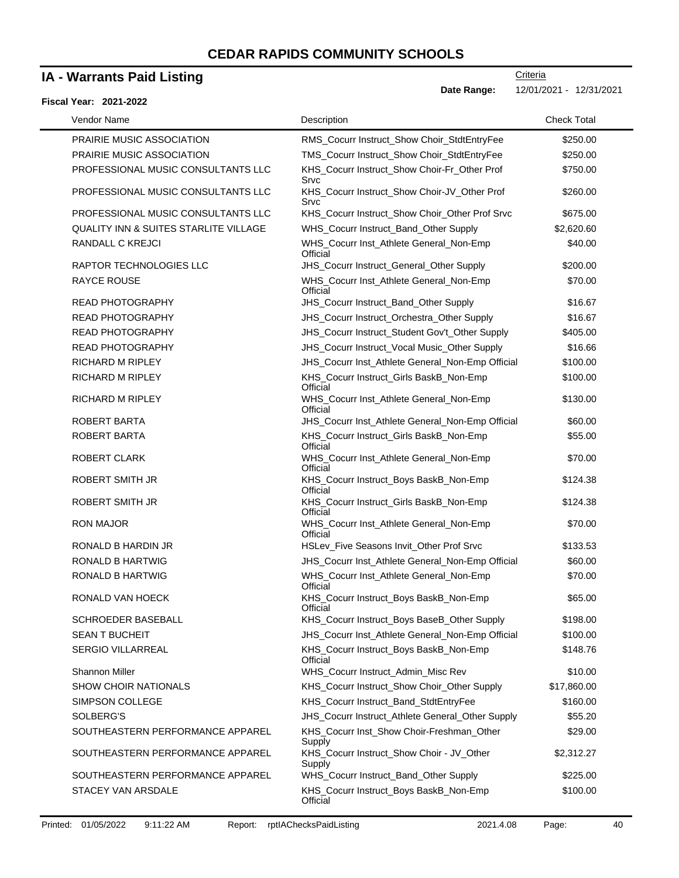# CEDAR RAPIDS COMMUNITY SCHOOLS

## IA - Warrants Paid Listing

Criteria

**Date Range:** 12/01/2021 - 12/31/2021

**Fiscal Year: 2021-2022**

| Vendor Name | Description | Check Total |
|---|---|---|
| PRAIRIE MUSIC ASSOCIATION | RMS_Cocurr Instruct_Show Choir_StdtEntryFee | $250.00 |
| PRAIRIE MUSIC ASSOCIATION | TMS_Cocurr Instruct_Show Choir_StdtEntryFee | $250.00 |
| PROFESSIONAL MUSIC CONSULTANTS LLC | KHS_Cocurr Instruct_Show Choir-Fr_Other Prof Srvc | $750.00 |
| PROFESSIONAL MUSIC CONSULTANTS LLC | KHS_Cocurr Instruct_Show Choir-JV_Other Prof Srvc | $260.00 |
| PROFESSIONAL MUSIC CONSULTANTS LLC | KHS_Cocurr Instruct_Show Choir_Other Prof Srvc | $675.00 |
| QUALITY INN & SUITES STARLITE VILLAGE | WHS_Cocurr Instruct_Band_Other Supply | $2,620.60 |
| RANDALL C KREJCI | WHS_Cocurr Inst_Athlete General_Non-Emp Official | $40.00 |
| RAPTOR TECHNOLOGIES LLC | JHS_Cocurr Instruct_General_Other Supply | $200.00 |
| RAYCE ROUSE | WHS_Cocurr Inst_Athlete General_Non-Emp Official | $70.00 |
| READ PHOTOGRAPHY | JHS_Cocurr Instruct_Band_Other Supply | $16.67 |
| READ PHOTOGRAPHY | JHS_Cocurr Instruct_Orchestra_Other Supply | $16.67 |
| READ PHOTOGRAPHY | JHS_Cocurr Instruct_Student Gov't_Other Supply | $405.00 |
| READ PHOTOGRAPHY | JHS_Cocurr Instruct_Vocal Music_Other Supply | $16.66 |
| RICHARD M RIPLEY | JHS_Cocurr Inst_Athlete General_Non-Emp Official | $100.00 |
| RICHARD M RIPLEY | KHS_Cocurr Instruct_Girls BaskB_Non-Emp Official | $100.00 |
| RICHARD M RIPLEY | WHS_Cocurr Inst_Athlete General_Non-Emp Official | $130.00 |
| ROBERT BARTA | JHS_Cocurr Inst_Athlete General_Non-Emp Official | $60.00 |
| ROBERT BARTA | KHS_Cocurr Instruct_Girls BaskB_Non-Emp Official | $55.00 |
| ROBERT CLARK | WHS_Cocurr Inst_Athlete General_Non-Emp Official | $70.00 |
| ROBERT SMITH JR | KHS_Cocurr Instruct_Boys BaskB_Non-Emp Official | $124.38 |
| ROBERT SMITH JR | KHS_Cocurr Instruct_Girls BaskB_Non-Emp Official | $124.38 |
| RON MAJOR | WHS_Cocurr Inst_Athlete General_Non-Emp Official | $70.00 |
| RONALD B HARDIN JR | HSLev_Five Seasons Invit_Other Prof Srvc | $133.53 |
| RONALD B HARTWIG | JHS_Cocurr Inst_Athlete General_Non-Emp Official | $60.00 |
| RONALD B HARTWIG | WHS_Cocurr Inst_Athlete General_Non-Emp Official | $70.00 |
| RONALD VAN HOECK | KHS_Cocurr Instruct_Boys BaskB_Non-Emp Official | $65.00 |
| SCHROEDER BASEBALL | KHS_Cocurr Instruct_Boys BaseB_Other Supply | $198.00 |
| SEAN T BUCHEIT | JHS_Cocurr Inst_Athlete General_Non-Emp Official | $100.00 |
| SERGIO VILLARREAL | KHS_Cocurr Instruct_Boys BaskB_Non-Emp Official | $148.76 |
| Shannon Miller | WHS_Cocurr Instruct_Admin_Misc Rev | $10.00 |
| SHOW CHOIR NATIONALS | KHS_Cocurr Instruct_Show Choir_Other Supply | $17,860.00 |
| SIMPSON COLLEGE | KHS_Cocurr Instruct_Band_StdtEntryFee | $160.00 |
| SOLBERG'S | JHS_Cocurr Instruct_Athlete General_Other Supply | $55.20 |
| SOUTHEASTERN PERFORMANCE APPAREL | KHS_Cocurr Inst_Show Choir-Freshman_Other Supply | $29.00 |
| SOUTHEASTERN PERFORMANCE APPAREL | KHS_Cocurr Instruct_Show Choir - JV_Other Supply | $2,312.27 |
| SOUTHEASTERN PERFORMANCE APPAREL | WHS_Cocurr Instruct_Band_Other Supply | $225.00 |
| STACEY VAN ARSDALE | KHS_Cocurr Instruct_Boys BaskB_Non-Emp Official | $100.00 |

Printed: 01/05/2022 9:11:22 AM Report: rptIAChecksPaidListing 2021.4.08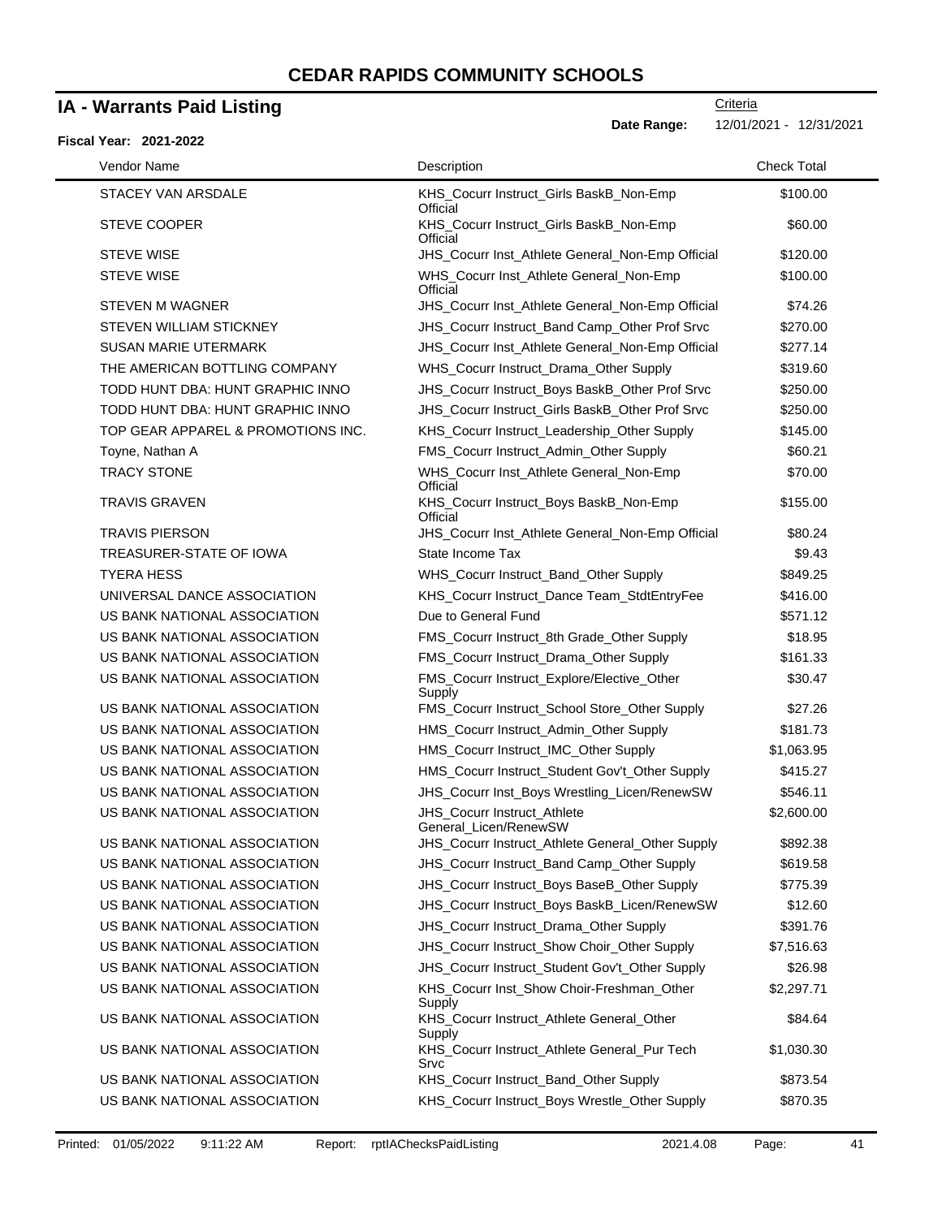# CEDAR RAPIDS COMMUNITY SCHOOLS

## IA - Warrants Paid Listing

Criteria

**Date Range:** 12/01/2021 - 12/31/2021

**Fiscal Year: 2021-2022**

| Vendor Name | Description | Check Total |
|---|---|---|
| STACEY VAN ARSDALE | KHS_Cocurr Instruct_Girls BaskB_Non-Emp Official | $100.00 |
| STEVE COOPER | KHS_Cocurr Instruct_Girls BaskB_Non-Emp Official | $60.00 |
| STEVE WISE | JHS_Cocurr Inst_Athlete General_Non-Emp Official | $120.00 |
| STEVE WISE | WHS_Cocurr Inst_Athlete General_Non-Emp Official | $100.00 |
| STEVEN M WAGNER | JHS_Cocurr Inst_Athlete General_Non-Emp Official | $74.26 |
| STEVEN WILLIAM STICKNEY | JHS_Cocurr Instruct_Band Camp_Other Prof Srvc | $270.00 |
| SUSAN MARIE UTERMARK | JHS_Cocurr Inst_Athlete General_Non-Emp Official | $277.14 |
| THE AMERICAN BOTTLING COMPANY | WHS_Cocurr Instruct_Drama_Other Supply | $319.60 |
| TODD HUNT DBA: HUNT GRAPHIC INNO | JHS_Cocurr Instruct_Boys BaskB_Other Prof Srvc | $250.00 |
| TODD HUNT DBA: HUNT GRAPHIC INNO | JHS_Cocurr Instruct_Girls BaskB_Other Prof Srvc | $250.00 |
| TOP GEAR APPAREL & PROMOTIONS INC. | KHS_Cocurr Instruct_Leadership_Other Supply | $145.00 |
| Toyne, Nathan A | FMS_Cocurr Instruct_Admin_Other Supply | $60.21 |
| TRACY STONE | WHS_Cocurr Inst_Athlete General_Non-Emp Official | $70.00 |
| TRAVIS GRAVEN | KHS_Cocurr Instruct_Boys BaskB_Non-Emp Official | $155.00 |
| TRAVIS PIERSON | JHS_Cocurr Inst_Athlete General_Non-Emp Official | $80.24 |
| TREASURER-STATE OF IOWA | State Income Tax | $9.43 |
| TYERA HESS | WHS_Cocurr Instruct_Band_Other Supply | $849.25 |
| UNIVERSAL DANCE ASSOCIATION | KHS_Cocurr Instruct_Dance Team_StdtEntryFee | $416.00 |
| US BANK NATIONAL ASSOCIATION | Due to General Fund | $571.12 |
| US BANK NATIONAL ASSOCIATION | FMS_Cocurr Instruct_8th Grade_Other Supply | $18.95 |
| US BANK NATIONAL ASSOCIATION | FMS_Cocurr Instruct_Drama_Other Supply | $161.33 |
| US BANK NATIONAL ASSOCIATION | FMS_Cocurr Instruct_Explore/Elective_Other Supply | $30.47 |
| US BANK NATIONAL ASSOCIATION | FMS_Cocurr Instruct_School Store_Other Supply | $27.26 |
| US BANK NATIONAL ASSOCIATION | HMS_Cocurr Instruct_Admin_Other Supply | $181.73 |
| US BANK NATIONAL ASSOCIATION | HMS_Cocurr Instruct_IMC_Other Supply | $1,063.95 |
| US BANK NATIONAL ASSOCIATION | HMS_Cocurr Instruct_Student Gov't_Other Supply | $415.27 |
| US BANK NATIONAL ASSOCIATION | JHS_Cocurr Inst_Boys Wrestling_Licen/RenewSW | $546.11 |
| US BANK NATIONAL ASSOCIATION | JHS_Cocurr Instruct_Athlete General_Licen/RenewSW | $2,600.00 |
| US BANK NATIONAL ASSOCIATION | JHS_Cocurr Instruct_Athlete General_Other Supply | $892.38 |
| US BANK NATIONAL ASSOCIATION | JHS_Cocurr Instruct_Band Camp_Other Supply | $619.58 |
| US BANK NATIONAL ASSOCIATION | JHS_Cocurr Instruct_Boys BaseB_Other Supply | $775.39 |
| US BANK NATIONAL ASSOCIATION | JHS_Cocurr Instruct_Boys BaskB_Licen/RenewSW | $12.60 |
| US BANK NATIONAL ASSOCIATION | JHS_Cocurr Instruct_Drama_Other Supply | $391.76 |
| US BANK NATIONAL ASSOCIATION | JHS_Cocurr Instruct_Show Choir_Other Supply | $7,516.63 |
| US BANK NATIONAL ASSOCIATION | JHS_Cocurr Instruct_Student Gov't_Other Supply | $26.98 |
| US BANK NATIONAL ASSOCIATION | KHS_Cocurr Inst_Show Choir-Freshman_Other Supply | $2,297.71 |
| US BANK NATIONAL ASSOCIATION | KHS_Cocurr Instruct_Athlete General_Other Supply | $84.64 |
| US BANK NATIONAL ASSOCIATION | KHS_Cocurr Instruct_Athlete General_Pur Tech Srvc | $1,030.30 |
| US BANK NATIONAL ASSOCIATION | KHS_Cocurr Instruct_Band_Other Supply | $873.54 |
| US BANK NATIONAL ASSOCIATION | KHS_Cocurr Instruct_Boys Wrestle_Other Supply | $870.35 |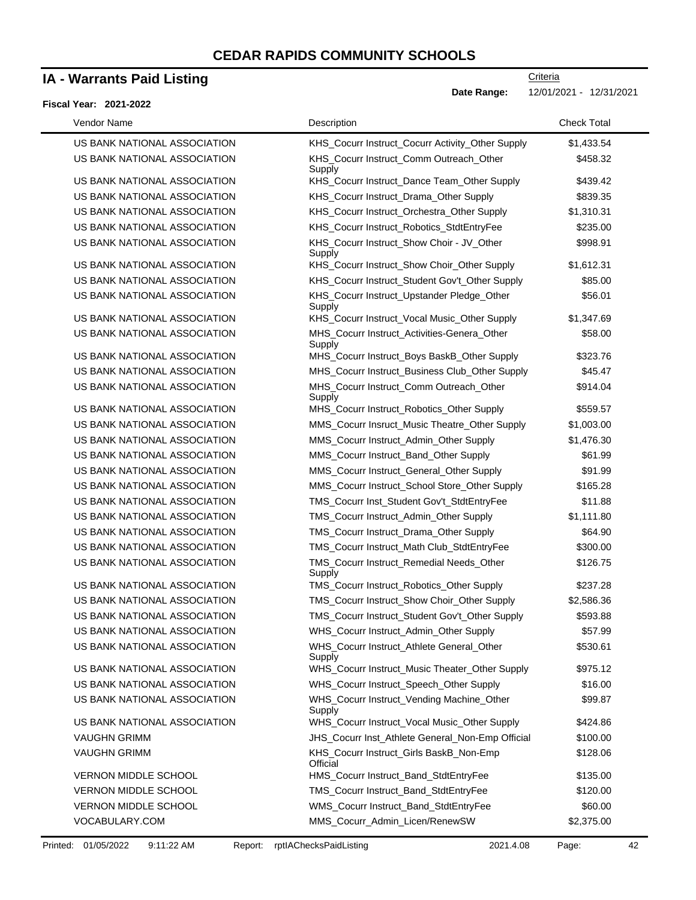# CEDAR RAPIDS COMMUNITY SCHOOLS

## IA - Warrants Paid Listing

Criteria

**Date Range:** 12/01/2021 - 12/31/2021

**Fiscal Year: 2021-2022**

| Vendor Name | Description | Check Total |
|---|---|---|
| US BANK NATIONAL ASSOCIATION | KHS_Cocurr Instruct_Cocurr Activity_Other Supply | $1,433.54 |
| US BANK NATIONAL ASSOCIATION | KHS_Cocurr Instruct_Comm Outreach_Other Supply | $458.32 |
| US BANK NATIONAL ASSOCIATION | KHS_Cocurr Instruct_Dance Team_Other Supply | $439.42 |
| US BANK NATIONAL ASSOCIATION | KHS_Cocurr Instruct_Drama_Other Supply | $839.35 |
| US BANK NATIONAL ASSOCIATION | KHS_Cocurr Instruct_Orchestra_Other Supply | $1,310.31 |
| US BANK NATIONAL ASSOCIATION | KHS_Cocurr Instruct_Robotics_StdtEntryFee | $235.00 |
| US BANK NATIONAL ASSOCIATION | KHS_Cocurr Instruct_Show Choir - JV_Other Supply | $998.91 |
| US BANK NATIONAL ASSOCIATION | KHS_Cocurr Instruct_Show Choir_Other Supply | $1,612.31 |
| US BANK NATIONAL ASSOCIATION | KHS_Cocurr Instruct_Student Gov't_Other Supply | $85.00 |
| US BANK NATIONAL ASSOCIATION | KHS_Cocurr Instruct_Upstander Pledge_Other Supply | $56.01 |
| US BANK NATIONAL ASSOCIATION | KHS_Cocurr Instruct_Vocal Music_Other Supply | $1,347.69 |
| US BANK NATIONAL ASSOCIATION | MHS_Cocurr Instruct_Activities-Genera_Other Supply | $58.00 |
| US BANK NATIONAL ASSOCIATION | MHS_Cocurr Instruct_Boys BaskB_Other Supply | $323.76 |
| US BANK NATIONAL ASSOCIATION | MHS_Cocurr Instruct_Business Club_Other Supply | $45.47 |
| US BANK NATIONAL ASSOCIATION | MHS_Cocurr Instruct_Comm Outreach_Other Supply | $914.04 |
| US BANK NATIONAL ASSOCIATION | MHS_Cocurr Instruct_Robotics_Other Supply | $559.57 |
| US BANK NATIONAL ASSOCIATION | MMS_Cocurr Insruct_Music Theatre_Other Supply | $1,003.00 |
| US BANK NATIONAL ASSOCIATION | MMS_Cocurr Instruct_Admin_Other Supply | $1,476.30 |
| US BANK NATIONAL ASSOCIATION | MMS_Cocurr Instruct_Band_Other Supply | $61.99 |
| US BANK NATIONAL ASSOCIATION | MMS_Cocurr Instruct_General_Other Supply | $91.99 |
| US BANK NATIONAL ASSOCIATION | MMS_Cocurr Instruct_School Store_Other Supply | $165.28 |
| US BANK NATIONAL ASSOCIATION | TMS_Cocurr Inst_Student Gov't_StdtEntryFee | $11.88 |
| US BANK NATIONAL ASSOCIATION | TMS_Cocurr Instruct_Admin_Other Supply | $1,111.80 |
| US BANK NATIONAL ASSOCIATION | TMS_Cocurr Instruct_Drama_Other Supply | $64.90 |
| US BANK NATIONAL ASSOCIATION | TMS_Cocurr Instruct_Math Club_StdtEntryFee | $300.00 |
| US BANK NATIONAL ASSOCIATION | TMS_Cocurr Instruct_Remedial Needs_Other Supply | $126.75 |
| US BANK NATIONAL ASSOCIATION | TMS_Cocurr Instruct_Robotics_Other Supply | $237.28 |
| US BANK NATIONAL ASSOCIATION | TMS_Cocurr Instruct_Show Choir_Other Supply | $2,586.36 |
| US BANK NATIONAL ASSOCIATION | TMS_Cocurr Instruct_Student Gov't_Other Supply | $593.88 |
| US BANK NATIONAL ASSOCIATION | WHS_Cocurr Instruct_Admin_Other Supply | $57.99 |
| US BANK NATIONAL ASSOCIATION | WHS_Cocurr Instruct_Athlete General_Other Supply | $530.61 |
| US BANK NATIONAL ASSOCIATION | WHS_Cocurr Instruct_Music Theater_Other Supply | $975.12 |
| US BANK NATIONAL ASSOCIATION | WHS_Cocurr Instruct_Speech_Other Supply | $16.00 |
| US BANK NATIONAL ASSOCIATION | WHS_Cocurr Instruct_Vending Machine_Other Supply | $99.87 |
| US BANK NATIONAL ASSOCIATION | WHS_Cocurr Instruct_Vocal Music_Other Supply | $424.86 |
| VAUGHN GRIMM | JHS_Cocurr Inst_Athlete General_Non-Emp Official | $100.00 |
| VAUGHN GRIMM | KHS_Cocurr Instruct_Girls BaskB_Non-Emp Official | $128.06 |
| VERNON MIDDLE SCHOOL | HMS_Cocurr Instruct_Band_StdtEntryFee | $135.00 |
| VERNON MIDDLE SCHOOL | TMS_Cocurr Instruct_Band_StdtEntryFee | $120.00 |
| VERNON MIDDLE SCHOOL | WMS_Cocurr Instruct_Band_StdtEntryFee | $60.00 |
| VOCABULARY.COM | MMS_Cocurr_Admin_Licen/RenewSW | $2,375.00 |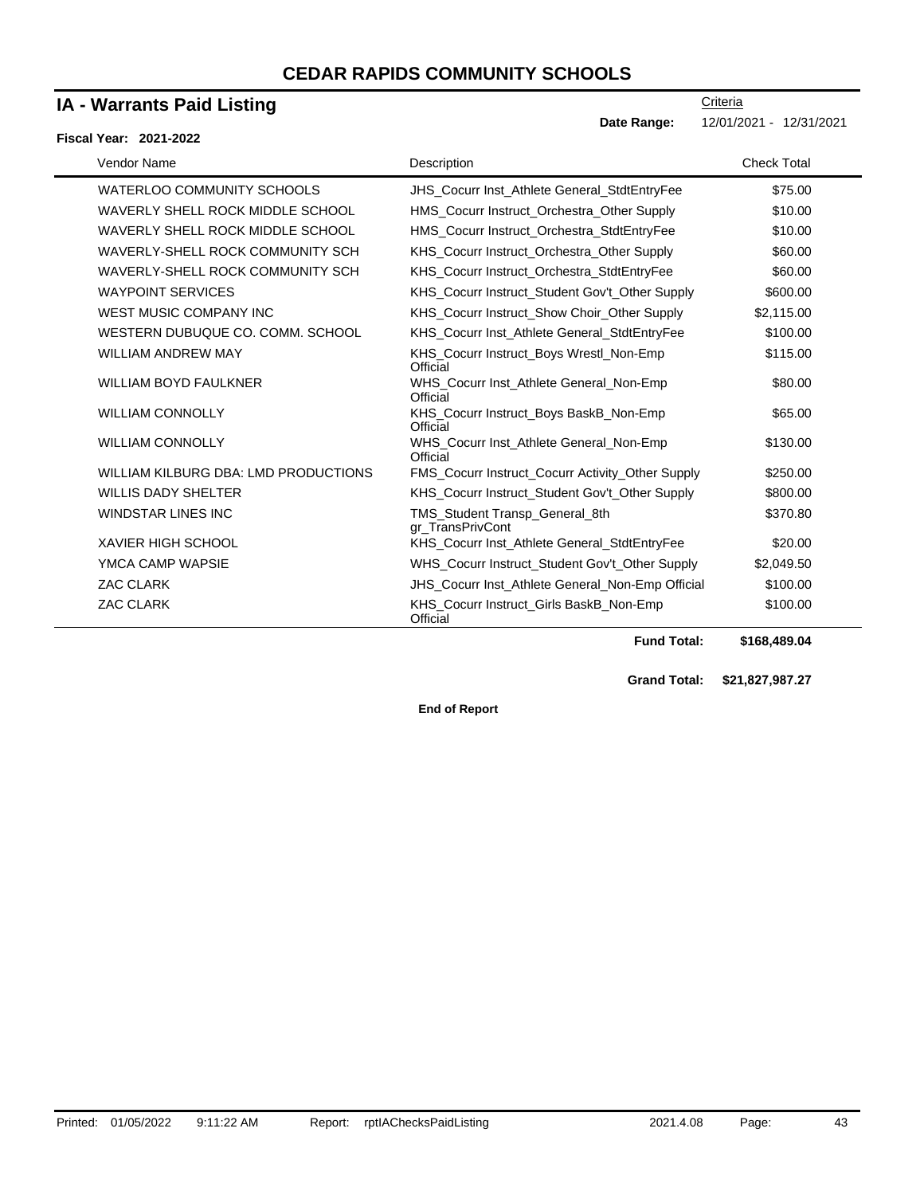# CEDAR RAPIDS COMMUNITY SCHOOLS

## IA - Warrants Paid Listing

Criteria

**Date Range:** 12/01/2021 - 12/31/2021

**Fiscal Year: 2021-2022**

| Vendor Name | Description | Check Total |
|---|---|---|
| WATERLOO COMMUNITY SCHOOLS | JHS_Cocurr Inst_Athlete General_StdtEntryFee | $75.00 |
| WAVERLY SHELL ROCK MIDDLE SCHOOL | HMS_Cocurr Instruct_Orchestra_Other Supply | $10.00 |
| WAVERLY SHELL ROCK MIDDLE SCHOOL | HMS_Cocurr Instruct_Orchestra_StdtEntryFee | $10.00 |
| WAVERLY-SHELL ROCK COMMUNITY SCH | KHS_Cocurr Instruct_Orchestra_Other Supply | $60.00 |
| WAVERLY-SHELL ROCK COMMUNITY SCH | KHS_Cocurr Instruct_Orchestra_StdtEntryFee | $60.00 |
| WAYPOINT SERVICES | KHS_Cocurr Instruct_Student Gov't_Other Supply | $600.00 |
| WEST MUSIC COMPANY INC | KHS_Cocurr Instruct_Show Choir_Other Supply | $2,115.00 |
| WESTERN DUBUQUE CO. COMM. SCHOOL | KHS_Cocurr Inst_Athlete General_StdtEntryFee | $100.00 |
| WILLIAM ANDREW MAY | KHS_Cocurr Instruct_Boys Wrestl_Non-Emp Official | $115.00 |
| WILLIAM BOYD FAULKNER | WHS_Cocurr Inst_Athlete General_Non-Emp Official | $80.00 |
| WILLIAM CONNOLLY | KHS_Cocurr Instruct_Boys BaskB_Non-Emp Official | $65.00 |
| WILLIAM CONNOLLY | WHS_Cocurr Inst_Athlete General_Non-Emp Official | $130.00 |
| WILLIAM KILBURG DBA: LMD PRODUCTIONS | FMS_Cocurr Instruct_Cocurr Activity_Other Supply | $250.00 |
| WILLIS DADY SHELTER | KHS_Cocurr Instruct_Student Gov't_Other Supply | $800.00 |
| WINDSTAR LINES INC | TMS_Student Transp_General_8th gr_TransPrivCont | $370.80 |
| XAVIER HIGH SCHOOL | KHS_Cocurr Inst_Athlete General_StdtEntryFee | $20.00 |
| YMCA CAMP WAPSIE | WHS_Cocurr Instruct_Student Gov't_Other Supply | $2,049.50 |
| ZAC CLARK | JHS_Cocurr Inst_Athlete General_Non-Emp Official | $100.00 |
| ZAC CLARK | KHS_Cocurr Instruct_Girls BaskB_Non-Emp Official | $100.00 |
| | **Fund Total:** | **$168,489.04** |
| | **Grand Total:** | **$21,827,987.27** |

**End of Report**